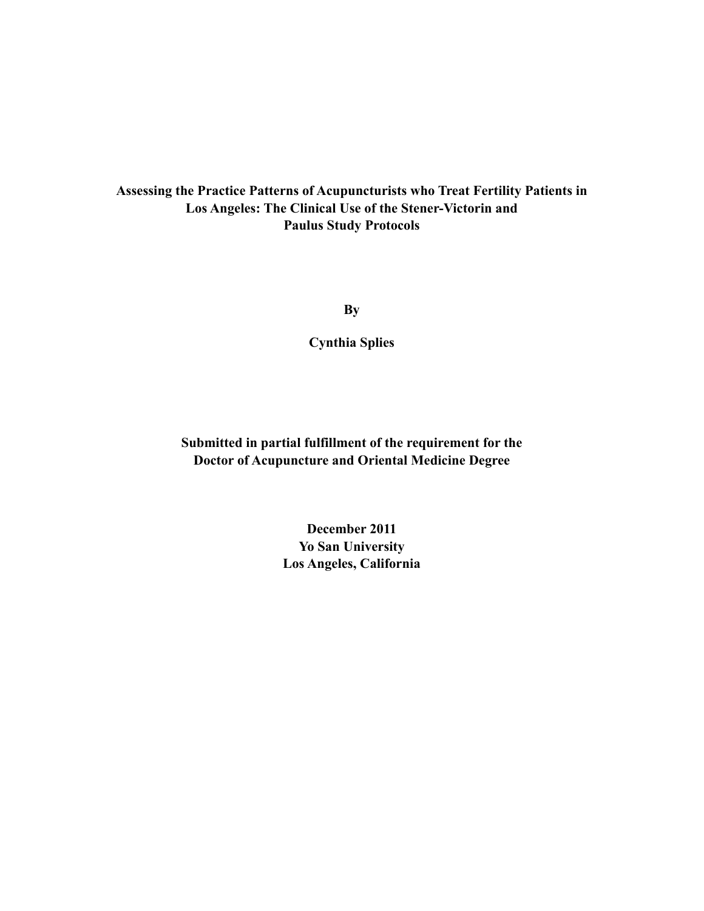# Assessing the Practice Patterns of Acupuncturists who Treat Fertility Patients in Los Angeles: The Clinical Use of the Stener-Victorin and Paulus Study Protocols

**By**

**Cynthia Splies**

**Submitted in partial fulfillment of the requirement for the Doctor of Acupuncture and Oriental Medicine Degree**

**December 2011**
**Yo San University**
**Los Angeles, California**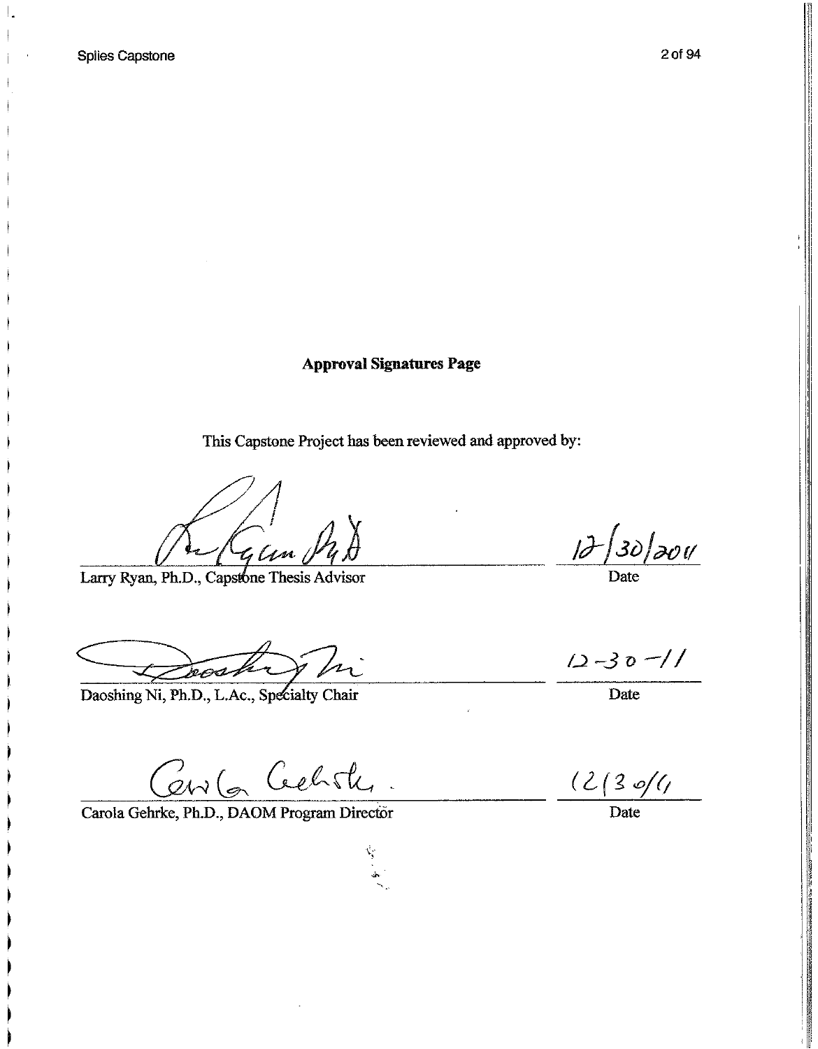**Approval Signatures Page**

This Capstone Project has been reviewed and approved by:

| | |
|---|---|
| Larry Ryan, Ph.D., Capstone Thesis Advisor | 12/30/2011 |
| | Date |
| Daoshing Ni, Ph.D., L.Ac., Specialty Chair | 12-30-11 |
| | Date |
| Carola Gehrke, Ph.D., DAOM Program Director | 12/30/11 |
| | Date |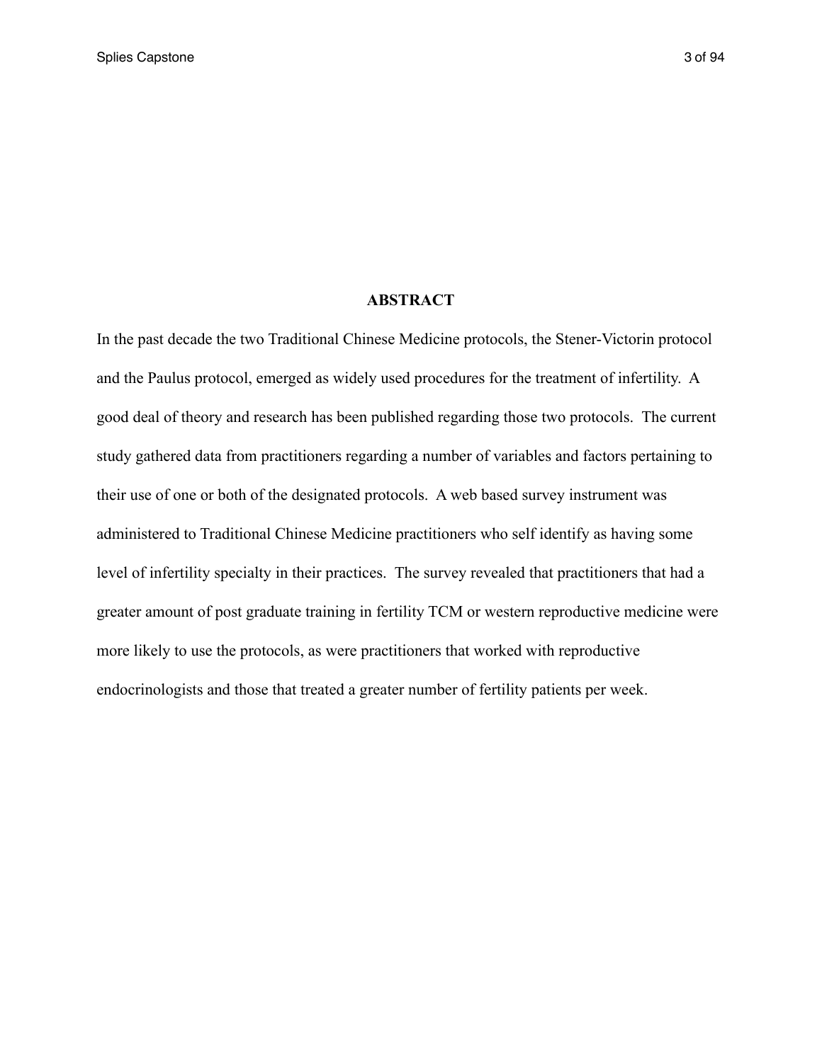## ABSTRACT

In the past decade the two Traditional Chinese Medicine protocols, the Stener-Victorin protocol and the Paulus protocol, emerged as widely used procedures for the treatment of infertility. A good deal of theory and research has been published regarding those two protocols. The current study gathered data from practitioners regarding a number of variables and factors pertaining to their use of one or both of the designated protocols. A web based survey instrument was administered to Traditional Chinese Medicine practitioners who self identify as having some level of infertility specialty in their practices. The survey revealed that practitioners that had a greater amount of post graduate training in fertility TCM or western reproductive medicine were more likely to use the protocols, as were practitioners that worked with reproductive endocrinologists and those that treated a greater number of fertility patients per week.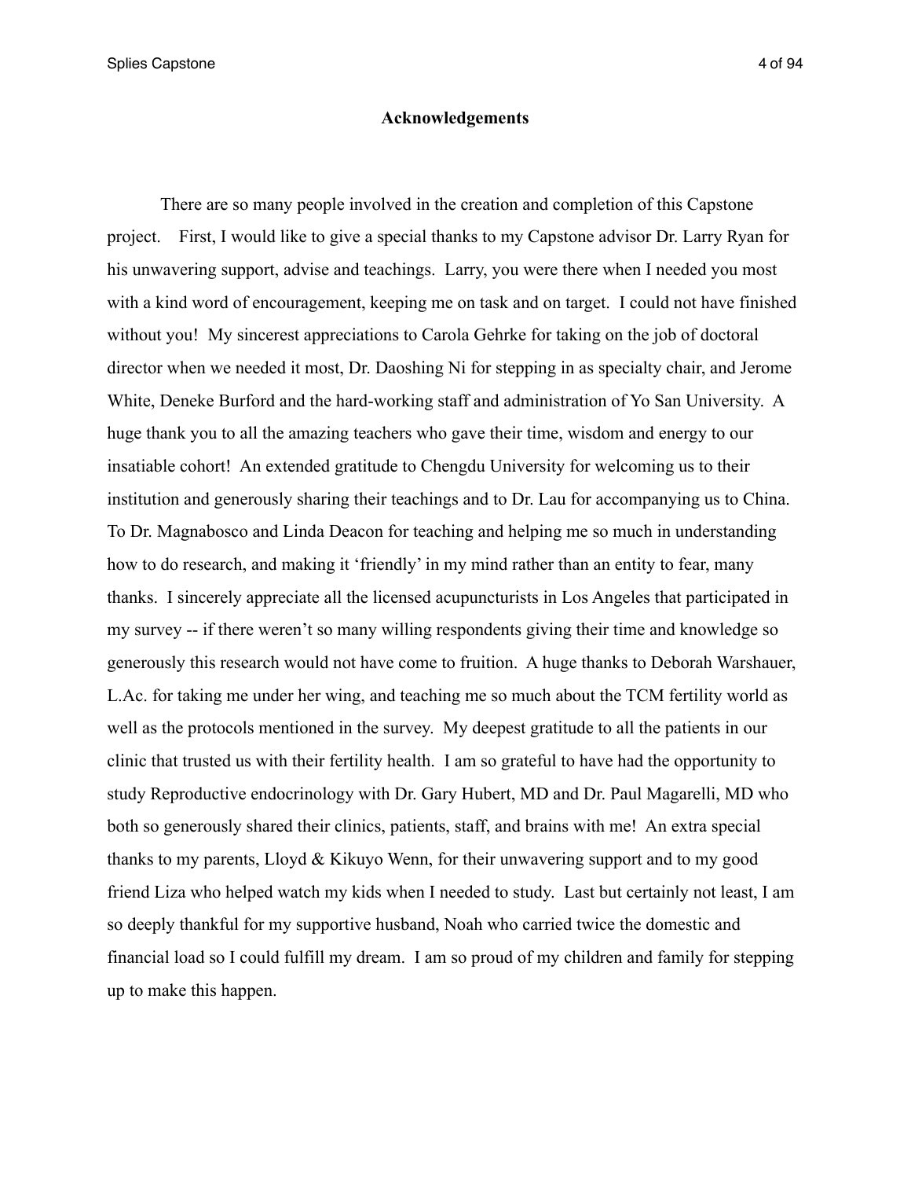# Acknowledgements

There are so many people involved in the creation and completion of this Capstone project. First, I would like to give a special thanks to my Capstone advisor Dr. Larry Ryan for his unwavering support, advise and teachings. Larry, you were there when I needed you most with a kind word of encouragement, keeping me on task and on target. I could not have finished without you! My sincerest appreciations to Carola Gehrke for taking on the job of doctoral director when we needed it most, Dr. Daoshing Ni for stepping in as specialty chair, and Jerome White, Deneke Burford and the hard-working staff and administration of Yo San University. A huge thank you to all the amazing teachers who gave their time, wisdom and energy to our insatiable cohort! An extended gratitude to Chengdu University for welcoming us to their institution and generously sharing their teachings and to Dr. Lau for accompanying us to China. To Dr. Magnabosco and Linda Deacon for teaching and helping me so much in understanding how to do research, and making it 'friendly' in my mind rather than an entity to fear, many thanks. I sincerely appreciate all the licensed acupuncturists in Los Angeles that participated in my survey -- if there weren't so many willing respondents giving their time and knowledge so generously this research would not have come to fruition. A huge thanks to Deborah Warshauer, L.Ac. for taking me under her wing, and teaching me so much about the TCM fertility world as well as the protocols mentioned in the survey. My deepest gratitude to all the patients in our clinic that trusted us with their fertility health. I am so grateful to have had the opportunity to study Reproductive endocrinology with Dr. Gary Hubert, MD and Dr. Paul Magarelli, MD who both so generously shared their clinics, patients, staff, and brains with me! An extra special thanks to my parents, Lloyd & Kikuyo Wenn, for their unwavering support and to my good friend Liza who helped watch my kids when I needed to study. Last but certainly not least, I am so deeply thankful for my supportive husband, Noah who carried twice the domestic and financial load so I could fulfill my dream. I am so proud of my children and family for stepping up to make this happen.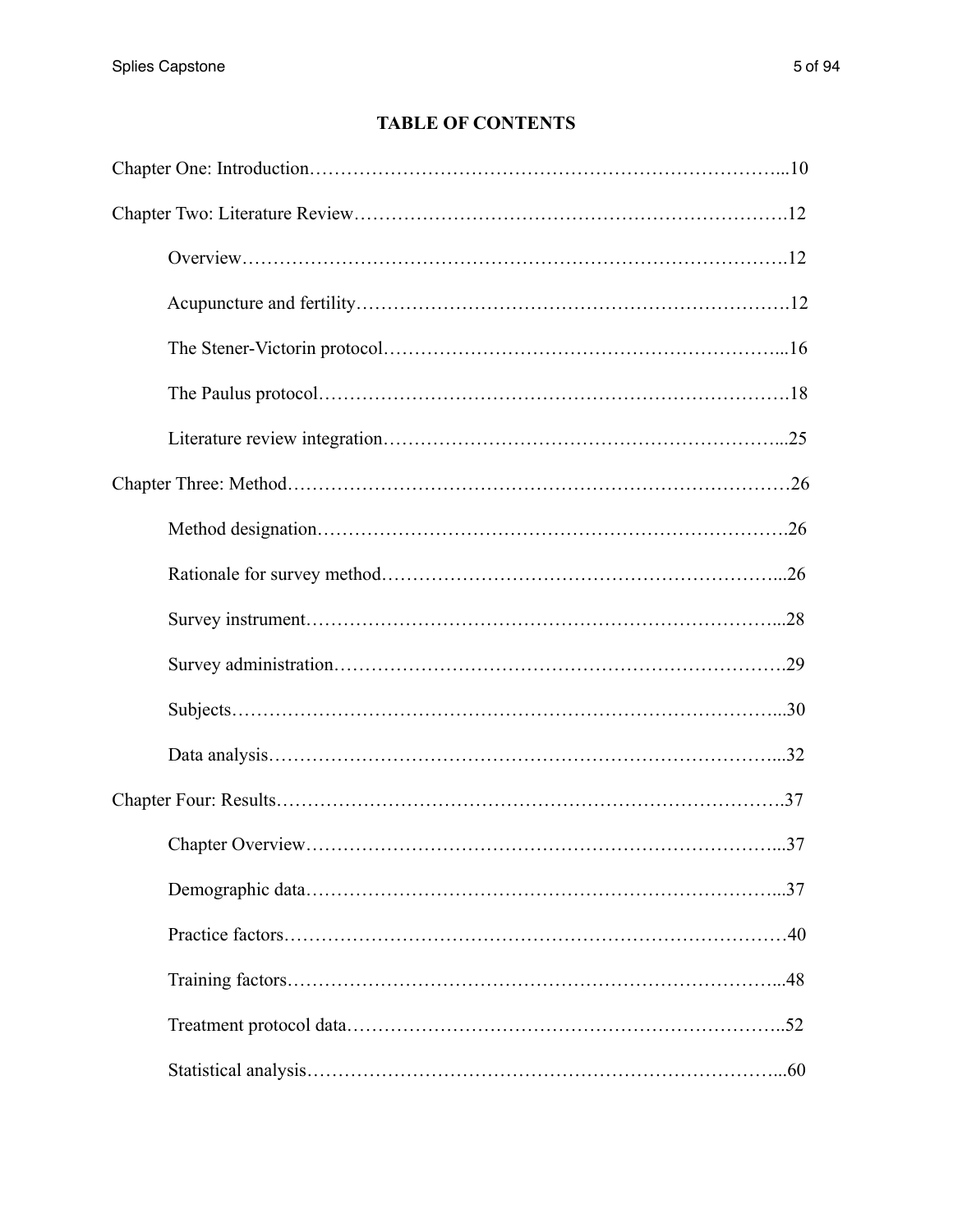# TABLE OF CONTENTS

Chapter One: Introduction……………………………………………………………………...10

Chapter Two: Literature Review………………………………………………………….12

- Overview………………………………………………………………………….12
- Acupuncture and fertility………………………………………………………….12
- The Stener-Victorin protocol……………………………………………………...16
- The Paulus protocol……………………………………………………………….18
- Literature review integration……………………………………………………...25

Chapter Three: Method……………………………………………………………………26

- Method designation……………………………………………………………….26
- Rationale for survey method……………………………………………………...26
- Survey instrument………………………………………………………………...28
- Survey administration…………………………………………………………….29
- Subjects…………………………………………………………………………...30
- Data analysis……………………………………………………………………...32

Chapter Four: Results…………………………………………………………………….37

- Chapter Overview………………………………………………………………...37
- Demographic data………………………………………………………………...37
- Practice factors……………………………………………………………………40
- Training factors…………………………………………………………………...48
- Treatment protocol data…………………………………………………………..52
- Statistical analysis………………………………………………………………...60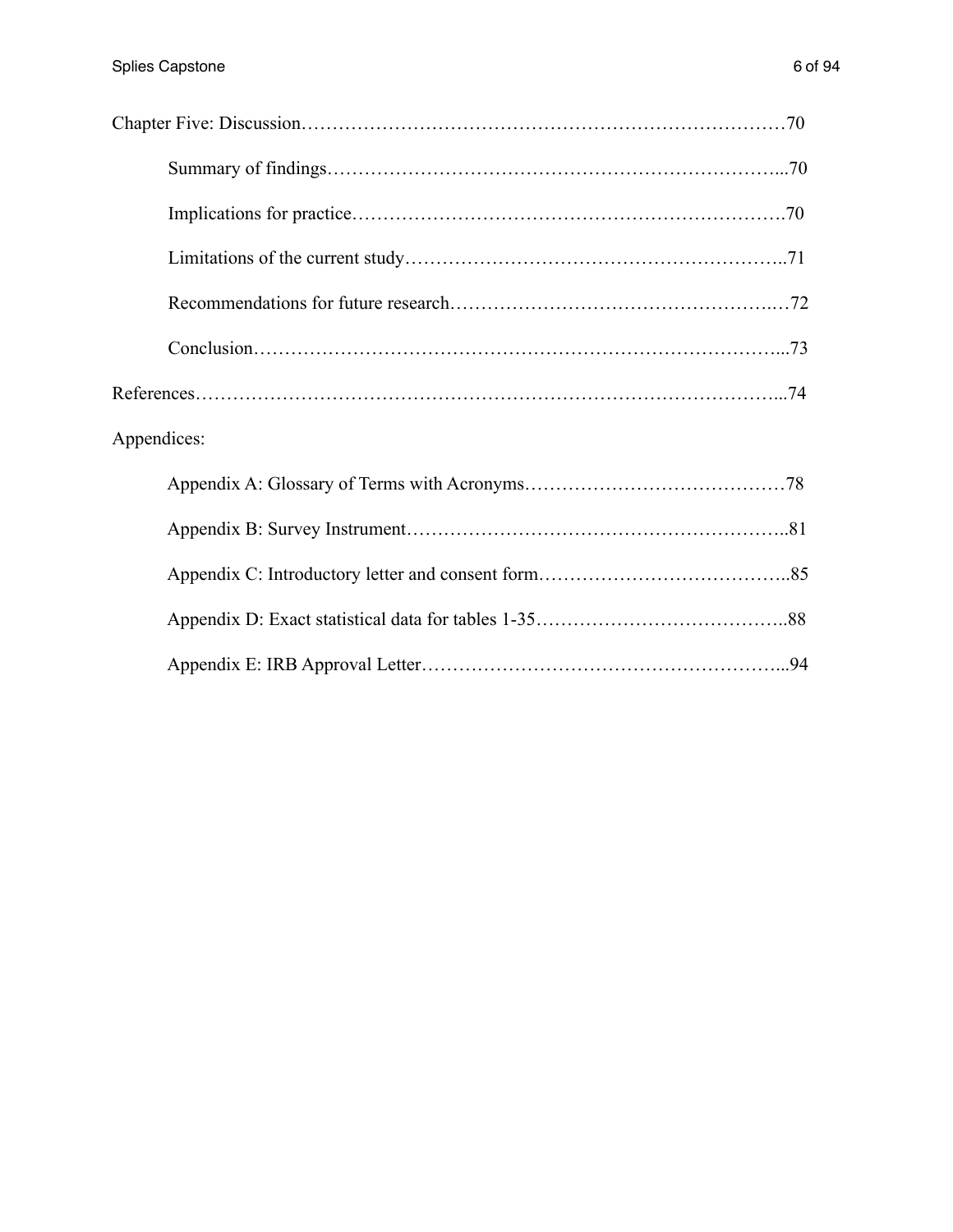Chapter Five: Discussion……………………………………………………………………70

Summary of findings…………………………………………………………………...70

Implications for practice……………………………………………………………….70

Limitations of the current study……………………………………………………..71

Recommendations for future research…………………………………………….…72

Conclusion…………………………………………………………………………...73

References……………………………………………………………………………………...74

Appendices:

Appendix A: Glossary of Terms with Acronyms……………………………………78

Appendix B: Survey Instrument……………………………………………………..81

Appendix C: Introductory letter and consent form…………………………………..85

Appendix D: Exact statistical data for tables 1-35…………………………………..88

Appendix E: IRB Approval Letter…………………………………………………...94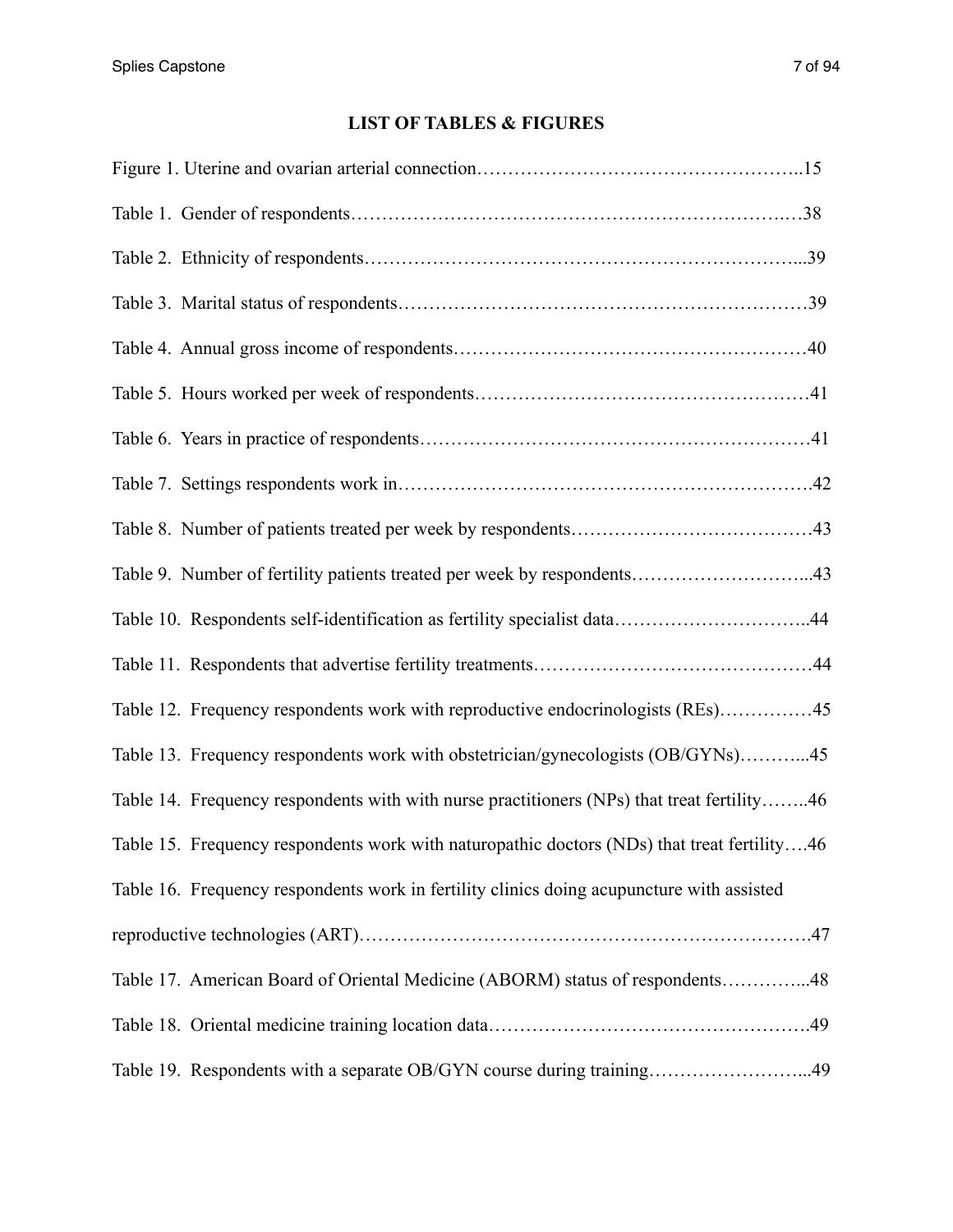## LIST OF TABLES & FIGURES

Figure 1. Uterine and ovarian arterial connection…………………………………………..15

Table 1. Gender of respondents………………………………………………………….…38

Table 2. Ethnicity of respondents…………………………………………………………...39

Table 3. Marital status of respondents………………………………………………………39

Table 4. Annual gross income of respondents………………………………………………40

Table 5. Hours worked per week of respondents……………………………………………41

Table 6. Years in practice of respondents……………………………………………………41

Table 7. Settings respondents work in……………………………………………………….42

Table 8. Number of patients treated per week by respondents………………………………43

Table 9. Number of fertility patients treated per week by respondents………………………...43

Table 10. Respondents self-identification as fertility specialist data…………………………..44

Table 11. Respondents that advertise fertility treatments……………………………………44

Table 12. Frequency respondents work with reproductive endocrinologists (REs)……………45

Table 13. Frequency respondents work with obstetrician/gynecologists (OB/GYNs)………...45

Table 14. Frequency respondents with with nurse practitioners (NPs) that treat fertility……..46

Table 15. Frequency respondents work with naturopathic doctors (NDs) that treat fertility….46

Table 16. Frequency respondents work in fertility clinics doing acupuncture with assisted reproductive technologies (ART)………………………………………………………………47

Table 17. American Board of Oriental Medicine (ABORM) status of respondents…………...48

Table 18. Oriental medicine training location data…………………………………………….49

Table 19. Respondents with a separate OB/GYN course during training……………………...49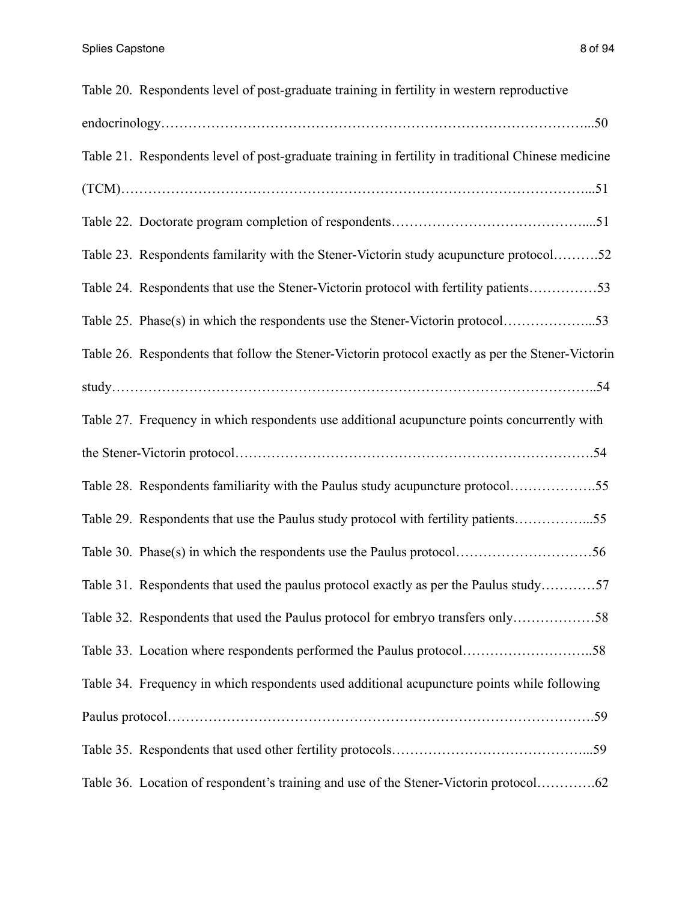Table 20. Respondents level of post-graduate training in fertility in western reproductive endocrinology……………………………………………………………………………………...50

Table 21. Respondents level of post-graduate training in fertility in traditional Chinese medicine (TCM)………………………………………………………………………………………...51

Table 22. Doctorate program completion of respondents……………………………………....51

Table 23. Respondents familarity with the Stener-Victorin study acupuncture protocol……….52

Table 24. Respondents that use the Stener-Victorin protocol with fertility patients……………53

Table 25. Phase(s) in which the respondents use the Stener-Victorin protocol………………...53

Table 26. Respondents that follow the Stener-Victorin protocol exactly as per the Stener-Victorin study………………………………………………………………………………………..54

Table 27. Frequency in which respondents use additional acupuncture points concurrently with the Stener-Victorin protocol………………………………………………………………….54

Table 28. Respondents familiarity with the Paulus study acupuncture protocol………………..55

Table 29. Respondents that use the Paulus study protocol with fertility patients……………...55

Table 30. Phase(s) in which the respondents use the Paulus protocol…………………….……56

Table 31. Respondents that used the paulus protocol exactly as per the Paulus study…………57

Table 32. Respondents that used the Paulus protocol for embryo transfers only………………58

Table 33. Location where respondents performed the Paulus protocol………………………..58

Table 34. Frequency in which respondents used additional acupuncture points while following Paulus protocol……………………………………………………………………………….59

Table 35. Respondents that used other fertility protocols……………………………………...59

Table 36. Location of respondent's training and use of the Stener-Victorin protocol………….62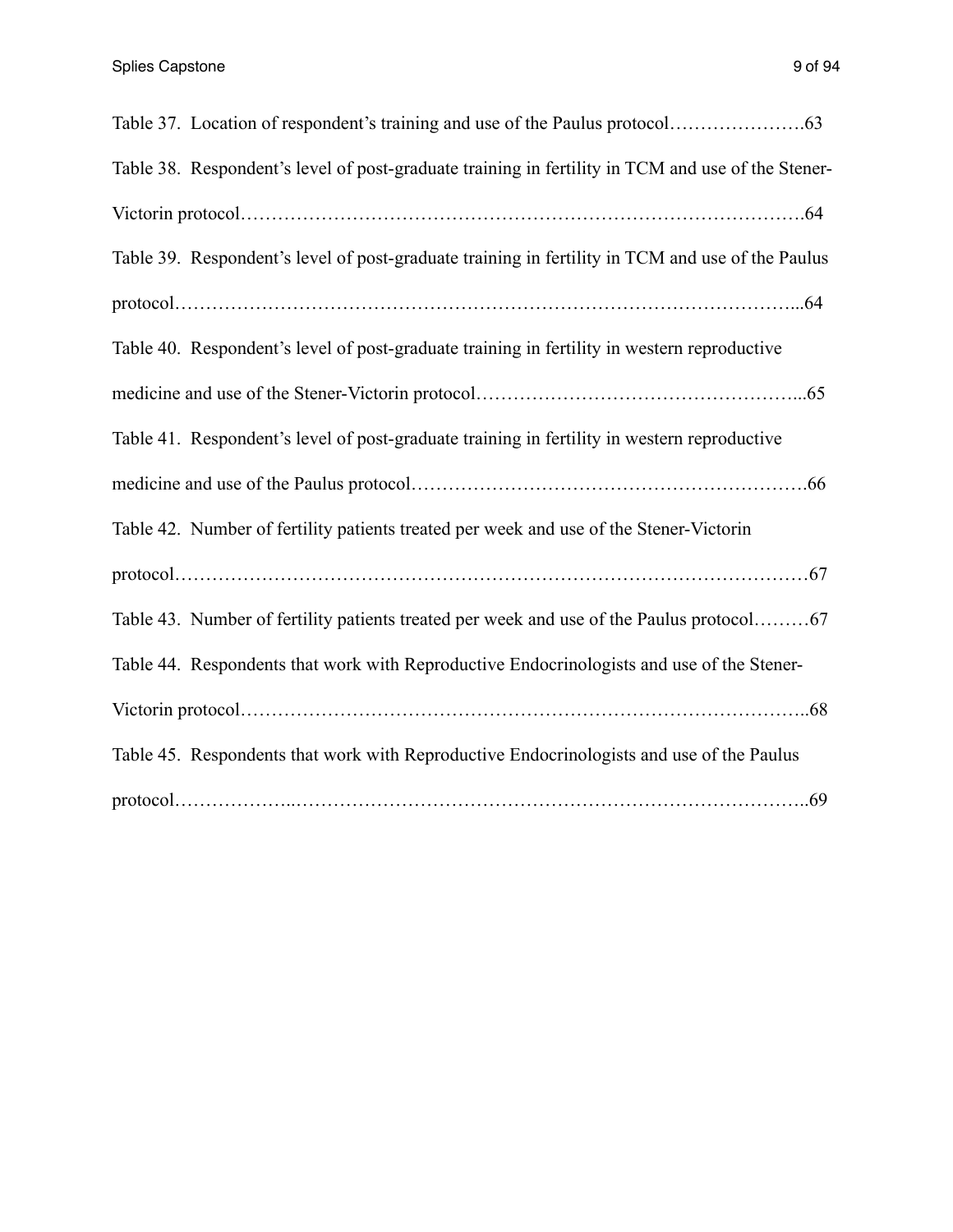Table 37. Location of respondent's training and use of the Paulus protocol………………….63

Table 38. Respondent's level of post-graduate training in fertility in TCM and use of the Stener-Victorin protocol…………………………………………………………………………….64

Table 39. Respondent's level of post-graduate training in fertility in TCM and use of the Paulus protocol……………………………………………………………………………………...64

Table 40. Respondent's level of post-graduate training in fertility in western reproductive medicine and use of the Stener-Victorin protocol……………………………………………...65

Table 41. Respondent's level of post-graduate training in fertility in western reproductive medicine and use of the Paulus protocol…………………………………………………….66

Table 42. Number of fertility patients treated per week and use of the Stener-Victorin protocol……………………………………………………………………………………67

Table 43. Number of fertility patients treated per week and use of the Paulus protocol………67

Table 44. Respondents that work with Reproductive Endocrinologists and use of the Stener-Victorin protocol……………………………………………………………………………..68

Table 45. Respondents that work with Reproductive Endocrinologists and use of the Paulus protocol………………..………………………………………………………………………..69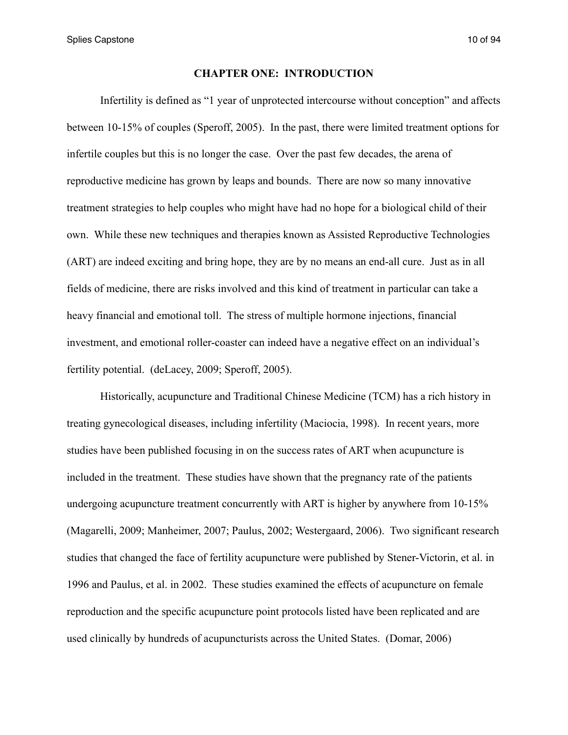# CHAPTER ONE: INTRODUCTION

Infertility is defined as “1 year of unprotected intercourse without conception” and affects between 10-15% of couples (Speroff, 2005). In the past, there were limited treatment options for infertile couples but this is no longer the case. Over the past few decades, the arena of reproductive medicine has grown by leaps and bounds. There are now so many innovative treatment strategies to help couples who might have had no hope for a biological child of their own. While these new techniques and therapies known as Assisted Reproductive Technologies (ART) are indeed exciting and bring hope, they are by no means an end-all cure. Just as in all fields of medicine, there are risks involved and this kind of treatment in particular can take a heavy financial and emotional toll. The stress of multiple hormone injections, financial investment, and emotional roller-coaster can indeed have a negative effect on an individual’s fertility potential. (deLacey, 2009; Speroff, 2005).

Historically, acupuncture and Traditional Chinese Medicine (TCM) has a rich history in treating gynecological diseases, including infertility (Maciocia, 1998). In recent years, more studies have been published focusing in on the success rates of ART when acupuncture is included in the treatment. These studies have shown that the pregnancy rate of the patients undergoing acupuncture treatment concurrently with ART is higher by anywhere from 10-15% (Magarelli, 2009; Manheimer, 2007; Paulus, 2002; Westergaard, 2006). Two significant research studies that changed the face of fertility acupuncture were published by Stener-Victorin, et al. in 1996 and Paulus, et al. in 2002. These studies examined the effects of acupuncture on female reproduction and the specific acupuncture point protocols listed have been replicated and are used clinically by hundreds of acupuncturists across the United States. (Domar, 2006)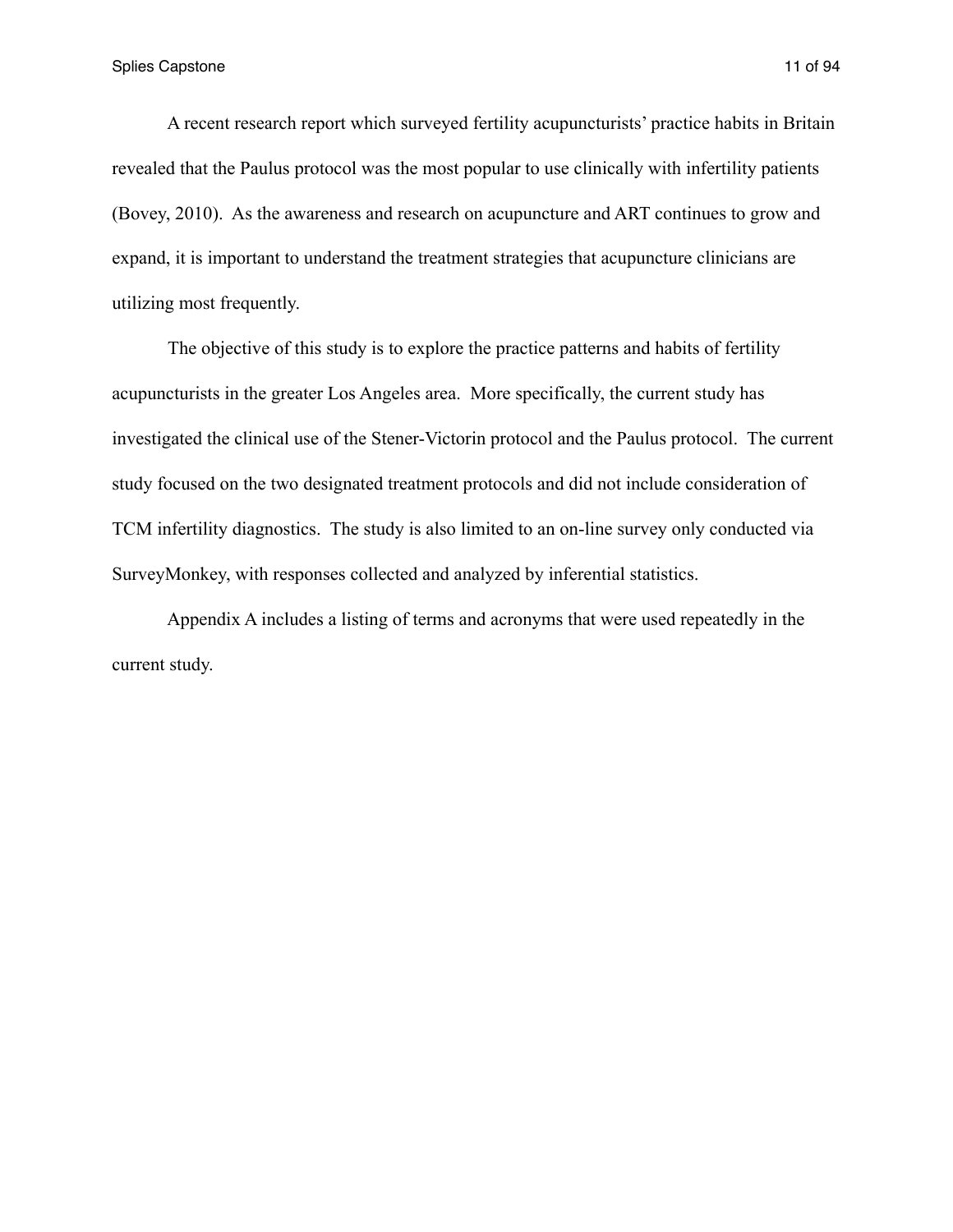A recent research report which surveyed fertility acupuncturists' practice habits in Britain revealed that the Paulus protocol was the most popular to use clinically with infertility patients (Bovey, 2010). As the awareness and research on acupuncture and ART continues to grow and expand, it is important to understand the treatment strategies that acupuncture clinicians are utilizing most frequently.

The objective of this study is to explore the practice patterns and habits of fertility acupuncturists in the greater Los Angeles area. More specifically, the current study has investigated the clinical use of the Stener-Victorin protocol and the Paulus protocol. The current study focused on the two designated treatment protocols and did not include consideration of TCM infertility diagnostics. The study is also limited to an on-line survey only conducted via SurveyMonkey, with responses collected and analyzed by inferential statistics.

Appendix A includes a listing of terms and acronyms that were used repeatedly in the current study.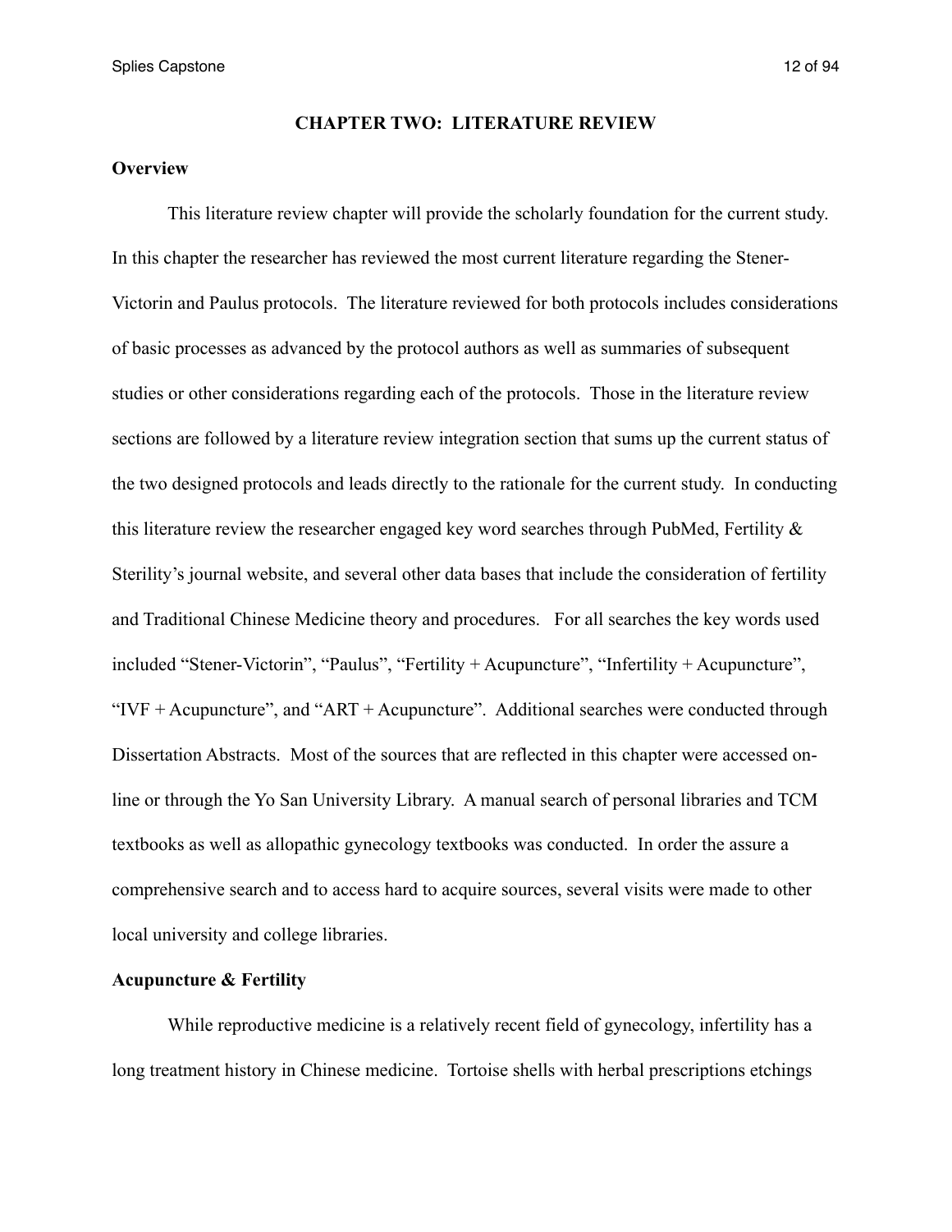## CHAPTER TWO: LITERATURE REVIEW

**Overview**

This literature review chapter will provide the scholarly foundation for the current study. In this chapter the researcher has reviewed the most current literature regarding the Stener-Victorin and Paulus protocols. The literature reviewed for both protocols includes considerations of basic processes as advanced by the protocol authors as well as summaries of subsequent studies or other considerations regarding each of the protocols. Those in the literature review sections are followed by a literature review integration section that sums up the current status of the two designed protocols and leads directly to the rationale for the current study. In conducting this literature review the researcher engaged key word searches through PubMed, Fertility & Sterility's journal website, and several other data bases that include the consideration of fertility and Traditional Chinese Medicine theory and procedures. For all searches the key words used included "Stener-Victorin", "Paulus", "Fertility + Acupuncture", "Infertility + Acupuncture", "IVF + Acupuncture", and "ART + Acupuncture". Additional searches were conducted through Dissertation Abstracts. Most of the sources that are reflected in this chapter were accessed on-line or through the Yo San University Library. A manual search of personal libraries and TCM textbooks as well as allopathic gynecology textbooks was conducted. In order the assure a comprehensive search and to access hard to acquire sources, several visits were made to other local university and college libraries.

**Acupuncture & Fertility**

While reproductive medicine is a relatively recent field of gynecology, infertility has a long treatment history in Chinese medicine. Tortoise shells with herbal prescriptions etchings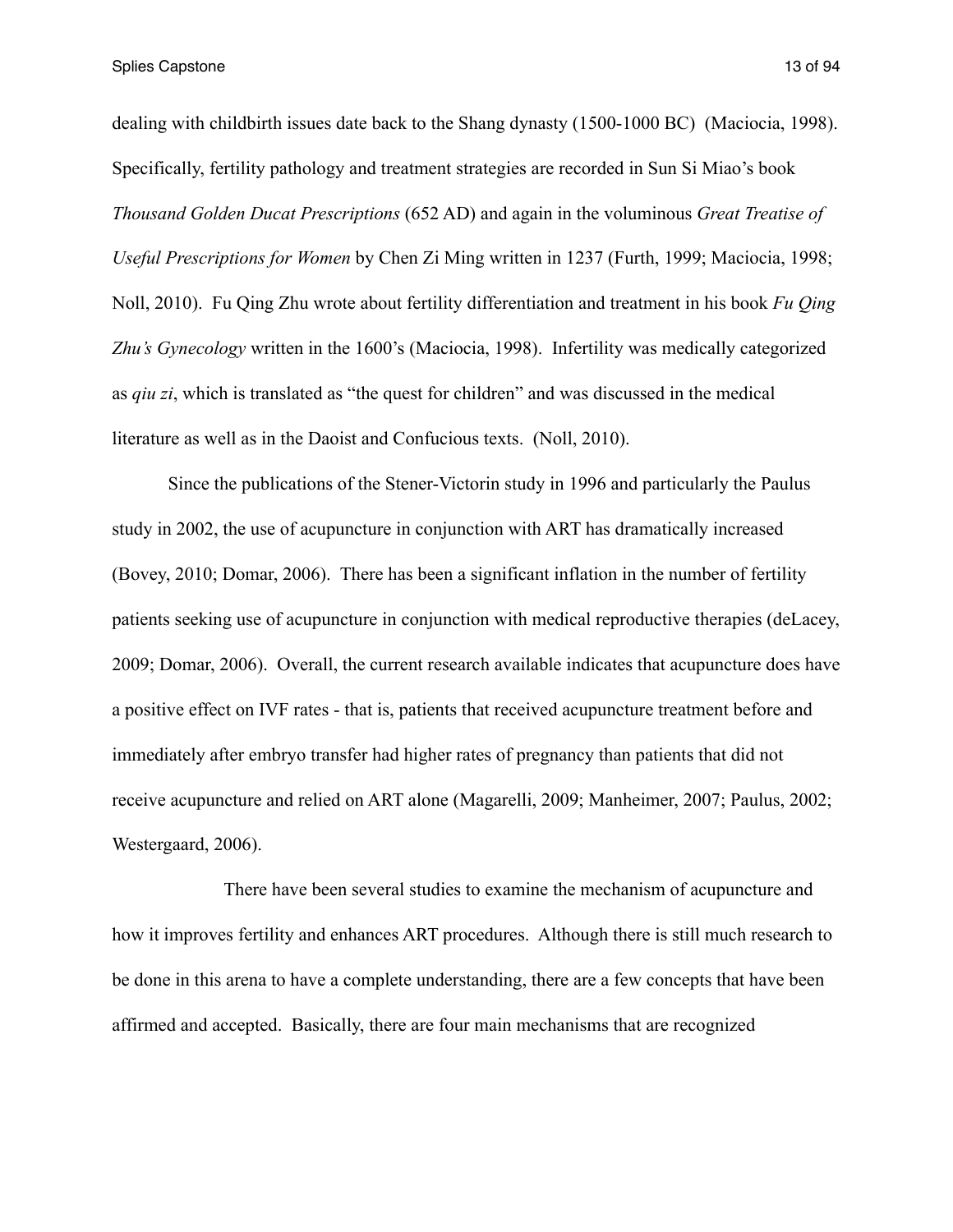dealing with childbirth issues date back to the Shang dynasty (1500-1000 BC) (Maciocia, 1998). Specifically, fertility pathology and treatment strategies are recorded in Sun Si Miao's book *Thousand Golden Ducat Prescriptions* (652 AD) and again in the voluminous *Great Treatise of Useful Prescriptions for Women* by Chen Zi Ming written in 1237 (Furth, 1999; Maciocia, 1998; Noll, 2010). Fu Qing Zhu wrote about fertility differentiation and treatment in his book *Fu Qing Zhu's Gynecology* written in the 1600's (Maciocia, 1998). Infertility was medically categorized as *qiu zi*, which is translated as "the quest for children" and was discussed in the medical literature as well as in the Daoist and Confucious texts. (Noll, 2010).

Since the publications of the Stener-Victorin study in 1996 and particularly the Paulus study in 2002, the use of acupuncture in conjunction with ART has dramatically increased (Bovey, 2010; Domar, 2006). There has been a significant inflation in the number of fertility patients seeking use of acupuncture in conjunction with medical reproductive therapies (deLacey, 2009; Domar, 2006). Overall, the current research available indicates that acupuncture does have a positive effect on IVF rates - that is, patients that received acupuncture treatment before and immediately after embryo transfer had higher rates of pregnancy than patients that did not receive acupuncture and relied on ART alone (Magarelli, 2009; Manheimer, 2007; Paulus, 2002; Westergaard, 2006).

There have been several studies to examine the mechanism of acupuncture and how it improves fertility and enhances ART procedures. Although there is still much research to be done in this arena to have a complete understanding, there are a few concepts that have been affirmed and accepted. Basically, there are four main mechanisms that are recognized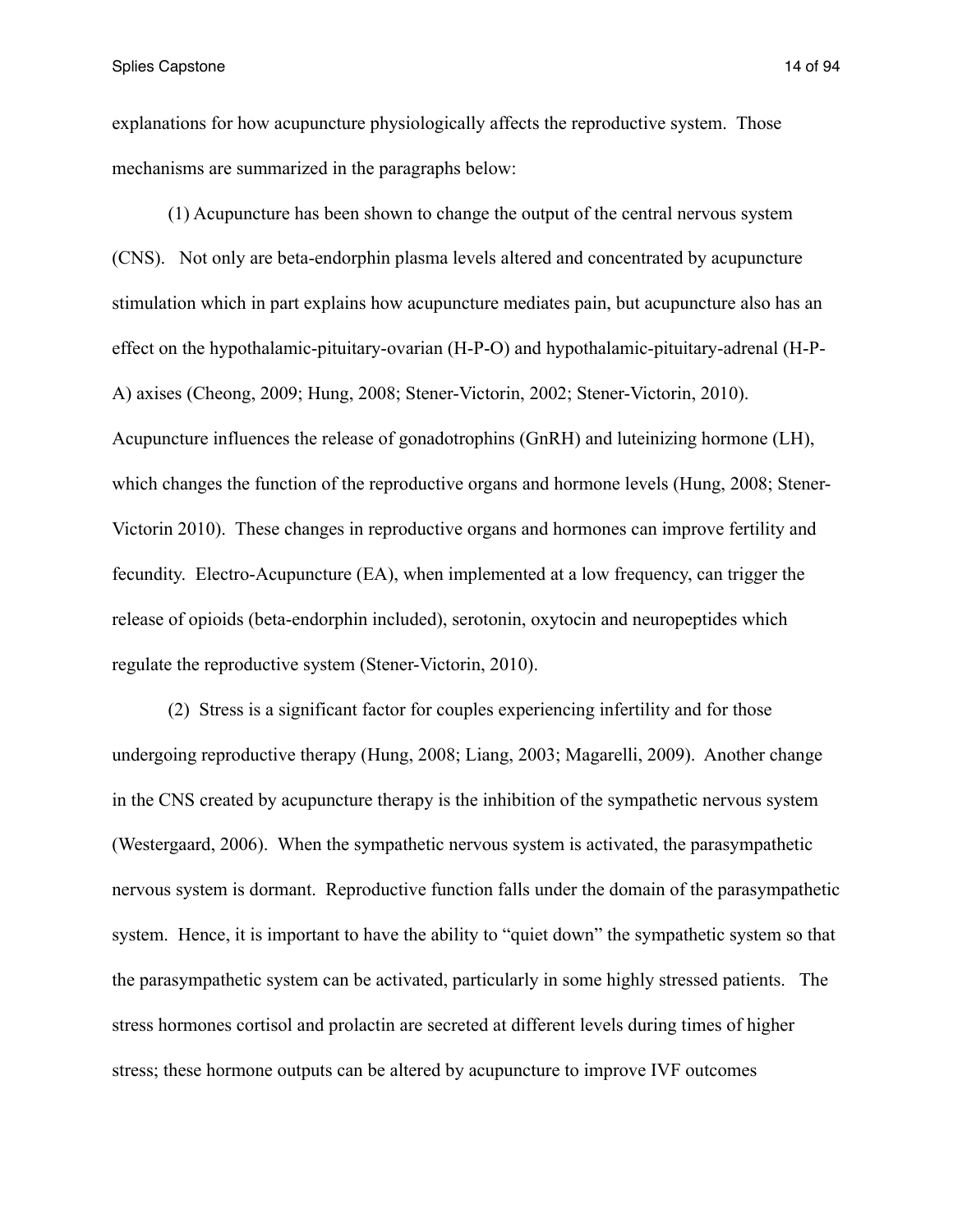explanations for how acupuncture physiologically affects the reproductive system. Those mechanisms are summarized in the paragraphs below:

(1) Acupuncture has been shown to change the output of the central nervous system (CNS). Not only are beta-endorphin plasma levels altered and concentrated by acupuncture stimulation which in part explains how acupuncture mediates pain, but acupuncture also has an effect on the hypothalamic-pituitary-ovarian (H-P-O) and hypothalamic-pituitary-adrenal (H-P-A) axises (Cheong, 2009; Hung, 2008; Stener-Victorin, 2002; Stener-Victorin, 2010). Acupuncture influences the release of gonadotrophins (GnRH) and luteinizing hormone (LH), which changes the function of the reproductive organs and hormone levels (Hung, 2008; Stener-Victorin 2010). These changes in reproductive organs and hormones can improve fertility and fecundity. Electro-Acupuncture (EA), when implemented at a low frequency, can trigger the release of opioids (beta-endorphin included), serotonin, oxytocin and neuropeptides which regulate the reproductive system (Stener-Victorin, 2010).

(2) Stress is a significant factor for couples experiencing infertility and for those undergoing reproductive therapy (Hung, 2008; Liang, 2003; Magarelli, 2009). Another change in the CNS created by acupuncture therapy is the inhibition of the sympathetic nervous system (Westergaard, 2006). When the sympathetic nervous system is activated, the parasympathetic nervous system is dormant. Reproductive function falls under the domain of the parasympathetic system. Hence, it is important to have the ability to "quiet down" the sympathetic system so that the parasympathetic system can be activated, particularly in some highly stressed patients. The stress hormones cortisol and prolactin are secreted at different levels during times of higher stress; these hormone outputs can be altered by acupuncture to improve IVF outcomes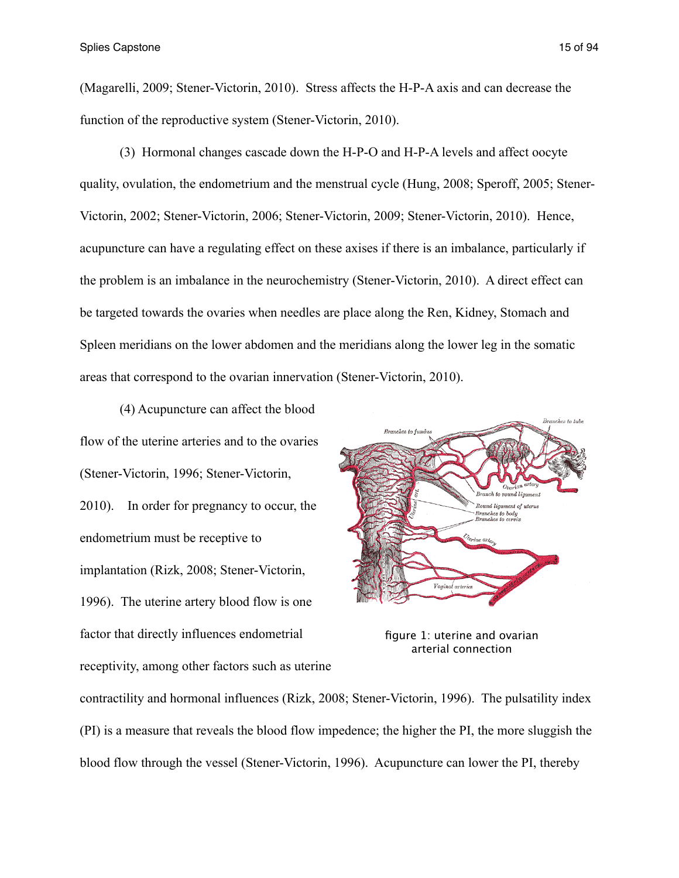(Magarelli, 2009; Stener-Victorin, 2010). Stress affects the H-P-A axis and can decrease the function of the reproductive system (Stener-Victorin, 2010).

(3) Hormonal changes cascade down the H-P-O and H-P-A levels and affect oocyte quality, ovulation, the endometrium and the menstrual cycle (Hung, 2008; Speroff, 2005; Stener-Victorin, 2002; Stener-Victorin, 2006; Stener-Victorin, 2009; Stener-Victorin, 2010). Hence, acupuncture can have a regulating effect on these axises if there is an imbalance, particularly if the problem is an imbalance in the neurochemistry (Stener-Victorin, 2010). A direct effect can be targeted towards the ovaries when needles are place along the Ren, Kidney, Stomach and Spleen meridians on the lower abdomen and the meridians along the lower leg in the somatic areas that correspond to the ovarian innervation (Stener-Victorin, 2010).

(4) Acupuncture can affect the blood flow of the uterine arteries and to the ovaries (Stener-Victorin, 1996; Stener-Victorin, 2010). In order for pregnancy to occur, the endometrium must be receptive to implantation (Rizk, 2008; Stener-Victorin, 1996). The uterine artery blood flow is one factor that directly influences endometrial receptivity, among other factors such as uterine contractility and hormonal influences (Rizk, 2008; Stener-Victorin, 1996). The pulsatility index (PI) is a measure that reveals the blood flow impedence; the higher the PI, the more sluggish the blood flow through the vessel (Stener-Victorin, 1996). Acupuncture can lower the PI, thereby

figure 1: uterine and ovarian arterial connection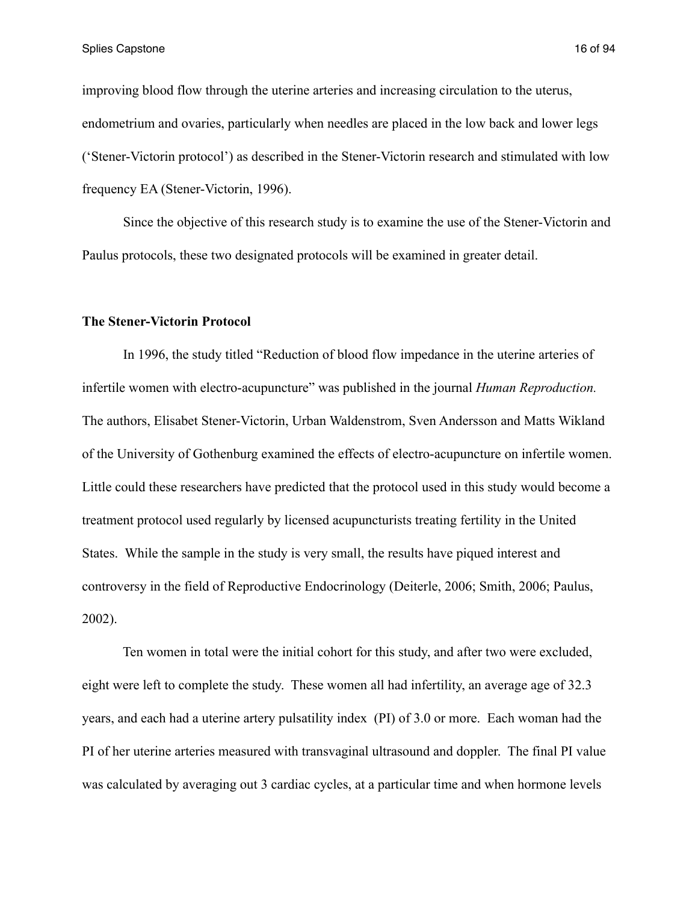improving blood flow through the uterine arteries and increasing circulation to the uterus, endometrium and ovaries, particularly when needles are placed in the low back and lower legs ('Stener-Victorin protocol') as described in the Stener-Victorin research and stimulated with low frequency EA (Stener-Victorin, 1996).

Since the objective of this research study is to examine the use of the Stener-Victorin and Paulus protocols, these two designated protocols will be examined in greater detail.

**The Stener-Victorin Protocol**

In 1996, the study titled "Reduction of blood flow impedance in the uterine arteries of infertile women with electro-acupuncture" was published in the journal *Human Reproduction.* The authors, Elisabet Stener-Victorin, Urban Waldenstrom, Sven Andersson and Matts Wikland of the University of Gothenburg examined the effects of electro-acupuncture on infertile women. Little could these researchers have predicted that the protocol used in this study would become a treatment protocol used regularly by licensed acupuncturists treating fertility in the United States. While the sample in the study is very small, the results have piqued interest and controversy in the field of Reproductive Endocrinology (Deiterle, 2006; Smith, 2006; Paulus, 2002).

Ten women in total were the initial cohort for this study, and after two were excluded, eight were left to complete the study. These women all had infertility, an average age of 32.3 years, and each had a uterine artery pulsatility index (PI) of 3.0 or more. Each woman had the PI of her uterine arteries measured with transvaginal ultrasound and doppler. The final PI value was calculated by averaging out 3 cardiac cycles, at a particular time and when hormone levels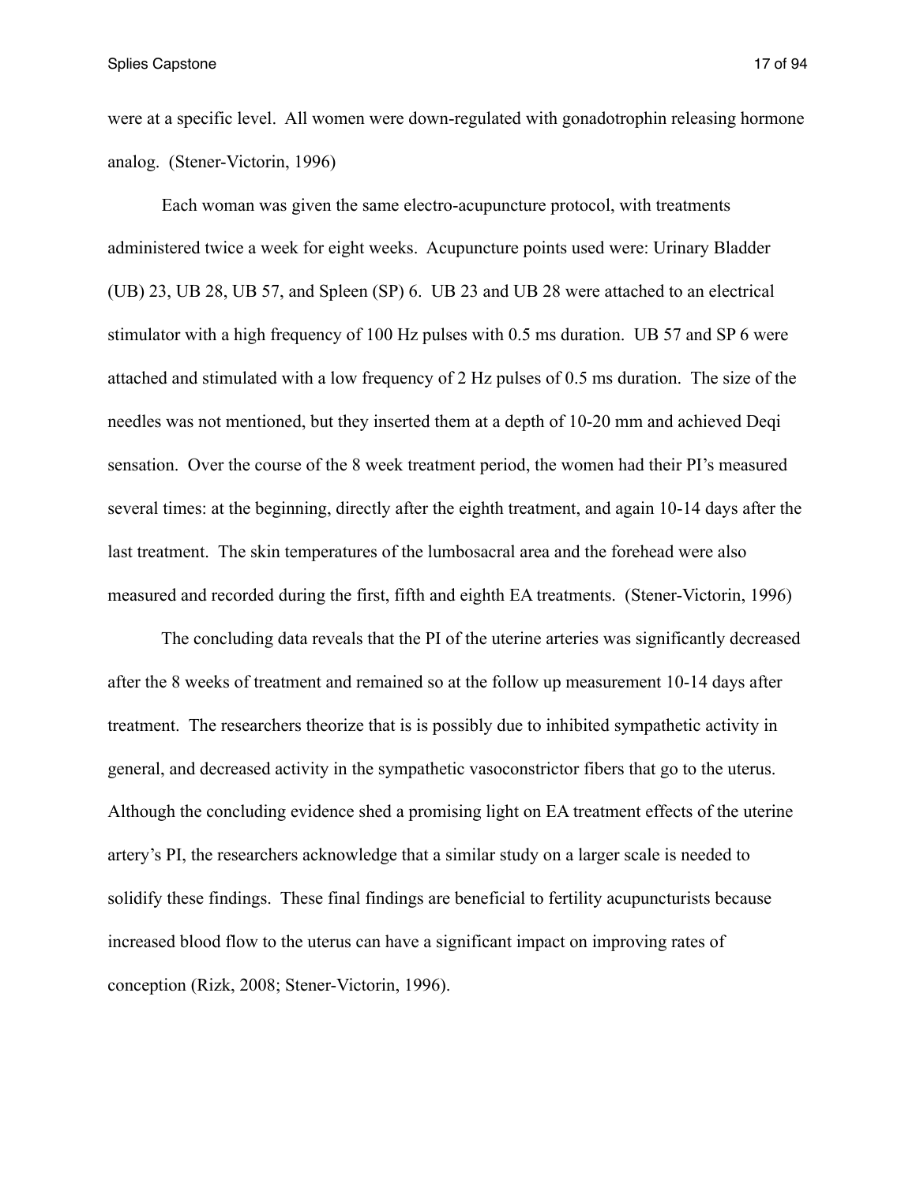were at a specific level. All women were down-regulated with gonadotrophin releasing hormone analog. (Stener-Victorin, 1996)

Each woman was given the same electro-acupuncture protocol, with treatments administered twice a week for eight weeks. Acupuncture points used were: Urinary Bladder (UB) 23, UB 28, UB 57, and Spleen (SP) 6. UB 23 and UB 28 were attached to an electrical stimulator with a high frequency of 100 Hz pulses with 0.5 ms duration. UB 57 and SP 6 were attached and stimulated with a low frequency of 2 Hz pulses of 0.5 ms duration. The size of the needles was not mentioned, but they inserted them at a depth of 10-20 mm and achieved Deqi sensation. Over the course of the 8 week treatment period, the women had their PI's measured several times: at the beginning, directly after the eighth treatment, and again 10-14 days after the last treatment. The skin temperatures of the lumbosacral area and the forehead were also measured and recorded during the first, fifth and eighth EA treatments. (Stener-Victorin, 1996)

The concluding data reveals that the PI of the uterine arteries was significantly decreased after the 8 weeks of treatment and remained so at the follow up measurement 10-14 days after treatment. The researchers theorize that is is possibly due to inhibited sympathetic activity in general, and decreased activity in the sympathetic vasoconstrictor fibers that go to the uterus. Although the concluding evidence shed a promising light on EA treatment effects of the uterine artery's PI, the researchers acknowledge that a similar study on a larger scale is needed to solidify these findings. These final findings are beneficial to fertility acupuncturists because increased blood flow to the uterus can have a significant impact on improving rates of conception (Rizk, 2008; Stener-Victorin, 1996).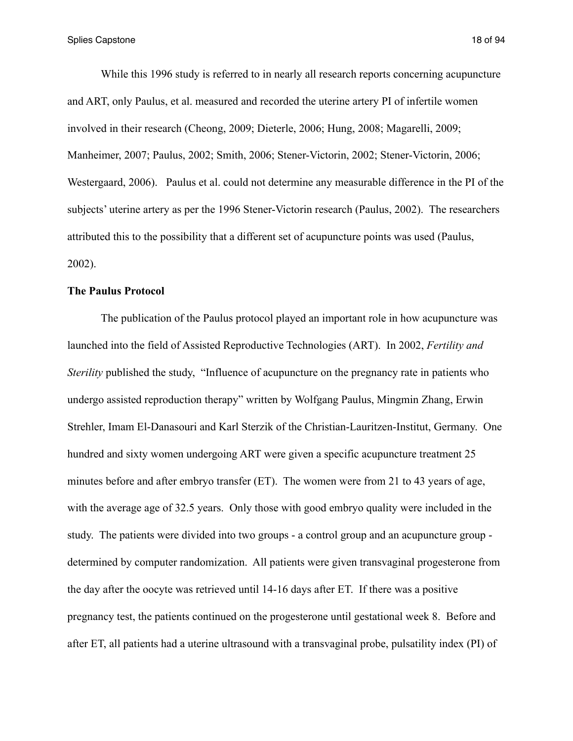While this 1996 study is referred to in nearly all research reports concerning acupuncture and ART, only Paulus, et al. measured and recorded the uterine artery PI of infertile women involved in their research (Cheong, 2009; Dieterle, 2006; Hung, 2008; Magarelli, 2009; Manheimer, 2007; Paulus, 2002; Smith, 2006; Stener-Victorin, 2002; Stener-Victorin, 2006; Westergaard, 2006). Paulus et al. could not determine any measurable difference in the PI of the subjects' uterine artery as per the 1996 Stener-Victorin research (Paulus, 2002). The researchers attributed this to the possibility that a different set of acupuncture points was used (Paulus, 2002).

**The Paulus Protocol**

The publication of the Paulus protocol played an important role in how acupuncture was launched into the field of Assisted Reproductive Technologies (ART). In 2002, *Fertility and Sterility* published the study, "Influence of acupuncture on the pregnancy rate in patients who undergo assisted reproduction therapy" written by Wolfgang Paulus, Mingmin Zhang, Erwin Strehler, Imam El-Danasouri and Karl Sterzik of the Christian-Lauritzen-Institut, Germany. One hundred and sixty women undergoing ART were given a specific acupuncture treatment 25 minutes before and after embryo transfer (ET). The women were from 21 to 43 years of age, with the average age of 32.5 years. Only those with good embryo quality were included in the study. The patients were divided into two groups - a control group and an acupuncture group - determined by computer randomization. All patients were given transvaginal progesterone from the day after the oocyte was retrieved until 14-16 days after ET. If there was a positive pregnancy test, the patients continued on the progesterone until gestational week 8. Before and after ET, all patients had a uterine ultrasound with a transvaginal probe, pulsatility index (PI) of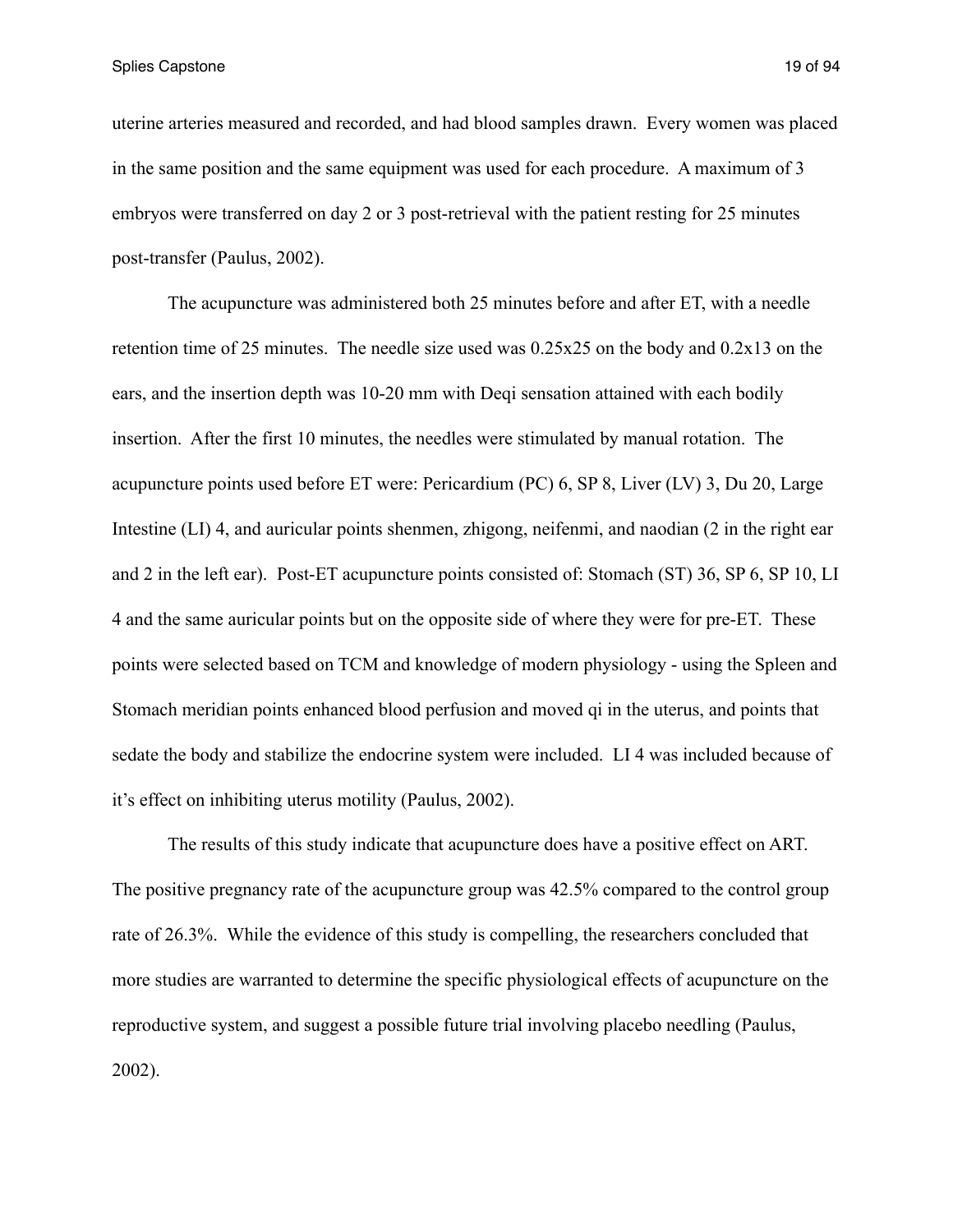uterine arteries measured and recorded, and had blood samples drawn. Every women was placed in the same position and the same equipment was used for each procedure. A maximum of 3 embryos were transferred on day 2 or 3 post-retrieval with the patient resting for 25 minutes post-transfer (Paulus, 2002).

The acupuncture was administered both 25 minutes before and after ET, with a needle retention time of 25 minutes. The needle size used was 0.25x25 on the body and 0.2x13 on the ears, and the insertion depth was 10-20 mm with Deqi sensation attained with each bodily insertion. After the first 10 minutes, the needles were stimulated by manual rotation. The acupuncture points used before ET were: Pericardium (PC) 6, SP 8, Liver (LV) 3, Du 20, Large Intestine (LI) 4, and auricular points shenmen, zhigong, neifenmi, and naodian (2 in the right ear and 2 in the left ear). Post-ET acupuncture points consisted of: Stomach (ST) 36, SP 6, SP 10, LI 4 and the same auricular points but on the opposite side of where they were for pre-ET. These points were selected based on TCM and knowledge of modern physiology - using the Spleen and Stomach meridian points enhanced blood perfusion and moved qi in the uterus, and points that sedate the body and stabilize the endocrine system were included. LI 4 was included because of it's effect on inhibiting uterus motility (Paulus, 2002).

The results of this study indicate that acupuncture does have a positive effect on ART. The positive pregnancy rate of the acupuncture group was 42.5% compared to the control group rate of 26.3%. While the evidence of this study is compelling, the researchers concluded that more studies are warranted to determine the specific physiological effects of acupuncture on the reproductive system, and suggest a possible future trial involving placebo needling (Paulus, 2002).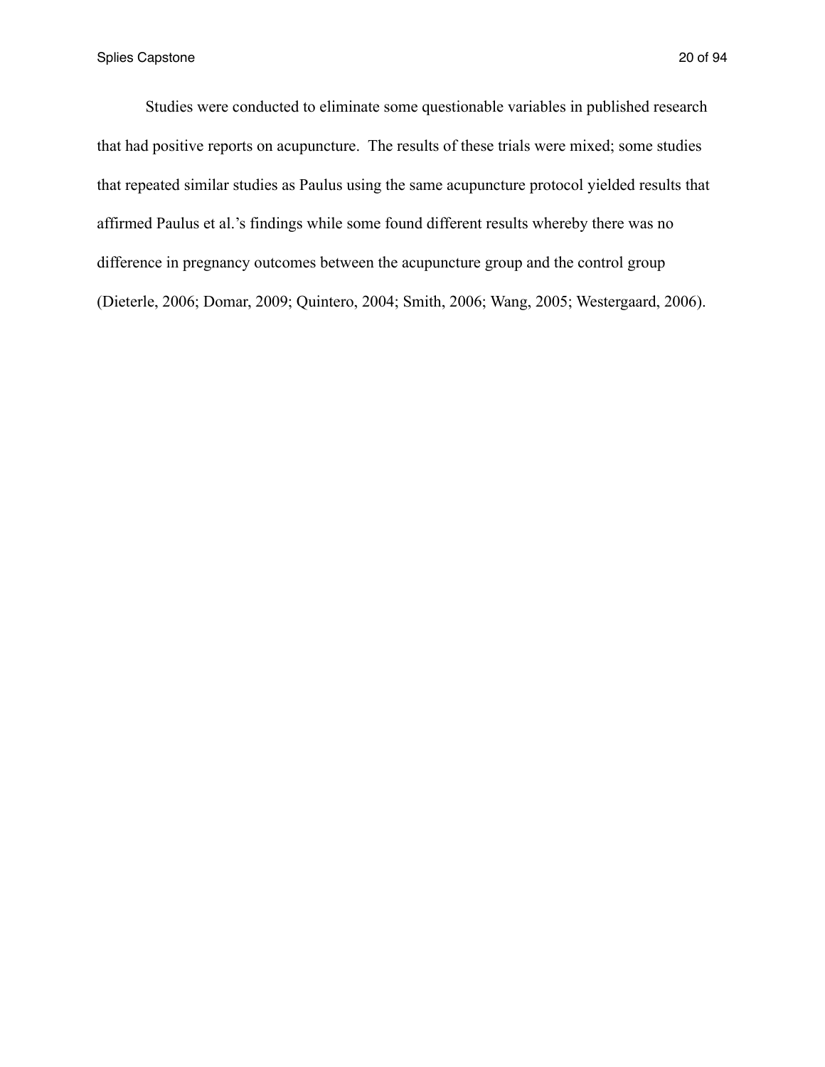Studies were conducted to eliminate some questionable variables in published research that had positive reports on acupuncture. The results of these trials were mixed; some studies that repeated similar studies as Paulus using the same acupuncture protocol yielded results that affirmed Paulus et al.'s findings while some found different results whereby there was no difference in pregnancy outcomes between the acupuncture group and the control group (Dieterle, 2006; Domar, 2009; Quintero, 2004; Smith, 2006; Wang, 2005; Westergaard, 2006).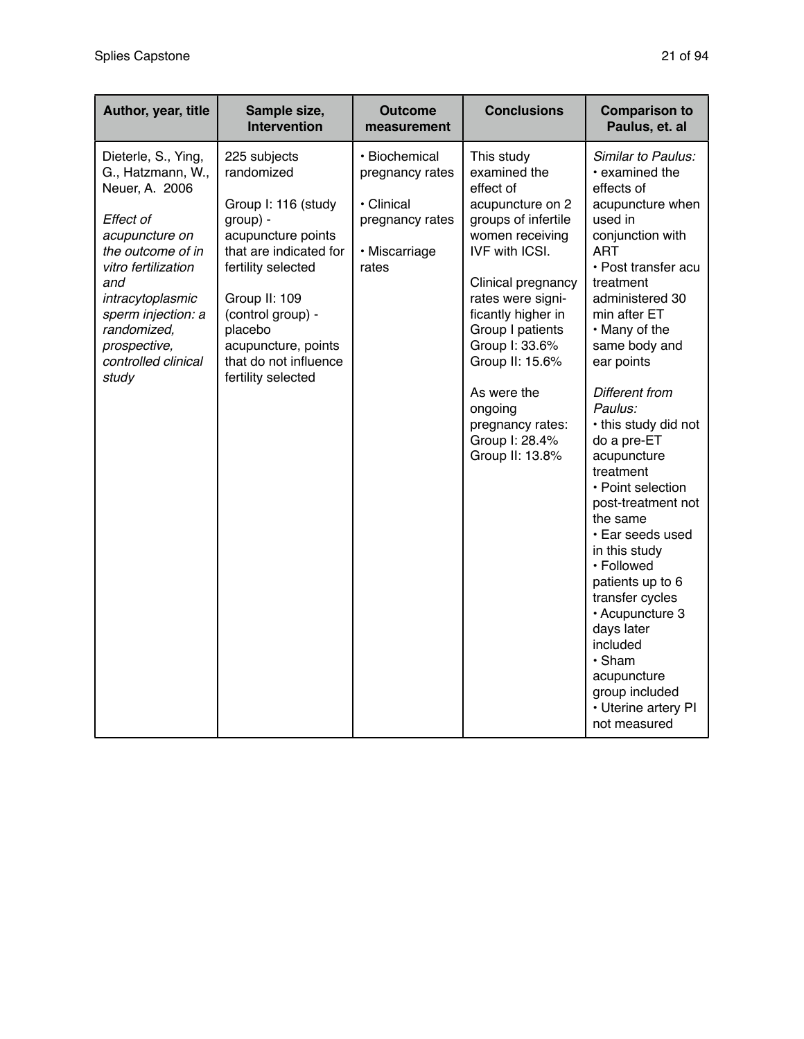| Author, year, title | Sample size, Intervention | Outcome measurement | Conclusions | Comparison to Paulus, et. al |
|---|---|---|---|---|
| Dieterle, S., Ying, G., Hatzmann, W., Neuer, A. 2006<br><br>*Effect of acupuncture on the outcome of in vitro fertilization and intracytoplasmic sperm injection: a randomized, prospective, controlled clinical study* | 225 subjects randomized<br><br>Group I: 116 (study group) - acupuncture points that are indicated for fertility selected<br><br>Group II: 109 (control group) - placebo acupuncture, points that do not influence fertility selected | • Biochemical pregnancy rates<br><br>• Clinical pregnancy rates<br><br>• Miscarriage rates | This study examined the effect of acupuncture on 2 groups of infertile women receiving IVF with ICSI.<br><br>Clinical pregnancy rates were significantly higher in Group I patients Group I: 33.6% Group II: 15.6%<br><br>As were the ongoing pregnancy rates: Group I: 28.4% Group II: 13.8% | *Similar to Paulus:*<br>• examined the effects of acupuncture when used in conjunction with ART<br>• Post transfer acu treatment administered 30 min after ET<br>• Many of the same body and ear points<br><br>*Different from Paulus:*<br>• this study did not do a pre-ET acupuncture treatment<br>• Point selection post-treatment not the same<br>• Ear seeds used in this study<br>• Followed patients up to 6 transfer cycles<br>• Acupuncture 3 days later included<br>• Sham acupuncture group included<br>• Uterine artery PI not measured |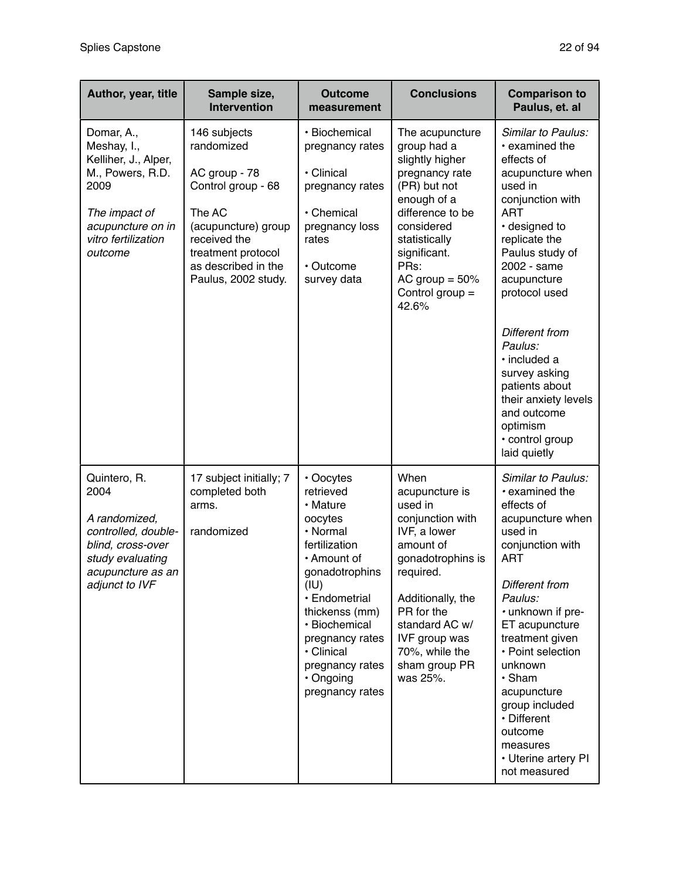| Author, year, title | Sample size, Intervention | Outcome measurement | Conclusions | Comparison to Paulus, et. al |
|---|---|---|---|---|
| Domar, A., Meshay, I., Kelliher, J., Alper, M., Powers, R.D. 2009<br><br>*The impact of acupuncture on in vitro fertilization outcome* | 146 subjects randomized<br><br>AC group - 78<br>Control group - 68<br><br>The AC (acupuncture) group received the treatment protocol as described in the Paulus, 2002 study. | • Biochemical pregnancy rates<br><br>• Clinical pregnancy rates<br><br>• Chemical pregnancy loss rates<br><br>• Outcome survey data | The acupuncture group had a slightly higher pregnancy rate (PR) but not enough of a difference to be considered statistically significant.<br>PRs:<br>AC group = 50%<br>Control group = 42.6% | *Similar to Paulus:*<br>• examined the effects of acupuncture when used in conjunction with ART<br>• designed to replicate the Paulus study of 2002 - same acupuncture protocol used<br><br>*Different from Paulus:*<br>• included a survey asking patients about their anxiety levels and outcome optimism<br>• control group laid quietly |
| Quintero, R. 2004<br><br>*A randomized, controlled, double-blind, cross-over study evaluating acupuncture as an adjunct to IVF* | 17 subject initially; 7 completed both arms.<br><br>randomized | • Oocytes retrieved<br>• Mature oocytes<br>• Normal fertilization<br>• Amount of gonadotrophins (IU)<br>• Endometrial thickenss (mm)<br>• Biochemical pregnancy rates<br>• Clinical pregnancy rates<br>• Ongoing pregnancy rates | When acupuncture is used in conjunction with IVF, a lower amount of gonadotrophins is required.<br><br>Additionally, the PR for the standard AC w/ IVF group was 70%, while the sham group PR was 25%. | *Similar to Paulus:*<br>• examined the effects of acupuncture when used in conjunction with ART<br><br>*Different from Paulus:*<br>• unknown if pre-ET acupuncture treatment given<br>• Point selection unknown<br>• Sham acupuncture group included<br>• Different outcome measures<br>• Uterine artery PI not measured |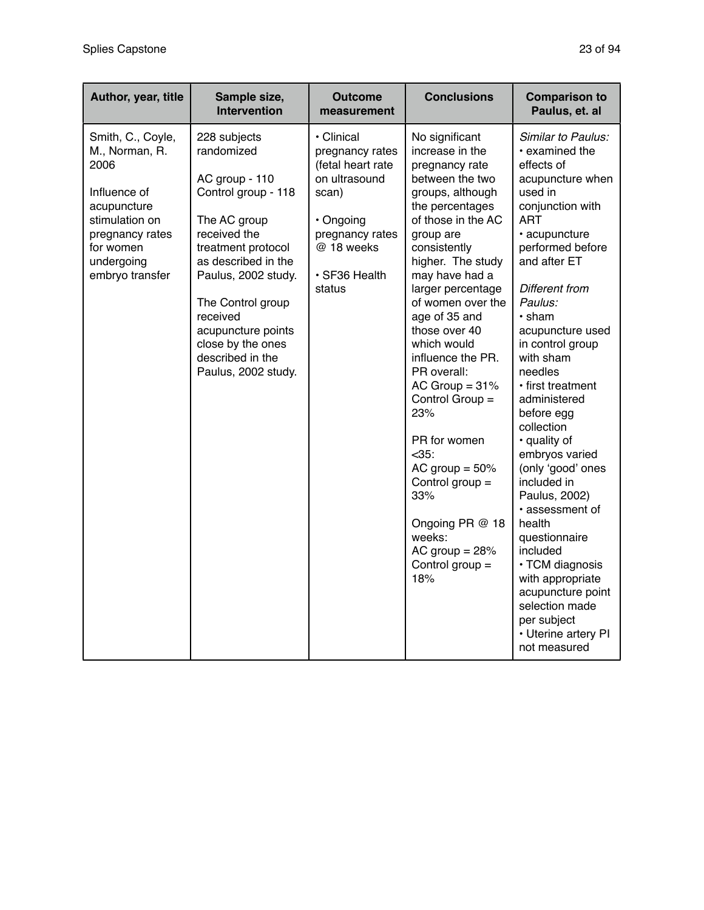| Author, year, title | Sample size, Intervention | Outcome measurement | Conclusions | Comparison to Paulus, et. al |
|---|---|---|---|---|
| Smith, C., Coyle, M., Norman, R. 2006<br><br>Influence of acupuncture stimulation on pregnancy rates for women undergoing embryo transfer | 228 subjects randomized<br><br>AC group - 110<br>Control group - 118<br><br>The AC group received the treatment protocol as described in the Paulus, 2002 study.<br><br>The Control group received acupuncture points close by the ones described in the Paulus, 2002 study. | • Clinical pregnancy rates (fetal heart rate on ultrasound scan)<br><br>• Ongoing pregnancy rates @ 18 weeks<br><br>• SF36 Health status | No significant increase in the pregnancy rate between the two groups, although the percentages of those in the AC group are consistently higher. The study may have had a larger percentage of women over the age of 35 and those over 40 which would influence the PR.<br>PR overall:<br>AC Group = 31%<br>Control Group = 23%<br><br>PR for women <35:<br>AC group = 50%<br>Control group = 33%<br><br>Ongoing PR @ 18 weeks:<br>AC group = 28%<br>Control group = 18% | *Similar to Paulus:*<br>• examined the effects of acupuncture when used in conjunction with ART<br>• acupuncture performed before and after ET<br><br>*Different from Paulus:*<br>• sham acupuncture used in control group with sham needles<br>• first treatment administered before egg collection<br>• quality of embryos varied (only 'good' ones included in Paulus, 2002)<br>• assessment of health questionnaire included<br>• TCM diagnosis with appropriate acupuncture point selection made per subject<br>• Uterine artery PI not measured |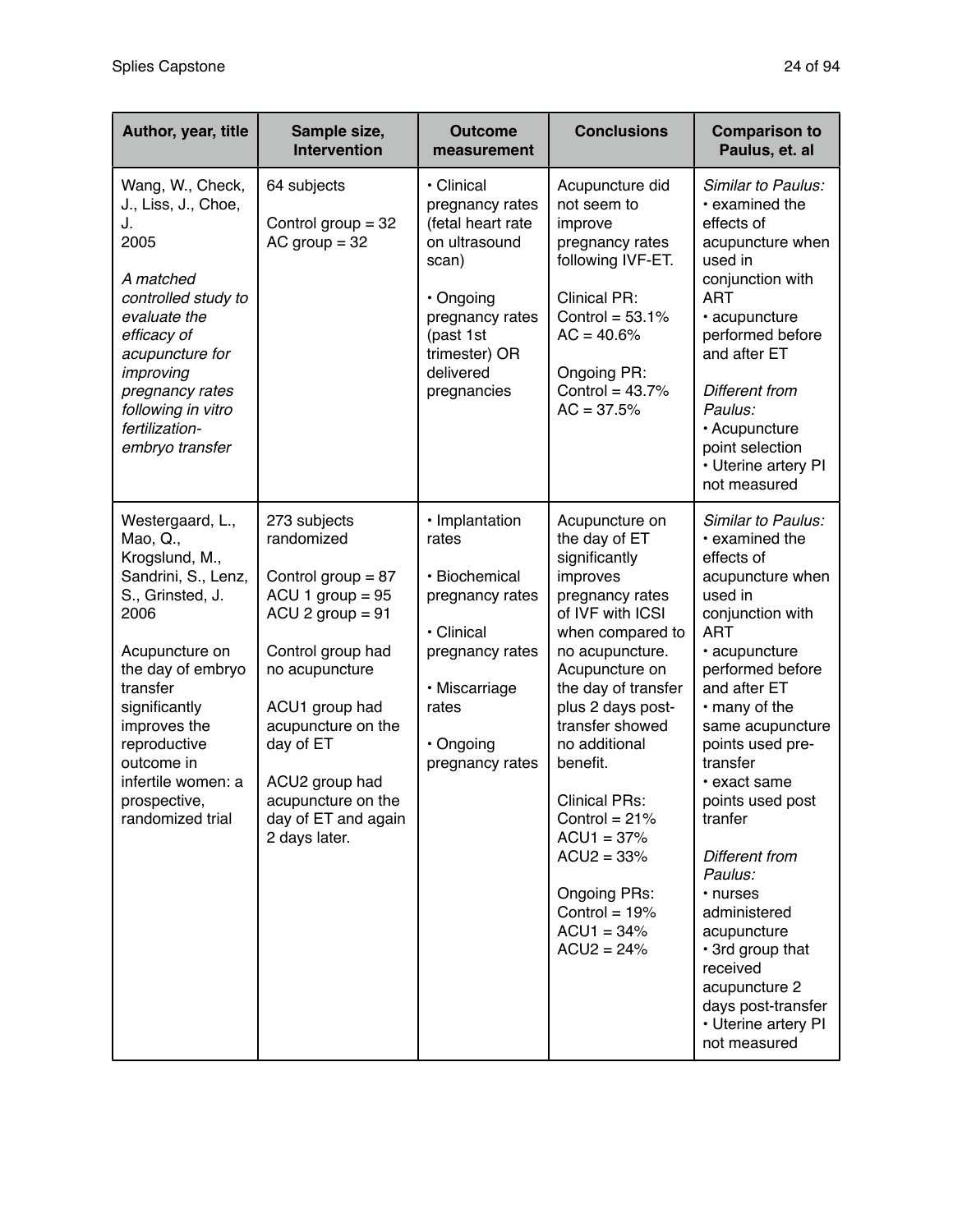| Author, year, title | Sample size, Intervention | Outcome measurement | Conclusions | Comparison to Paulus, et. al |
|---|---|---|---|---|
| Wang, W., Check, J., Liss, J., Choe, J.<br>2005<br><br>*A matched controlled study to evaluate the efficacy of acupuncture for improving pregnancy rates following in vitro fertilization-embryo transfer* | 64 subjects<br><br>Control group = 32<br>AC group = 32 | • Clinical pregnancy rates (fetal heart rate on ultrasound scan)<br><br>• Ongoing pregnancy rates (past 1st trimester) OR delivered pregnancies | Acupuncture did not seem to improve pregnancy rates following IVF-ET.<br><br>Clinical PR:<br>Control = 53.1%<br>AC = 40.6%<br><br>Ongoing PR:<br>Control = 43.7%<br>AC = 37.5% | *Similar to Paulus:*<br>• examined the effects of acupuncture when used in conjunction with ART<br>• acupuncture performed before and after ET<br><br>*Different from Paulus:*<br>• Acupuncture point selection<br>• Uterine artery PI not measured |
| Westergaard, L., Mao, Q., Krogslund, M., Sandrini, S., Lenz, S., Grinsted, J.<br>2006<br><br>Acupuncture on the day of embryo transfer significantly improves the reproductive outcome in infertile women: a prospective, randomized trial | 273 subjects randomized<br><br>Control group = 87<br>ACU 1 group = 95<br>ACU 2 group = 91<br><br>Control group had no acupuncture<br><br>ACU1 group had acupuncture on the day of ET<br><br>ACU2 group had acupuncture on the day of ET and again 2 days later. | • Implantation rates<br><br>• Biochemical pregnancy rates<br><br>• Clinical pregnancy rates<br><br>• Miscarriage rates<br><br>• Ongoing pregnancy rates | Acupuncture on the day of ET significantly improves pregnancy rates of IVF with ICSI when compared to no acupuncture. Acupuncture on the day of transfer plus 2 days post-transfer showed no additional benefit.<br><br>Clinical PRs:<br>Control = 21%<br>ACU1 = 37%<br>ACU2 = 33%<br><br>Ongoing PRs:<br>Control = 19%<br>ACU1 = 34%<br>ACU2 = 24% | *Similar to Paulus:*<br>• examined the effects of acupuncture when used in conjunction with ART<br>• acupuncture performed before and after ET<br>• many of the same acupuncture points used pre-transfer<br>• exact same points used post tranfer<br><br>*Different from Paulus:*<br>• nurses administered acupuncture<br>• 3rd group that received acupuncture 2 days post-transfer<br>• Uterine artery PI not measured |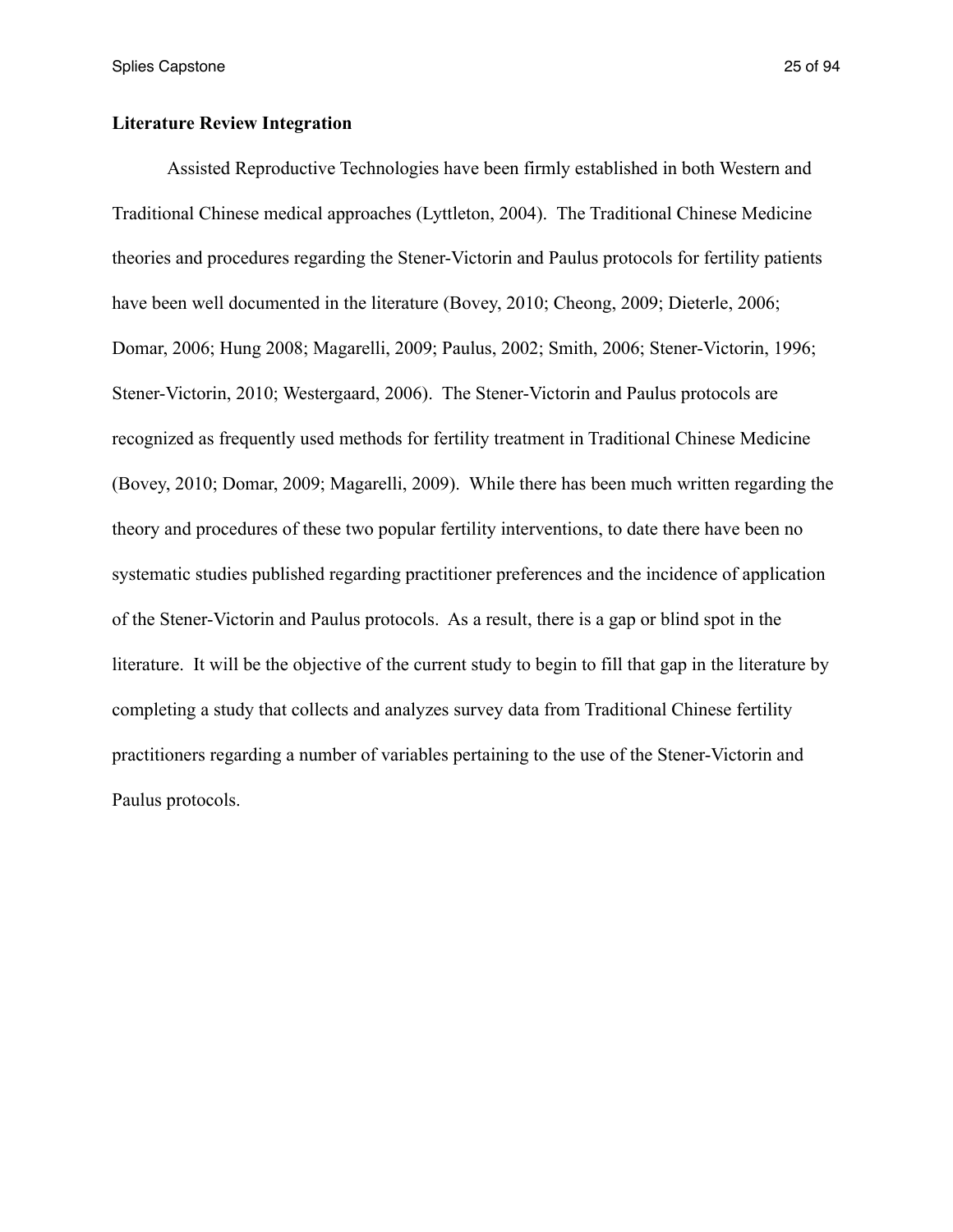**Literature Review Integration**

Assisted Reproductive Technologies have been firmly established in both Western and Traditional Chinese medical approaches (Lyttleton, 2004). The Traditional Chinese Medicine theories and procedures regarding the Stener-Victorin and Paulus protocols for fertility patients have been well documented in the literature (Bovey, 2010; Cheong, 2009; Dieterle, 2006; Domar, 2006; Hung 2008; Magarelli, 2009; Paulus, 2002; Smith, 2006; Stener-Victorin, 1996; Stener-Victorin, 2010; Westergaard, 2006). The Stener-Victorin and Paulus protocols are recognized as frequently used methods for fertility treatment in Traditional Chinese Medicine (Bovey, 2010; Domar, 2009; Magarelli, 2009). While there has been much written regarding the theory and procedures of these two popular fertility interventions, to date there have been no systematic studies published regarding practitioner preferences and the incidence of application of the Stener-Victorin and Paulus protocols. As a result, there is a gap or blind spot in the literature. It will be the objective of the current study to begin to fill that gap in the literature by completing a study that collects and analyzes survey data from Traditional Chinese fertility practitioners regarding a number of variables pertaining to the use of the Stener-Victorin and Paulus protocols.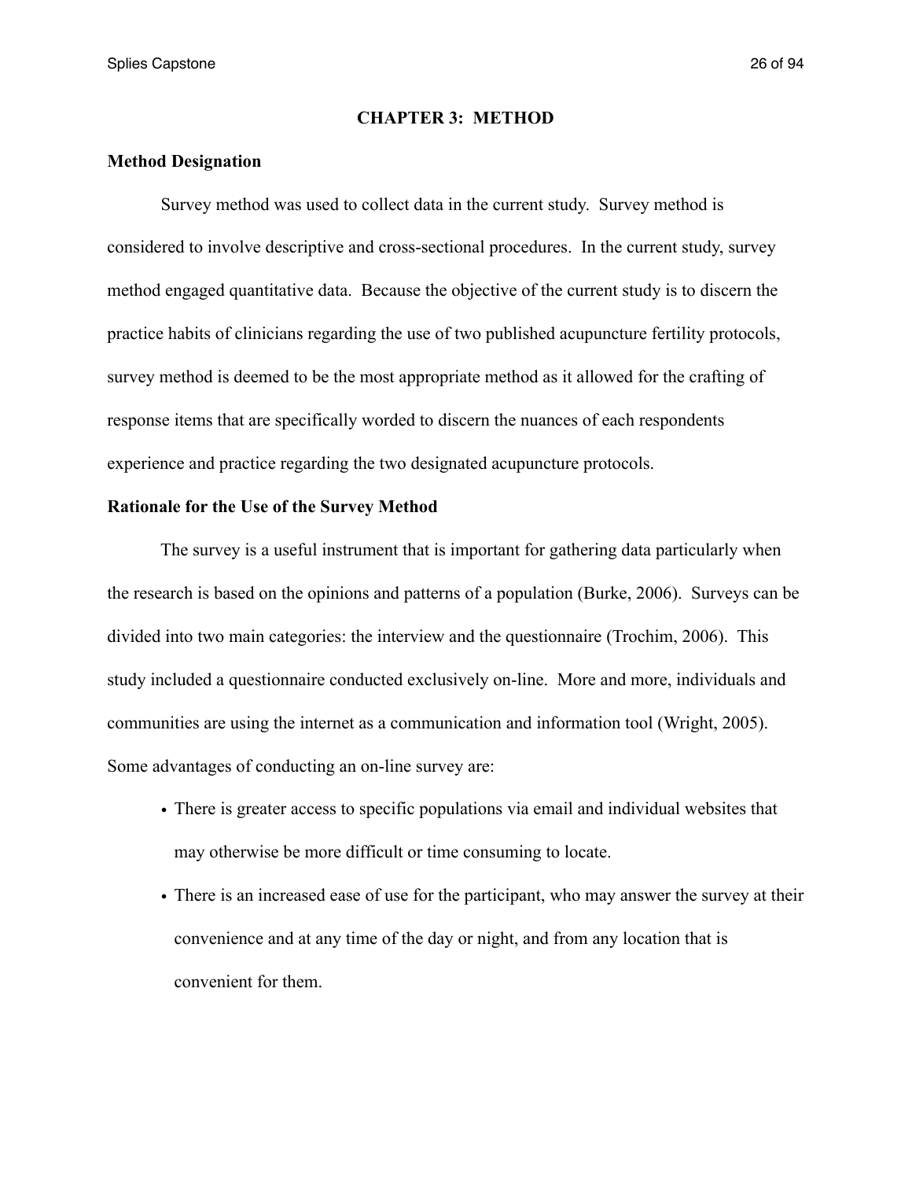# CHAPTER 3: METHOD

## Method Designation

Survey method was used to collect data in the current study. Survey method is considered to involve descriptive and cross-sectional procedures. In the current study, survey method engaged quantitative data. Because the objective of the current study is to discern the practice habits of clinicians regarding the use of two published acupuncture fertility protocols, survey method is deemed to be the most appropriate method as it allowed for the crafting of response items that are specifically worded to discern the nuances of each respondents experience and practice regarding the two designated acupuncture protocols.

## Rationale for the Use of the Survey Method

The survey is a useful instrument that is important for gathering data particularly when the research is based on the opinions and patterns of a population (Burke, 2006). Surveys can be divided into two main categories: the interview and the questionnaire (Trochim, 2006). This study included a questionnaire conducted exclusively on-line. More and more, individuals and communities are using the internet as a communication and information tool (Wright, 2005). Some advantages of conducting an on-line survey are:

- There is greater access to specific populations via email and individual websites that may otherwise be more difficult or time consuming to locate.
- There is an increased ease of use for the participant, who may answer the survey at their convenience and at any time of the day or night, and from any location that is convenient for them.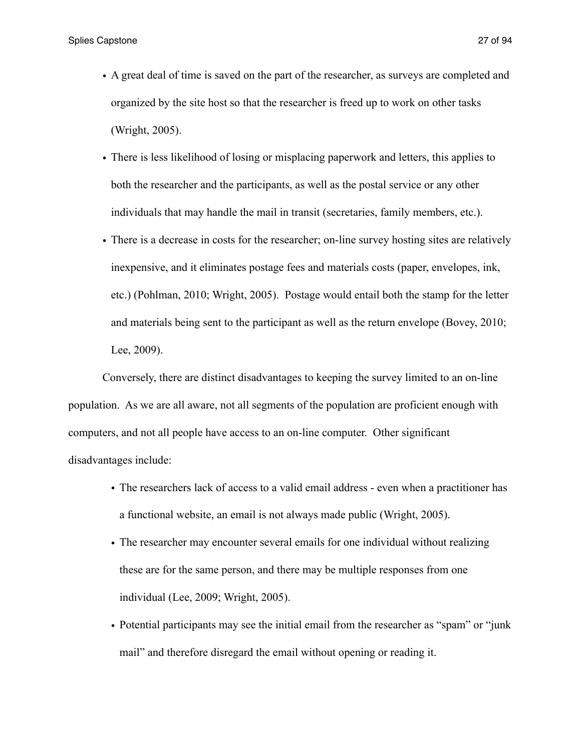- A great deal of time is saved on the part of the researcher, as surveys are completed and organized by the site host so that the researcher is freed up to work on other tasks (Wright, 2005).
- There is less likelihood of losing or misplacing paperwork and letters, this applies to both the researcher and the participants, as well as the postal service or any other individuals that may handle the mail in transit (secretaries, family members, etc.).
- There is a decrease in costs for the researcher; on-line survey hosting sites are relatively inexpensive, and it eliminates postage fees and materials costs (paper, envelopes, ink, etc.) (Pohlman, 2010; Wright, 2005). Postage would entail both the stamp for the letter and materials being sent to the participant as well as the return envelope (Bovey, 2010; Lee, 2009).

Conversely, there are distinct disadvantages to keeping the survey limited to an on-line population. As we are all aware, not all segments of the population are proficient enough with computers, and not all people have access to an on-line computer. Other significant disadvantages include:

- The researchers lack of access to a valid email address - even when a practitioner has a functional website, an email is not always made public (Wright, 2005).
- The researcher may encounter several emails for one individual without realizing these are for the same person, and there may be multiple responses from one individual (Lee, 2009; Wright, 2005).
- Potential participants may see the initial email from the researcher as "spam" or "junk mail" and therefore disregard the email without opening or reading it.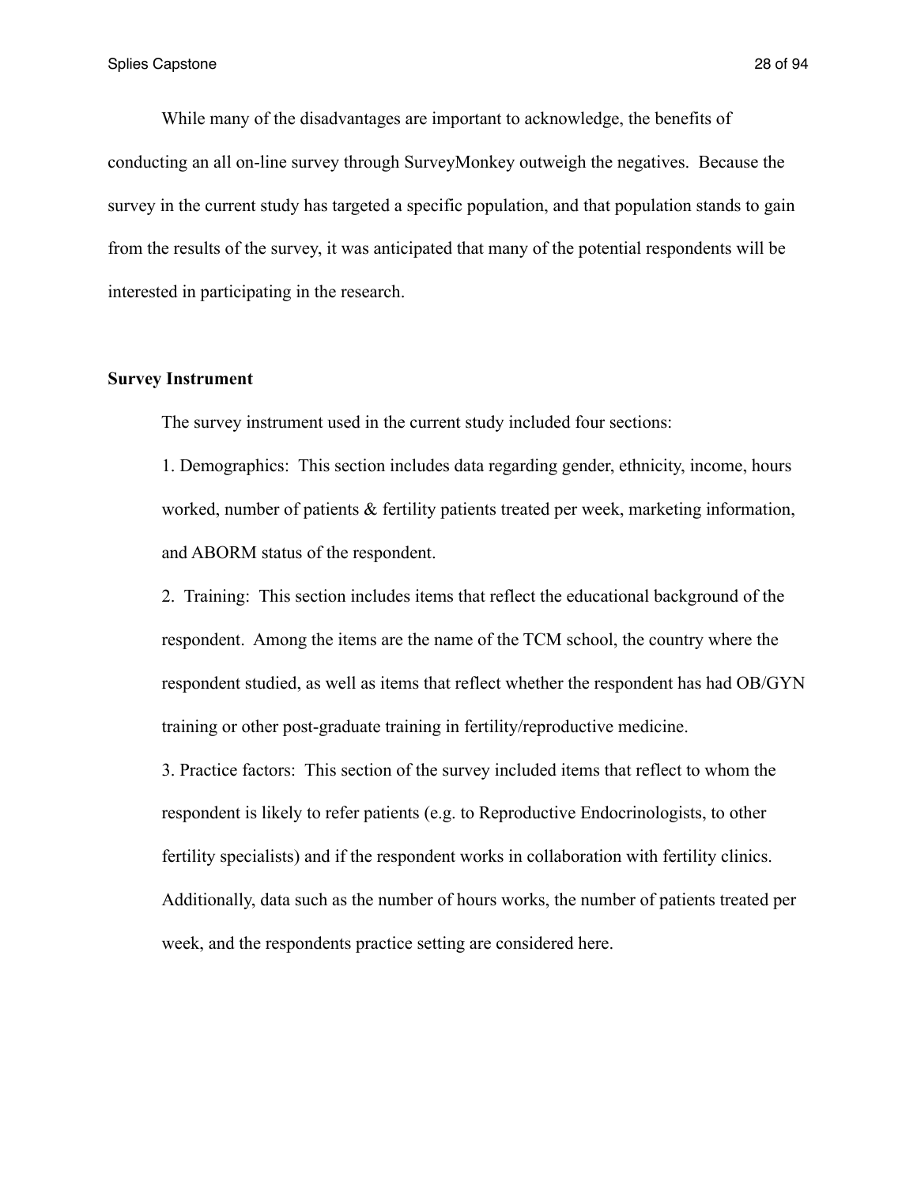While many of the disadvantages are important to acknowledge, the benefits of conducting an all on-line survey through SurveyMonkey outweigh the negatives. Because the survey in the current study has targeted a specific population, and that population stands to gain from the results of the survey, it was anticipated that many of the potential respondents will be interested in participating in the research.

**Survey Instrument**

The survey instrument used in the current study included four sections:

1. Demographics: This section includes data regarding gender, ethnicity, income, hours worked, number of patients & fertility patients treated per week, marketing information, and ABORM status of the respondent.

2. Training: This section includes items that reflect the educational background of the respondent. Among the items are the name of the TCM school, the country where the respondent studied, as well as items that reflect whether the respondent has had OB/GYN training or other post-graduate training in fertility/reproductive medicine.

3. Practice factors: This section of the survey included items that reflect to whom the respondent is likely to refer patients (e.g. to Reproductive Endocrinologists, to other fertility specialists) and if the respondent works in collaboration with fertility clinics. Additionally, data such as the number of hours works, the number of patients treated per week, and the respondents practice setting are considered here.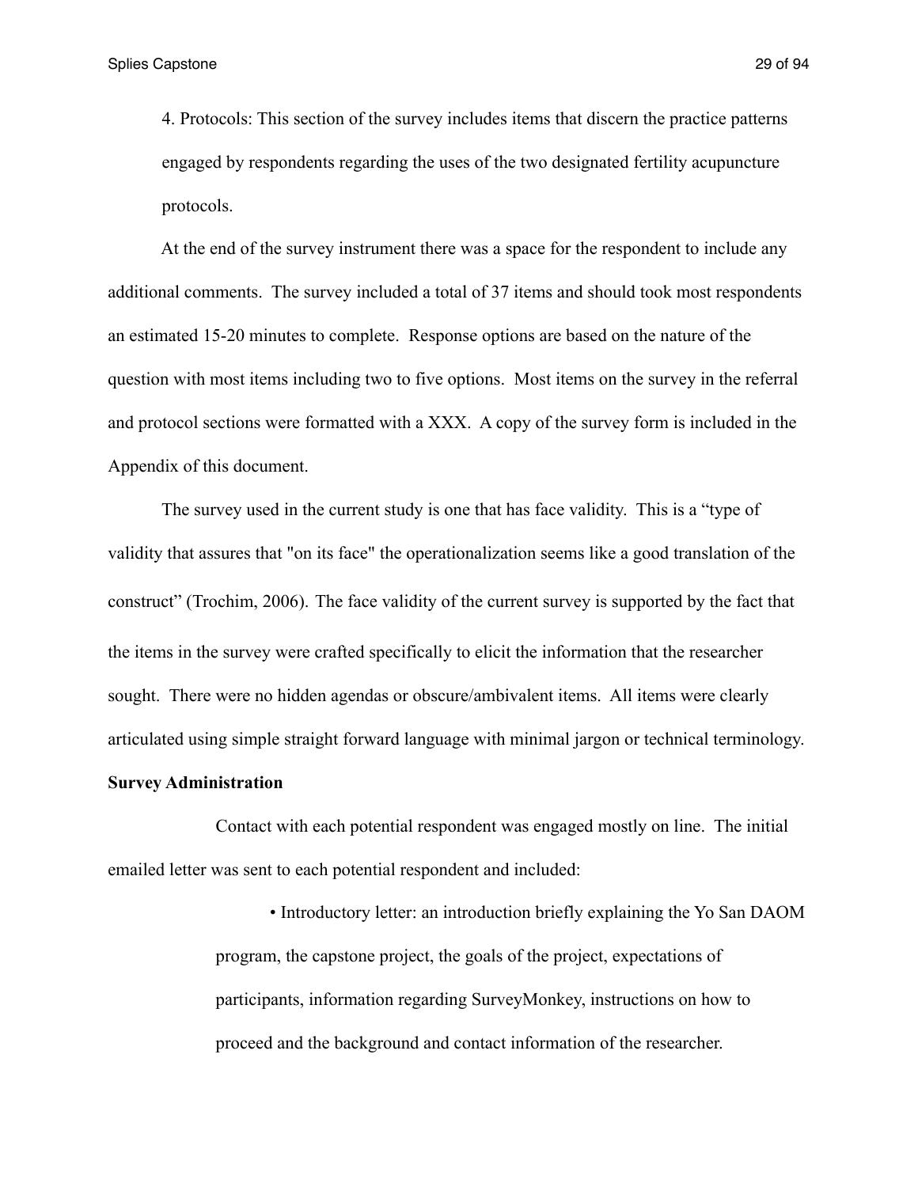4. Protocols: This section of the survey includes items that discern the practice patterns engaged by respondents regarding the uses of the two designated fertility acupuncture protocols.

At the end of the survey instrument there was a space for the respondent to include any additional comments. The survey included a total of 37 items and should took most respondents an estimated 15-20 minutes to complete. Response options are based on the nature of the question with most items including two to five options. Most items on the survey in the referral and protocol sections were formatted with a XXX. A copy of the survey form is included in the Appendix of this document.

The survey used in the current study is one that has face validity. This is a "type of validity that assures that "on its face" the operationalization seems like a good translation of the construct" (Trochim, 2006). The face validity of the current survey is supported by the fact that the items in the survey were crafted specifically to elicit the information that the researcher sought. There were no hidden agendas or obscure/ambivalent items. All items were clearly articulated using simple straight forward language with minimal jargon or technical terminology.

**Survey Administration**

Contact with each potential respondent was engaged mostly on line. The initial emailed letter was sent to each potential respondent and included:

- Introductory letter: an introduction briefly explaining the Yo San DAOM program, the capstone project, the goals of the project, expectations of participants, information regarding SurveyMonkey, instructions on how to proceed and the background and contact information of the researcher.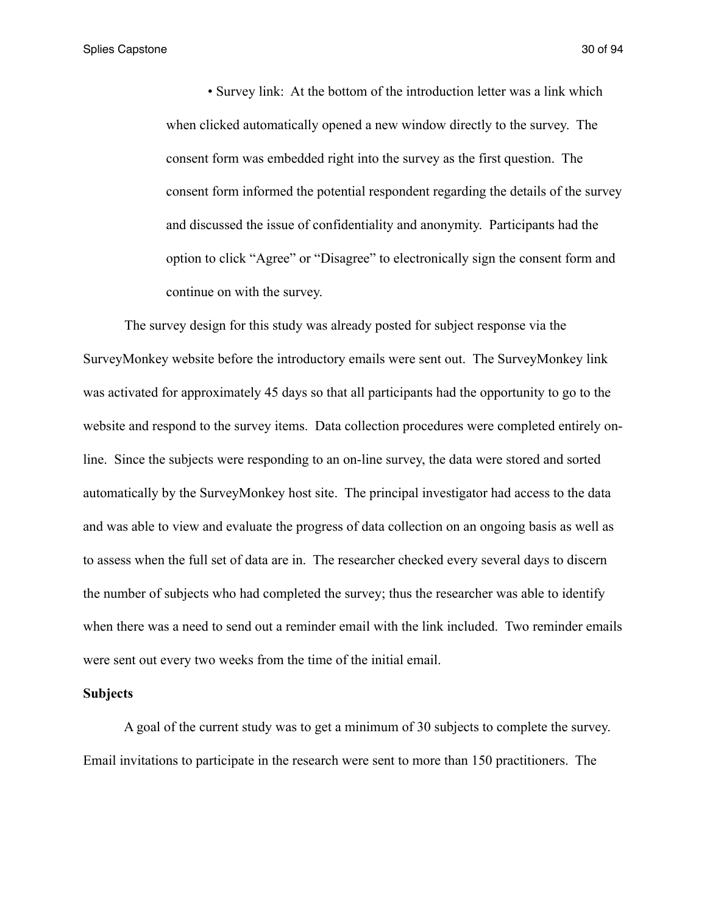- Survey link:  At the bottom of the introduction letter was a link which when clicked automatically opened a new window directly to the survey.  The consent form was embedded right into the survey as the first question.  The consent form informed the potential respondent regarding the details of the survey and discussed the issue of confidentiality and anonymity.  Participants had the option to click "Agree" or "Disagree" to electronically sign the consent form and continue on with the survey.

The survey design for this study was already posted for subject response via the SurveyMonkey website before the introductory emails were sent out.  The SurveyMonkey link was activated for approximately 45 days so that all participants had the opportunity to go to the website and respond to the survey items.  Data collection procedures were completed entirely on-line.  Since the subjects were responding to an on-line survey, the data were stored and sorted automatically by the SurveyMonkey host site.  The principal investigator had access to the data and was able to view and evaluate the progress of data collection on an ongoing basis as well as to assess when the full set of data are in.  The researcher checked every several days to discern the number of subjects who had completed the survey; thus the researcher was able to identify when there was a need to send out a reminder email with the link included.  Two reminder emails were sent out every two weeks from the time of the initial email.

**Subjects**

A goal of the current study was to get a minimum of 30 subjects to complete the survey. Email invitations to participate in the research were sent to more than 150 practitioners.  The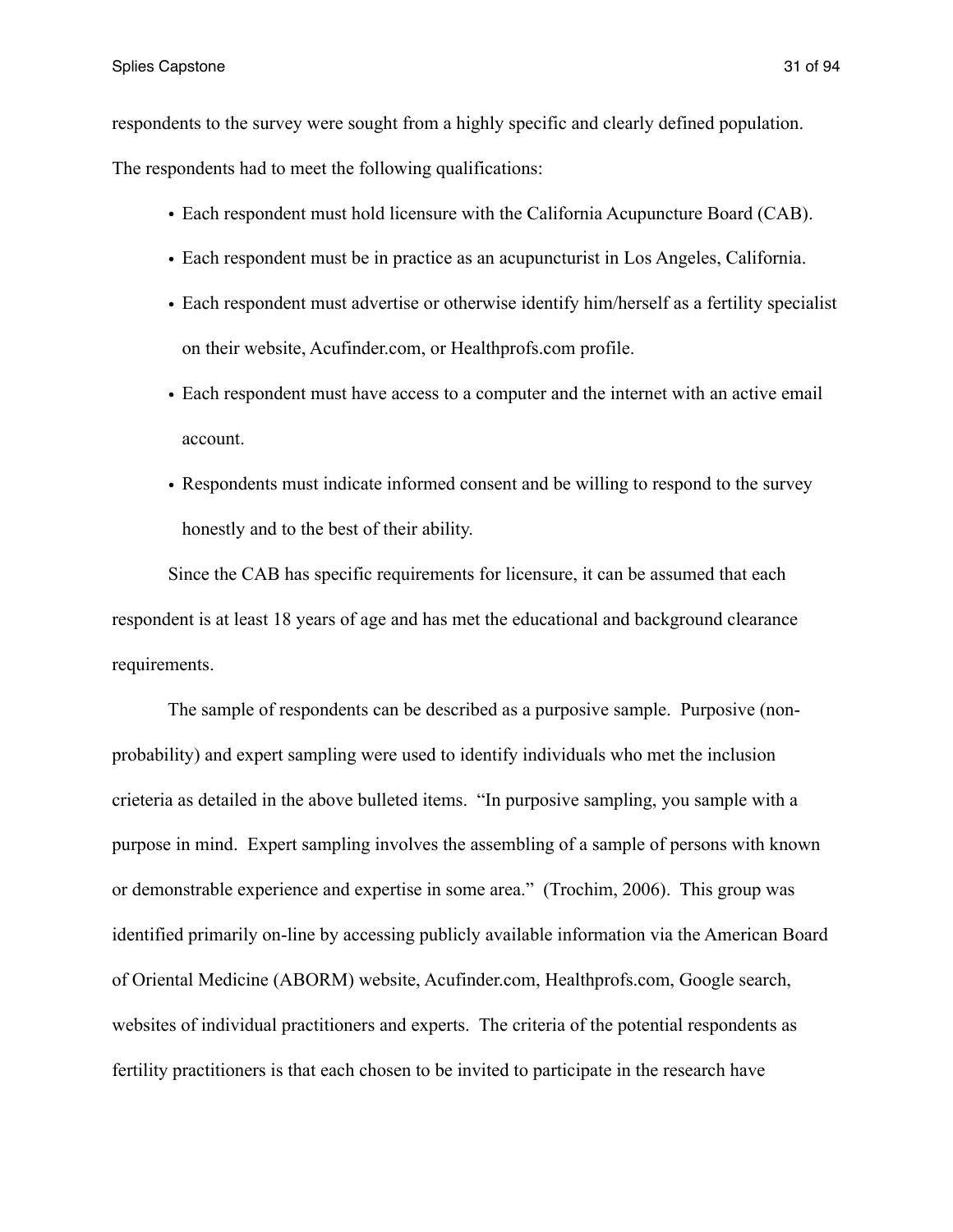respondents to the survey were sought from a highly specific and clearly defined population. The respondents had to meet the following qualifications:

- Each respondent must hold licensure with the California Acupuncture Board (CAB).
- Each respondent must be in practice as an acupuncturist in Los Angeles, California.
- Each respondent must advertise or otherwise identify him/herself as a fertility specialist on their website, Acufinder.com, or Healthprofs.com profile.
- Each respondent must have access to a computer and the internet with an active email account.
- Respondents must indicate informed consent and be willing to respond to the survey honestly and to the best of their ability.

Since the CAB has specific requirements for licensure, it can be assumed that each respondent is at least 18 years of age and has met the educational and background clearance requirements.

The sample of respondents can be described as a purposive sample. Purposive (non-probability) and expert sampling were used to identify individuals who met the inclusion crieteria as detailed in the above bulleted items. "In purposive sampling, you sample with a purpose in mind. Expert sampling involves the assembling of a sample of persons with known or demonstrable experience and expertise in some area." (Trochim, 2006). This group was identified primarily on-line by accessing publicly available information via the American Board of Oriental Medicine (ABORM) website, Acufinder.com, Healthprofs.com, Google search, websites of individual practitioners and experts. The criteria of the potential respondents as fertility practitioners is that each chosen to be invited to participate in the research have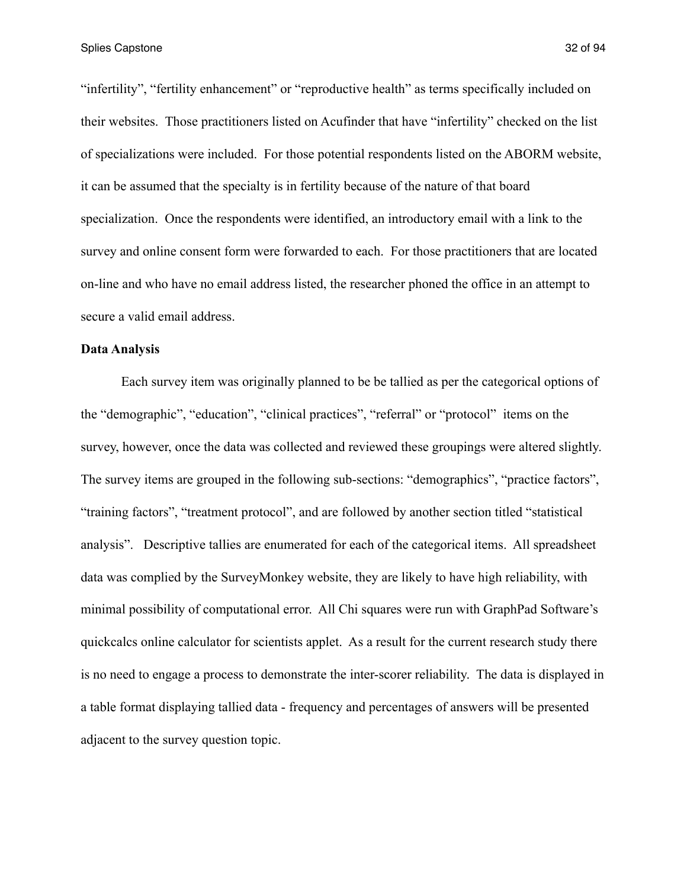"infertility", "fertility enhancement" or "reproductive health" as terms specifically included on their websites. Those practitioners listed on Acufinder that have "infertility" checked on the list of specializations were included. For those potential respondents listed on the ABORM website, it can be assumed that the specialty is in fertility because of the nature of that board specialization. Once the respondents were identified, an introductory email with a link to the survey and online consent form were forwarded to each. For those practitioners that are located on-line and who have no email address listed, the researcher phoned the office in an attempt to secure a valid email address.

**Data Analysis**

Each survey item was originally planned to be be tallied as per the categorical options of the "demographic", "education", "clinical practices", "referral" or "protocol" items on the survey, however, once the data was collected and reviewed these groupings were altered slightly. The survey items are grouped in the following sub-sections: "demographics", "practice factors", "training factors", "treatment protocol", and are followed by another section titled "statistical analysis". Descriptive tallies are enumerated for each of the categorical items. All spreadsheet data was complied by the SurveyMonkey website, they are likely to have high reliability, with minimal possibility of computational error. All Chi squares were run with GraphPad Software's quickcalcs online calculator for scientists applet. As a result for the current research study there is no need to engage a process to demonstrate the inter-scorer reliability. The data is displayed in a table format displaying tallied data - frequency and percentages of answers will be presented adjacent to the survey question topic.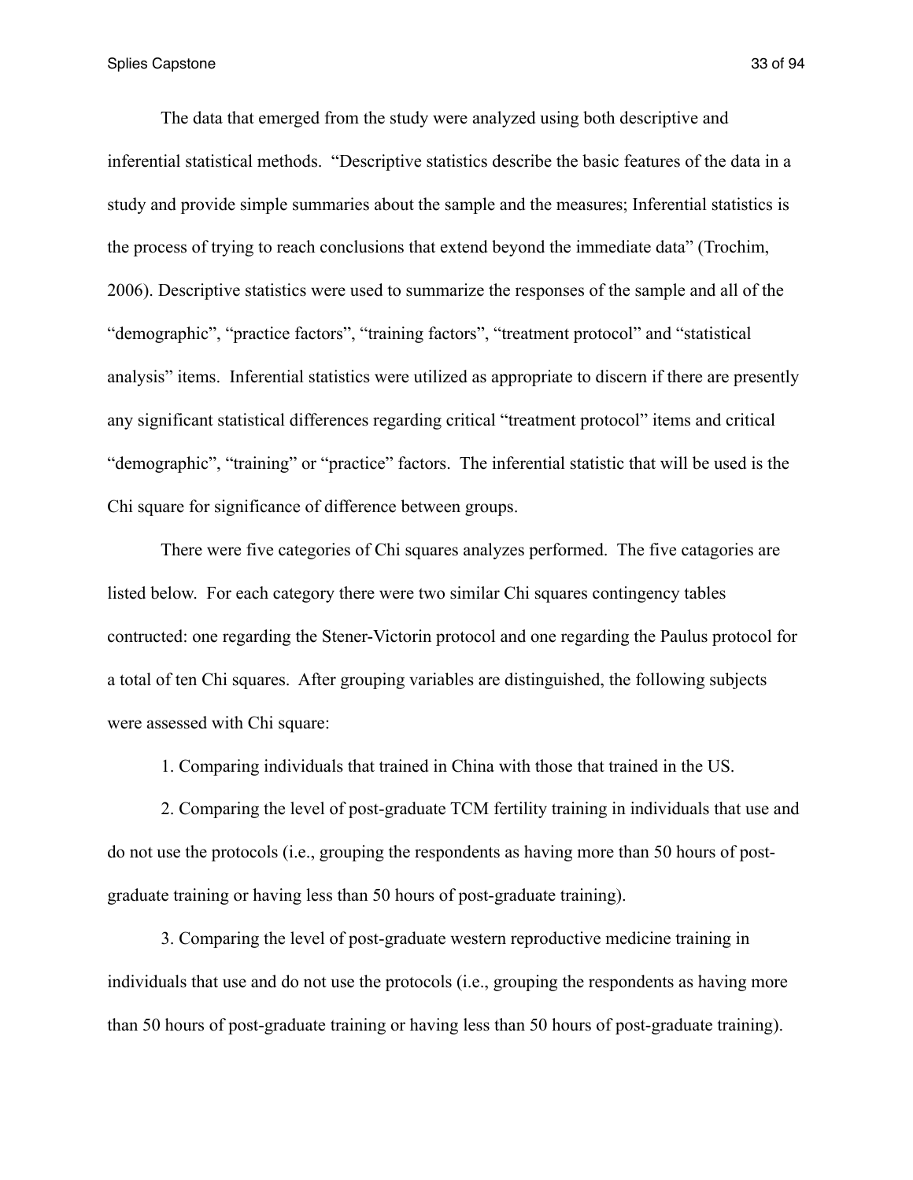The data that emerged from the study were analyzed using both descriptive and inferential statistical methods. "Descriptive statistics describe the basic features of the data in a study and provide simple summaries about the sample and the measures; Inferential statistics is the process of trying to reach conclusions that extend beyond the immediate data" (Trochim, 2006). Descriptive statistics were used to summarize the responses of the sample and all of the "demographic", "practice factors", "training factors", "treatment protocol" and "statistical analysis" items. Inferential statistics were utilized as appropriate to discern if there are presently any significant statistical differences regarding critical "treatment protocol" items and critical "demographic", "training" or "practice" factors. The inferential statistic that will be used is the Chi square for significance of difference between groups.

There were five categories of Chi squares analyzes performed. The five catagories are listed below. For each category there were two similar Chi squares contingency tables contructed: one regarding the Stener-Victorin protocol and one regarding the Paulus protocol for a total of ten Chi squares. After grouping variables are distinguished, the following subjects were assessed with Chi square:

1. Comparing individuals that trained in China with those that trained in the US.

2. Comparing the level of post-graduate TCM fertility training in individuals that use and do not use the protocols (i.e., grouping the respondents as having more than 50 hours of post-graduate training or having less than 50 hours of post-graduate training).

3. Comparing the level of post-graduate western reproductive medicine training in individuals that use and do not use the protocols (i.e., grouping the respondents as having more than 50 hours of post-graduate training or having less than 50 hours of post-graduate training).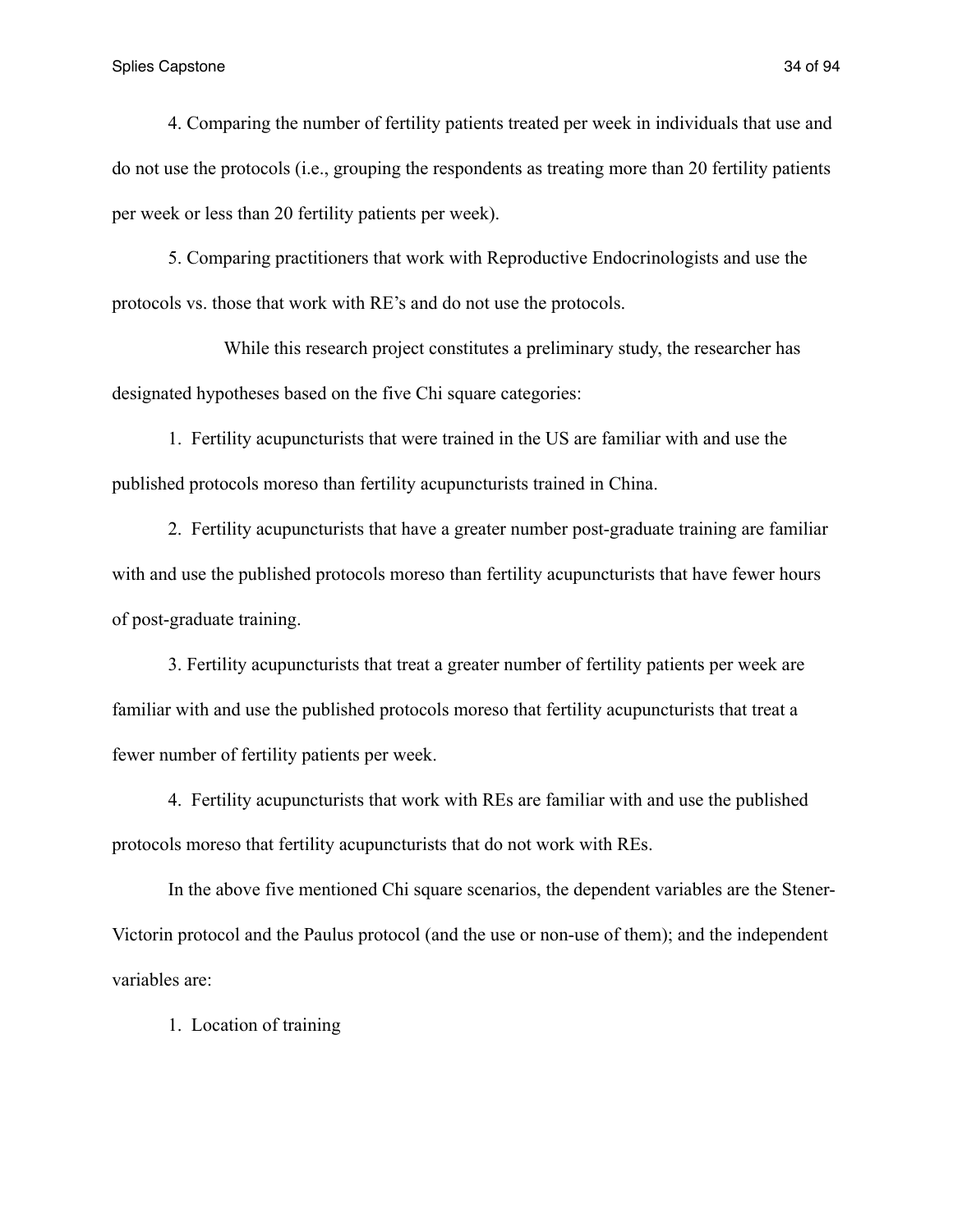4. Comparing the number of fertility patients treated per week in individuals that use and do not use the protocols (i.e., grouping the respondents as treating more than 20 fertility patients per week or less than 20 fertility patients per week).

5. Comparing practitioners that work with Reproductive Endocrinologists and use the protocols vs. those that work with RE's and do not use the protocols.

While this research project constitutes a preliminary study, the researcher has designated hypotheses based on the five Chi square categories:

1. Fertility acupuncturists that were trained in the US are familiar with and use the published protocols moreso than fertility acupuncturists trained in China.

2. Fertility acupuncturists that have a greater number post-graduate training are familiar with and use the published protocols moreso than fertility acupuncturists that have fewer hours of post-graduate training.

3. Fertility acupuncturists that treat a greater number of fertility patients per week are familiar with and use the published protocols moreso that fertility acupuncturists that treat a fewer number of fertility patients per week.

4. Fertility acupuncturists that work with REs are familiar with and use the published protocols moreso that fertility acupuncturists that do not work with REs.

In the above five mentioned Chi square scenarios, the dependent variables are the Stener-Victorin protocol and the Paulus protocol (and the use or non-use of them); and the independent variables are:

1. Location of training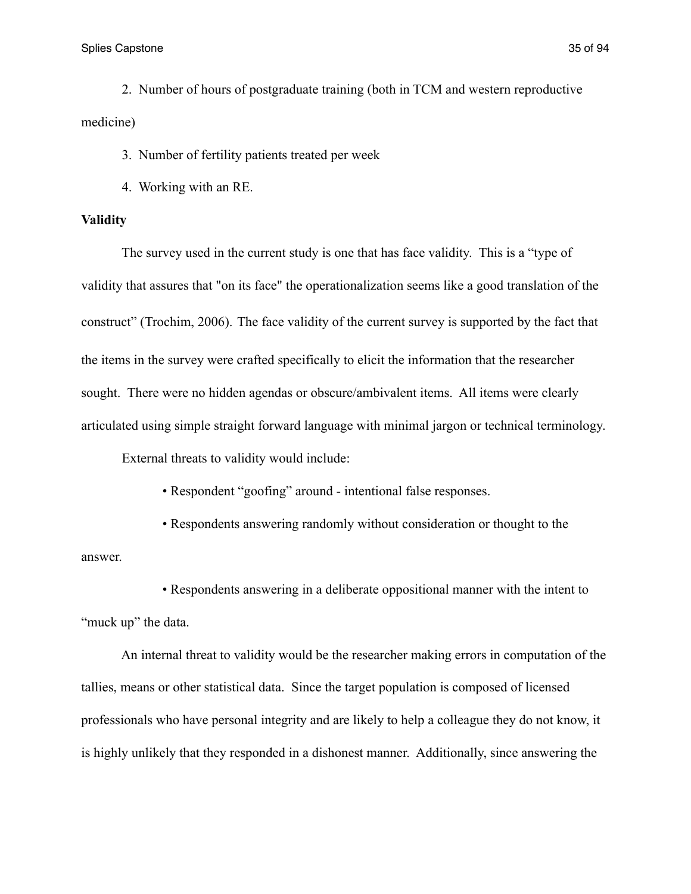2. Number of hours of postgraduate training (both in TCM and western reproductive medicine)

3. Number of fertility patients treated per week

4. Working with an RE.

**Validity**

The survey used in the current study is one that has face validity. This is a "type of validity that assures that "on its face" the operationalization seems like a good translation of the construct" (Trochim, 2006). The face validity of the current survey is supported by the fact that the items in the survey were crafted specifically to elicit the information that the researcher sought. There were no hidden agendas or obscure/ambivalent items. All items were clearly articulated using simple straight forward language with minimal jargon or technical terminology.

External threats to validity would include:

- Respondent "goofing" around - intentional false responses.
- Respondents answering randomly without consideration or thought to the answer.
- Respondents answering in a deliberate oppositional manner with the intent to "muck up" the data.

An internal threat to validity would be the researcher making errors in computation of the tallies, means or other statistical data. Since the target population is composed of licensed professionals who have personal integrity and are likely to help a colleague they do not know, it is highly unlikely that they responded in a dishonest manner. Additionally, since answering the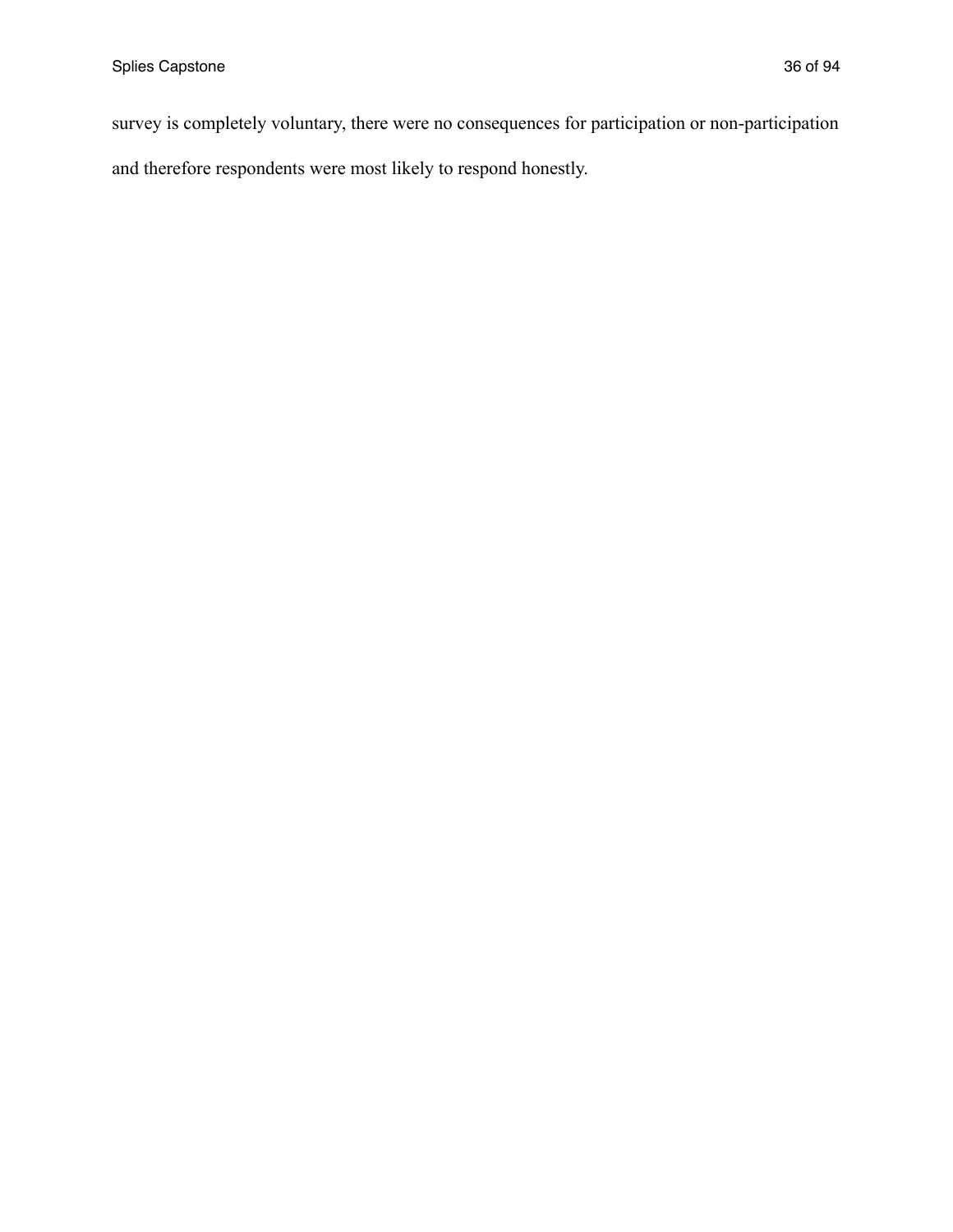survey is completely voluntary, there were no consequences for participation or non-participation and therefore respondents were most likely to respond honestly.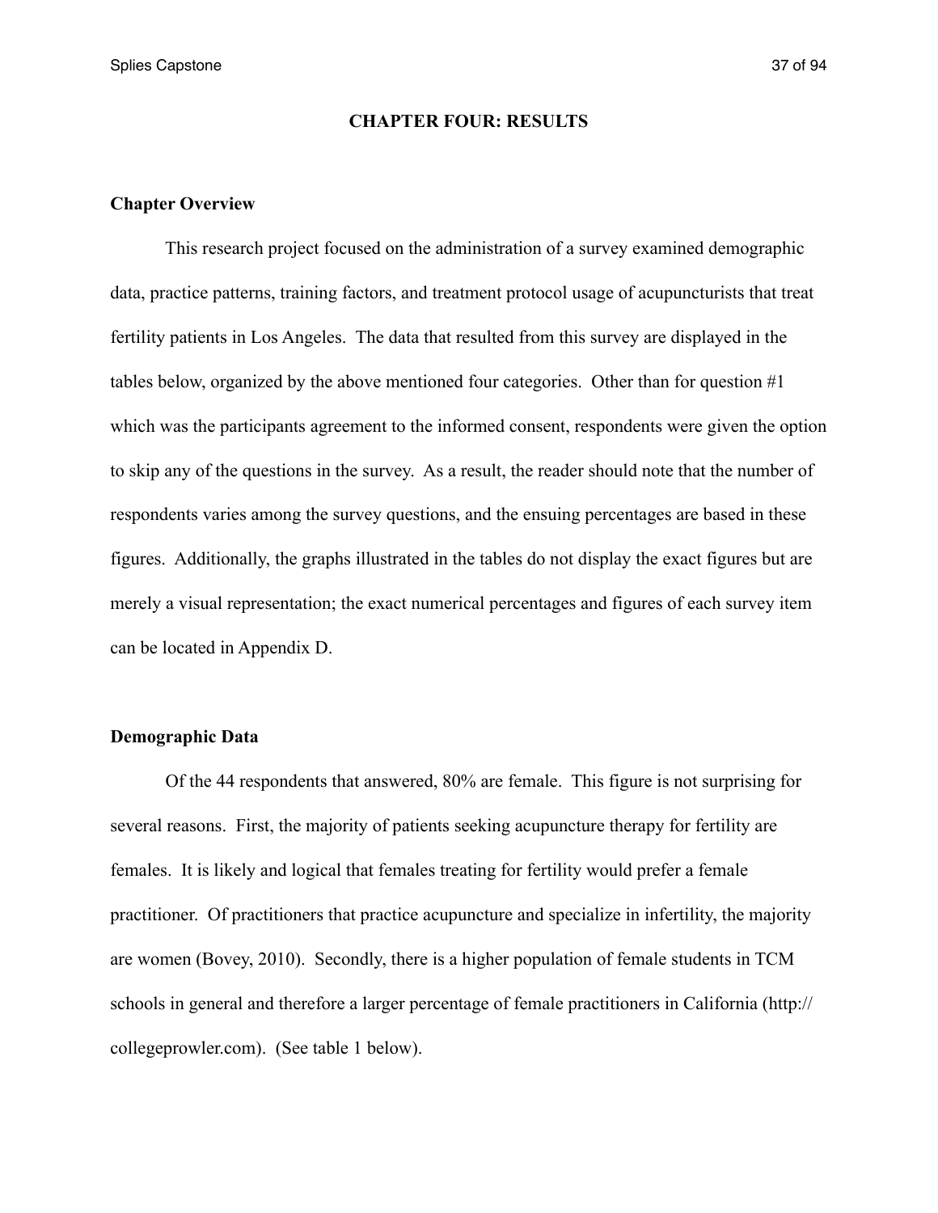## CHAPTER FOUR: RESULTS

### Chapter Overview

This research project focused on the administration of a survey examined demographic data, practice patterns, training factors, and treatment protocol usage of acupuncturists that treat fertility patients in Los Angeles. The data that resulted from this survey are displayed in the tables below, organized by the above mentioned four categories. Other than for question #1 which was the participants agreement to the informed consent, respondents were given the option to skip any of the questions in the survey. As a result, the reader should note that the number of respondents varies among the survey questions, and the ensuing percentages are based in these figures. Additionally, the graphs illustrated in the tables do not display the exact figures but are merely a visual representation; the exact numerical percentages and figures of each survey item can be located in Appendix D.

### Demographic Data

Of the 44 respondents that answered, 80% are female. This figure is not surprising for several reasons. First, the majority of patients seeking acupuncture therapy for fertility are females. It is likely and logical that females treating for fertility would prefer a female practitioner. Of practitioners that practice acupuncture and specialize in infertility, the majority are women (Bovey, 2010). Secondly, there is a higher population of female students in TCM schools in general and therefore a larger percentage of female practitioners in California (http://collegeprowler.com). (See table 1 below).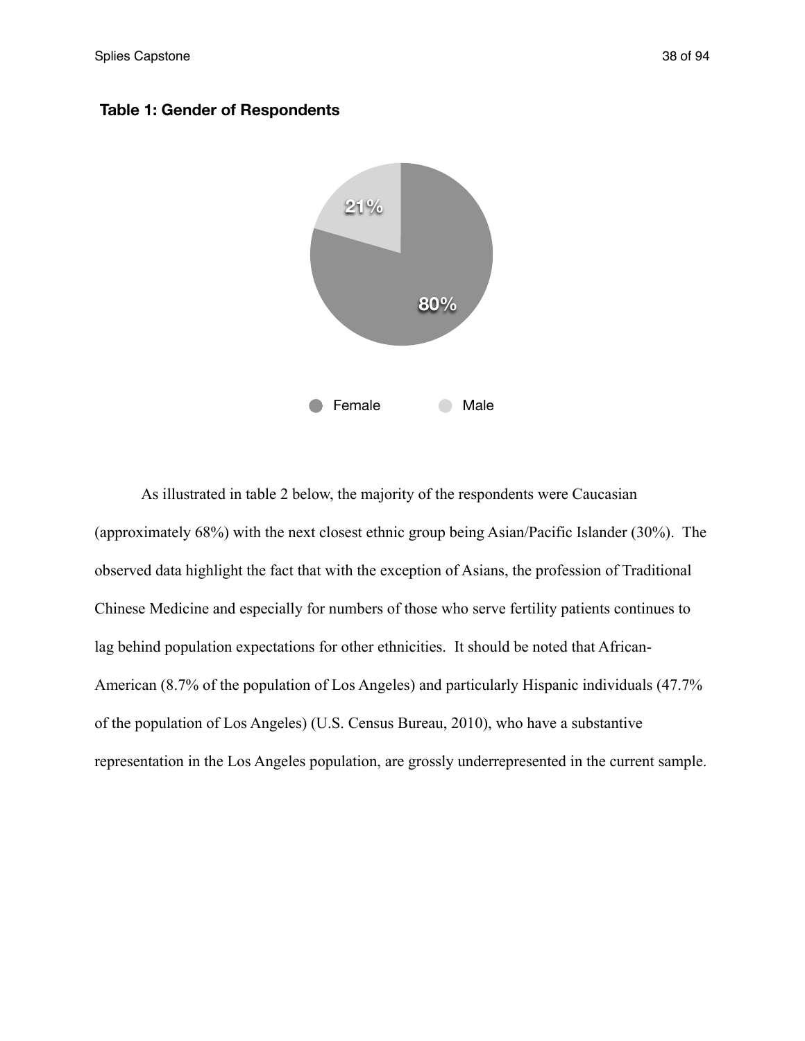**Table 1: Gender of Respondents**

As illustrated in table 2 below, the majority of the respondents were Caucasian (approximately 68%) with the next closest ethnic group being Asian/Pacific Islander (30%). The observed data highlight the fact that with the exception of Asians, the profession of Traditional Chinese Medicine and especially for numbers of those who serve fertility patients continues to lag behind population expectations for other ethnicities. It should be noted that African-American (8.7% of the population of Los Angeles) and particularly Hispanic individuals (47.7% of the population of Los Angeles) (U.S. Census Bureau, 2010), who have a substantive representation in the Los Angeles population, are grossly underrepresented in the current sample.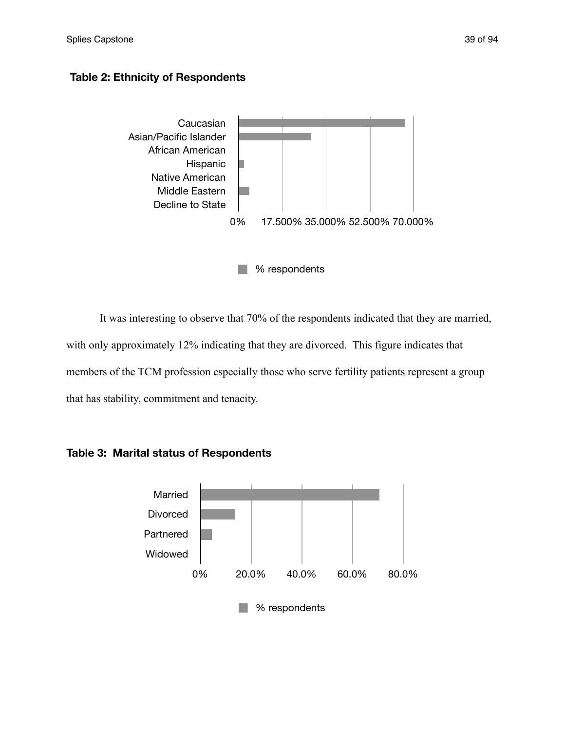**Table 2: Ethnicity of Respondents**

Caucasian
Asian/Pacific Islander
African American
Hispanic
Native American
Middle Eastern
Decline to State

0% 17.500% 35.000% 52.500% 70.000%

% respondents

It was interesting to observe that 70% of the respondents indicated that they are married, with only approximately 12% indicating that they are divorced. This figure indicates that members of the TCM profession especially those who serve fertility patients represent a group that has stability, commitment and tenacity.

**Table 3: Marital status of Respondents**

Married
Divorced
Partnered
Widowed

0% 20.0% 40.0% 60.0% 80.0%

% respondents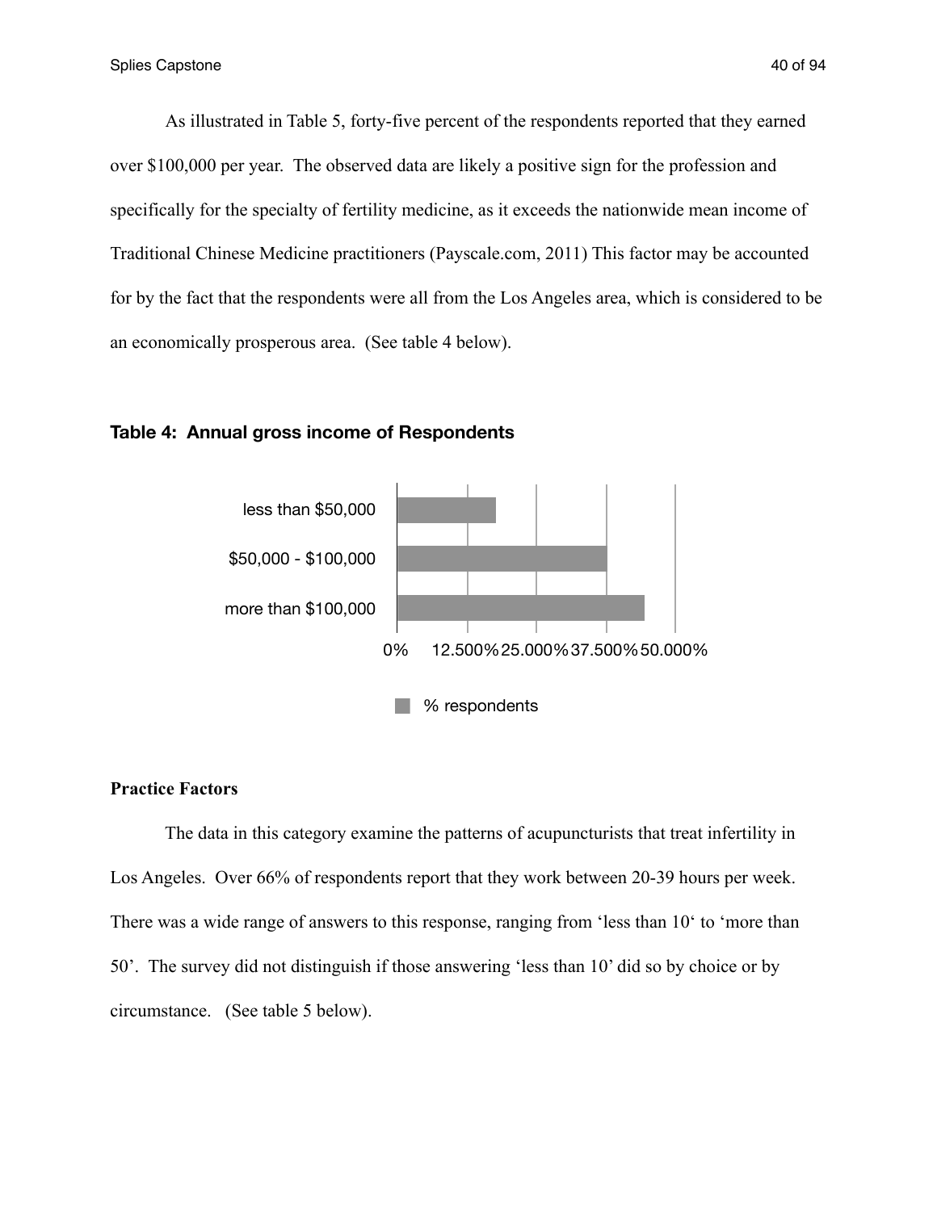As illustrated in Table 5, forty-five percent of the respondents reported that they earned over $100,000 per year. The observed data are likely a positive sign for the profession and specifically for the specialty of fertility medicine, as it exceeds the nationwide mean income of Traditional Chinese Medicine practitioners (Payscale.com, 2011) This factor may be accounted for by the fact that the respondents were all from the Los Angeles area, which is considered to be an economically prosperous area. (See table 4 below).

**Table 4: Annual gross income of Respondents**

less than $50,000

$50,000 - $100,000

more than $100,000

0% 12.500% 25.000% 37.500% 50.000%

% respondents

**Practice Factors**

The data in this category examine the patterns of acupuncturists that treat infertility in Los Angeles. Over 66% of respondents report that they work between 20-39 hours per week. There was a wide range of answers to this response, ranging from 'less than 10' to 'more than 50'. The survey did not distinguish if those answering 'less than 10' did so by choice or by circumstance. (See table 5 below).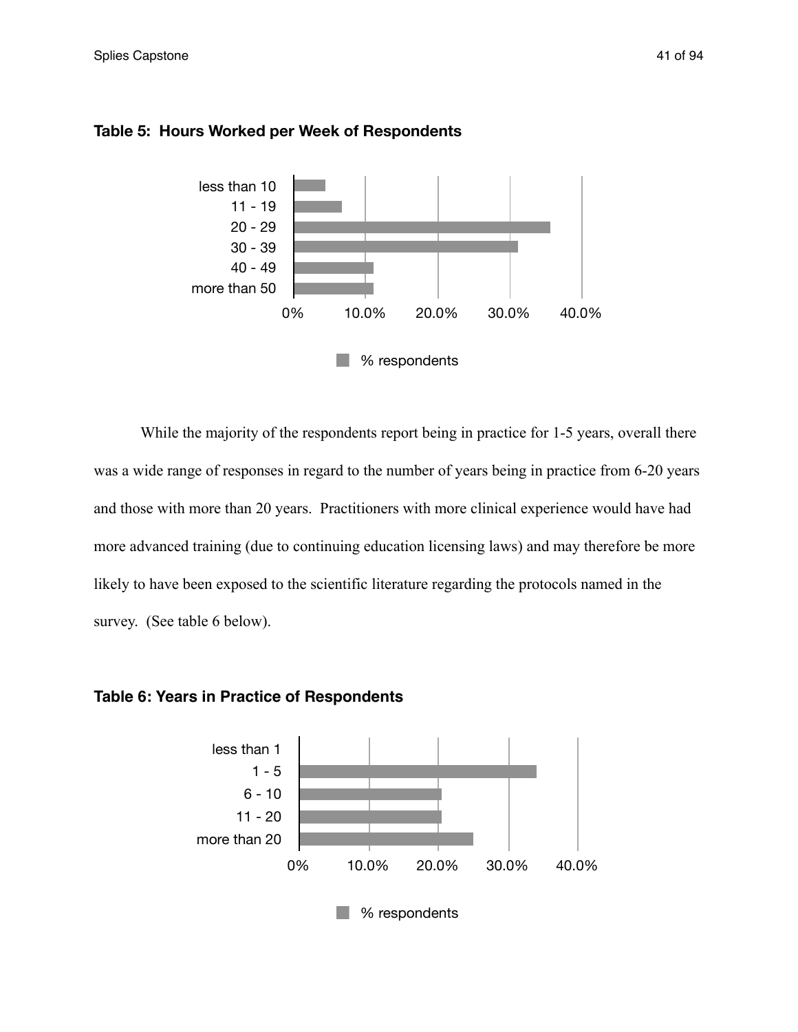**Table 5: Hours Worked per Week of Respondents**

While the majority of the respondents report being in practice for 1-5 years, overall there was a wide range of responses in regard to the number of years being in practice from 6-20 years and those with more than 20 years. Practitioners with more clinical experience would have had more advanced training (due to continuing education licensing laws) and may therefore be more likely to have been exposed to the scientific literature regarding the protocols named in the survey. (See table 6 below).

**Table 6: Years in Practice of Respondents**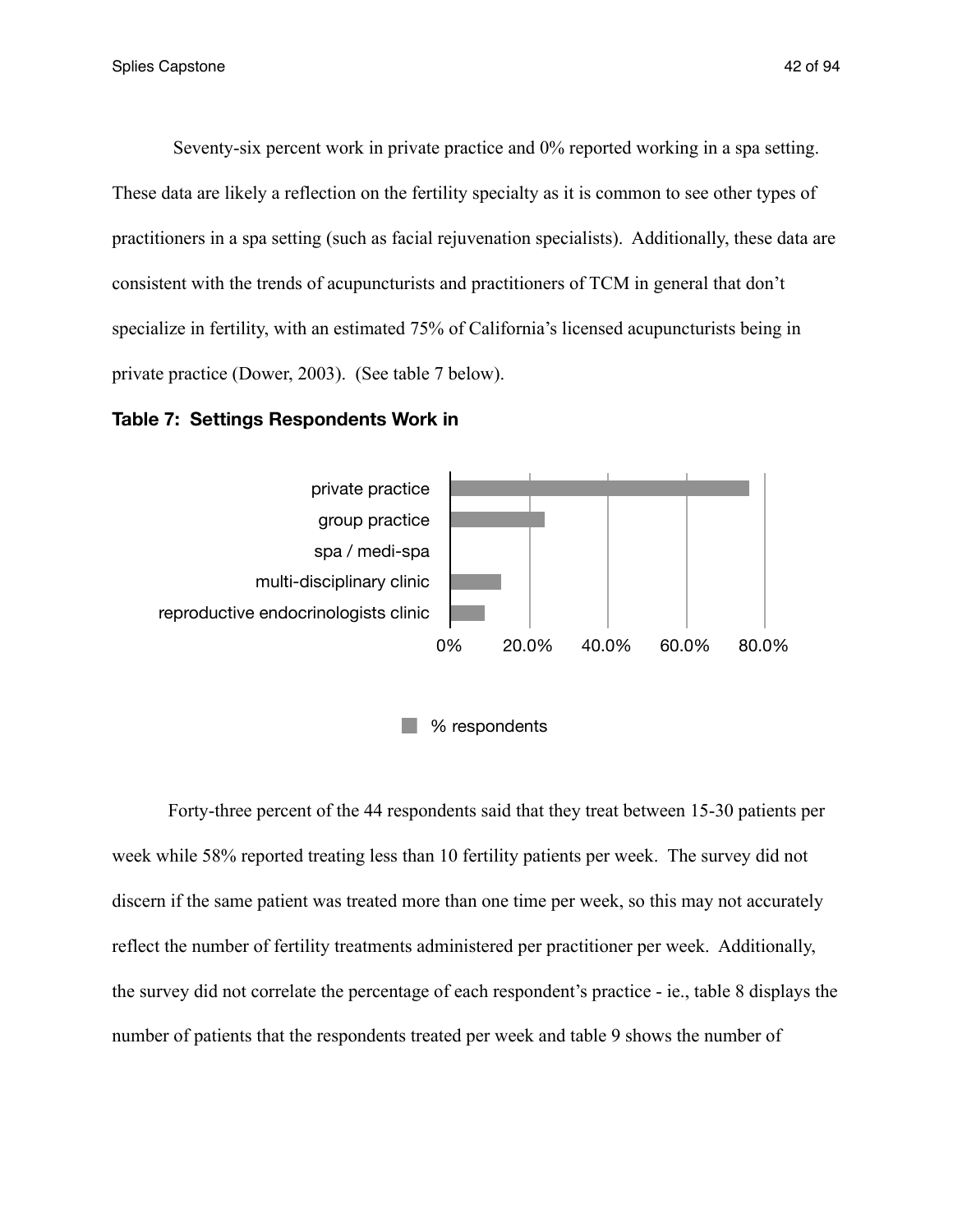Seventy-six percent work in private practice and 0% reported working in a spa setting. These data are likely a reflection on the fertility specialty as it is common to see other types of practitioners in a spa setting (such as facial rejuvenation specialists). Additionally, these data are consistent with the trends of acupuncturists and practitioners of TCM in general that don't specialize in fertility, with an estimated 75% of California's licensed acupuncturists being in private practice (Dower, 2003). (See table 7 below).

**Table 7: Settings Respondents Work in**

private practice
group practice
spa / medi-spa
multi-disciplinary clinic
reproductive endocrinologists clinic

0% 20.0% 40.0% 60.0% 80.0%

% respondents

Forty-three percent of the 44 respondents said that they treat between 15-30 patients per week while 58% reported treating less than 10 fertility patients per week. The survey did not discern if the same patient was treated more than one time per week, so this may not accurately reflect the number of fertility treatments administered per practitioner per week. Additionally, the survey did not correlate the percentage of each respondent's practice - ie., table 8 displays the number of patients that the respondents treated per week and table 9 shows the number of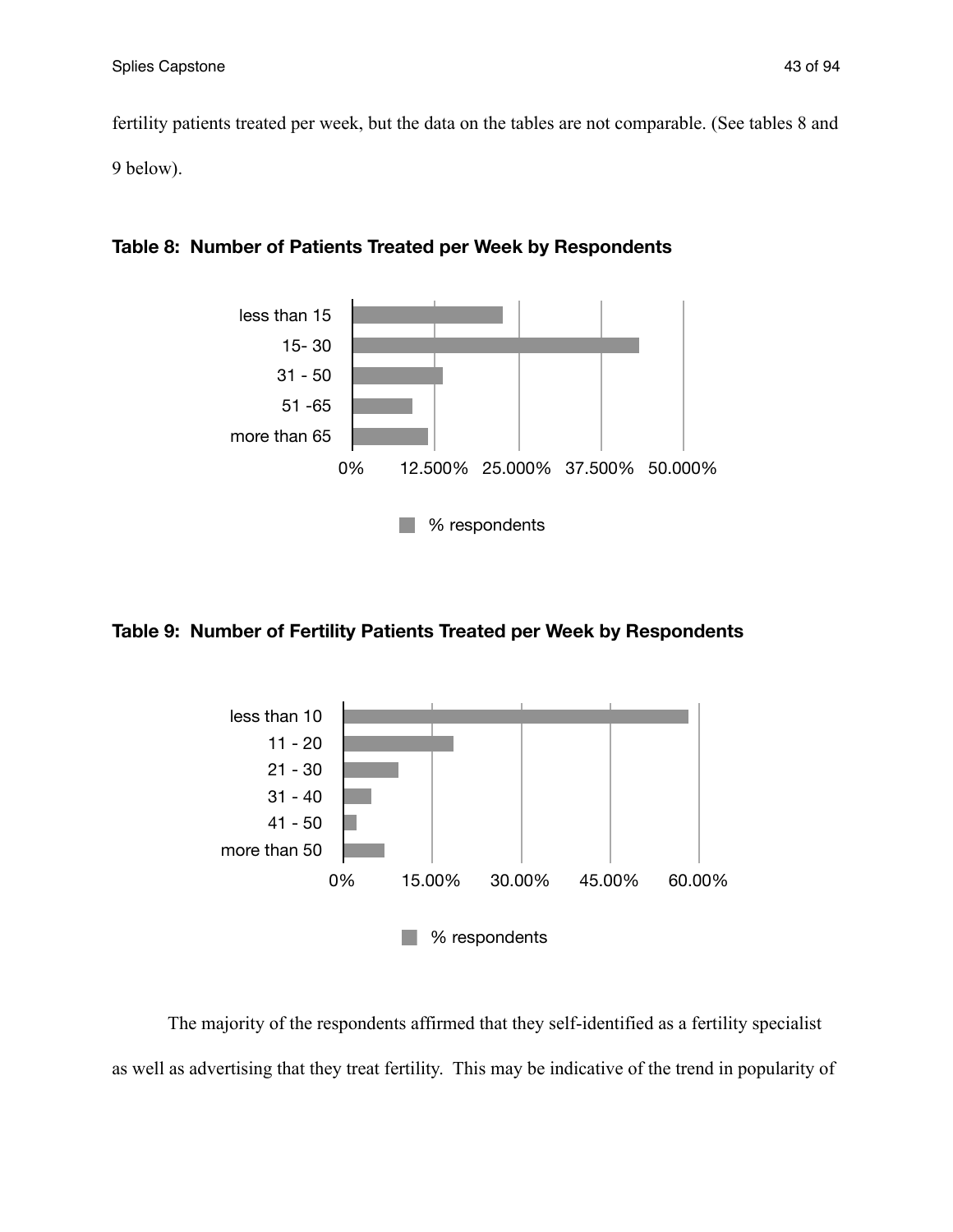fertility patients treated per week, but the data on the tables are not comparable. (See tables 8 and 9 below).

**Table 8: Number of Patients Treated per Week by Respondents**

**Table 9: Number of Fertility Patients Treated per Week by Respondents**

The majority of the respondents affirmed that they self-identified as a fertility specialist as well as advertising that they treat fertility. This may be indicative of the trend in popularity of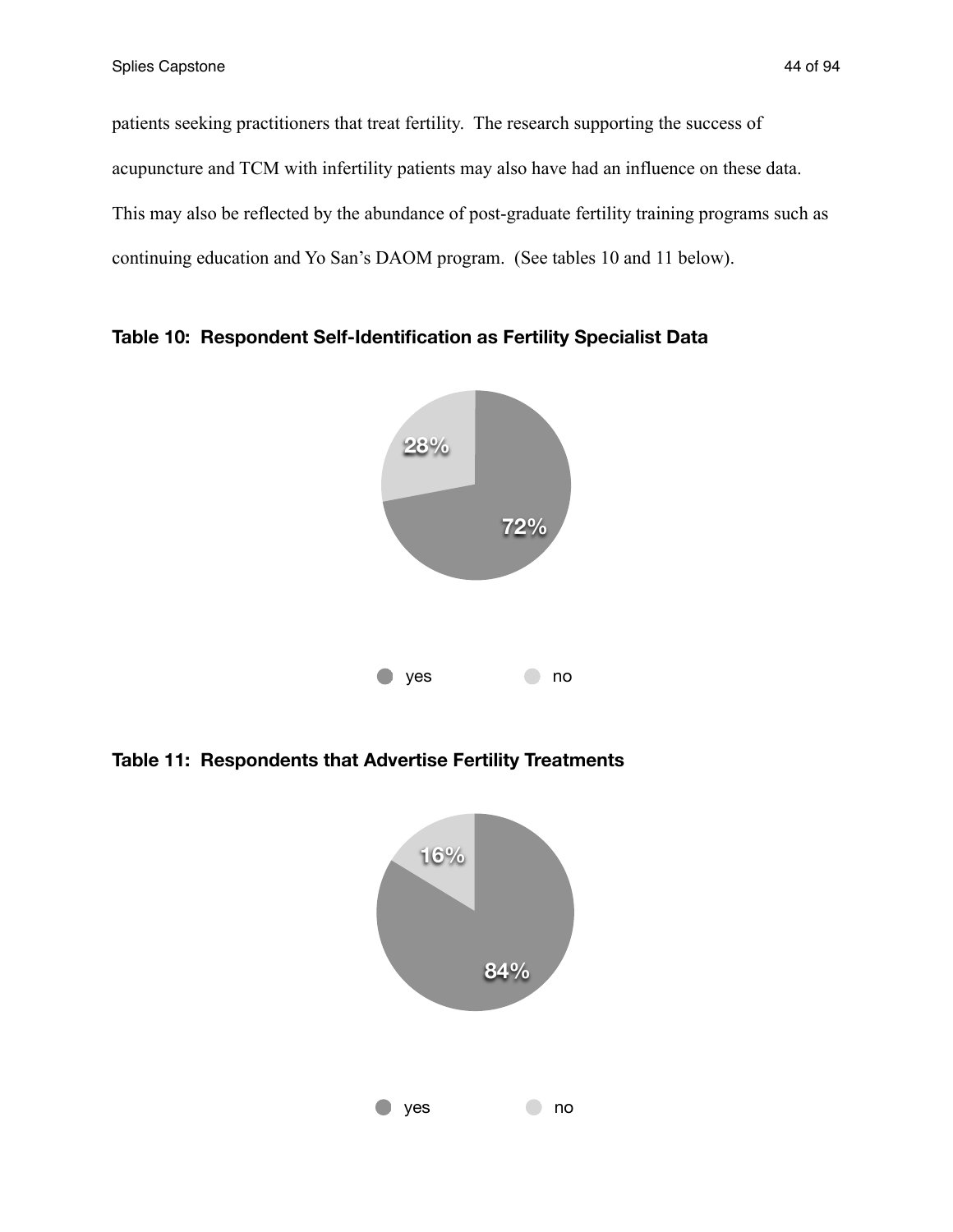patients seeking practitioners that treat fertility. The research supporting the success of acupuncture and TCM with infertility patients may also have had an influence on these data. This may also be reflected by the abundance of post-graduate fertility training programs such as continuing education and Yo San's DAOM program. (See tables 10 and 11 below).

**Table 10: Respondent Self-Identification as Fertility Specialist Data**

28%

72%

yes no

**Table 11: Respondents that Advertise Fertility Treatments**

16%

84%

yes no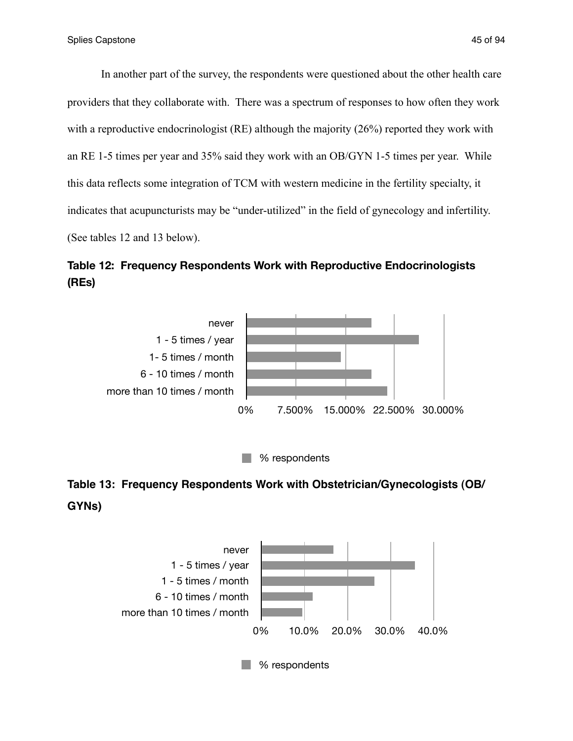In another part of the survey, the respondents were questioned about the other health care providers that they collaborate with. There was a spectrum of responses to how often they work with a reproductive endocrinologist (RE) although the majority (26%) reported they work with an RE 1-5 times per year and 35% said they work with an OB/GYN 1-5 times per year. While this data reflects some integration of TCM with western medicine in the fertility specialty, it indicates that acupuncturists may be "under-utilized" in the field of gynecology and infertility. (See tables 12 and 13 below).

**Table 12: Frequency Respondents Work with Reproductive Endocrinologists (REs)**

**Table 13: Frequency Respondents Work with Obstetrician/Gynecologists (OB/GYNs)**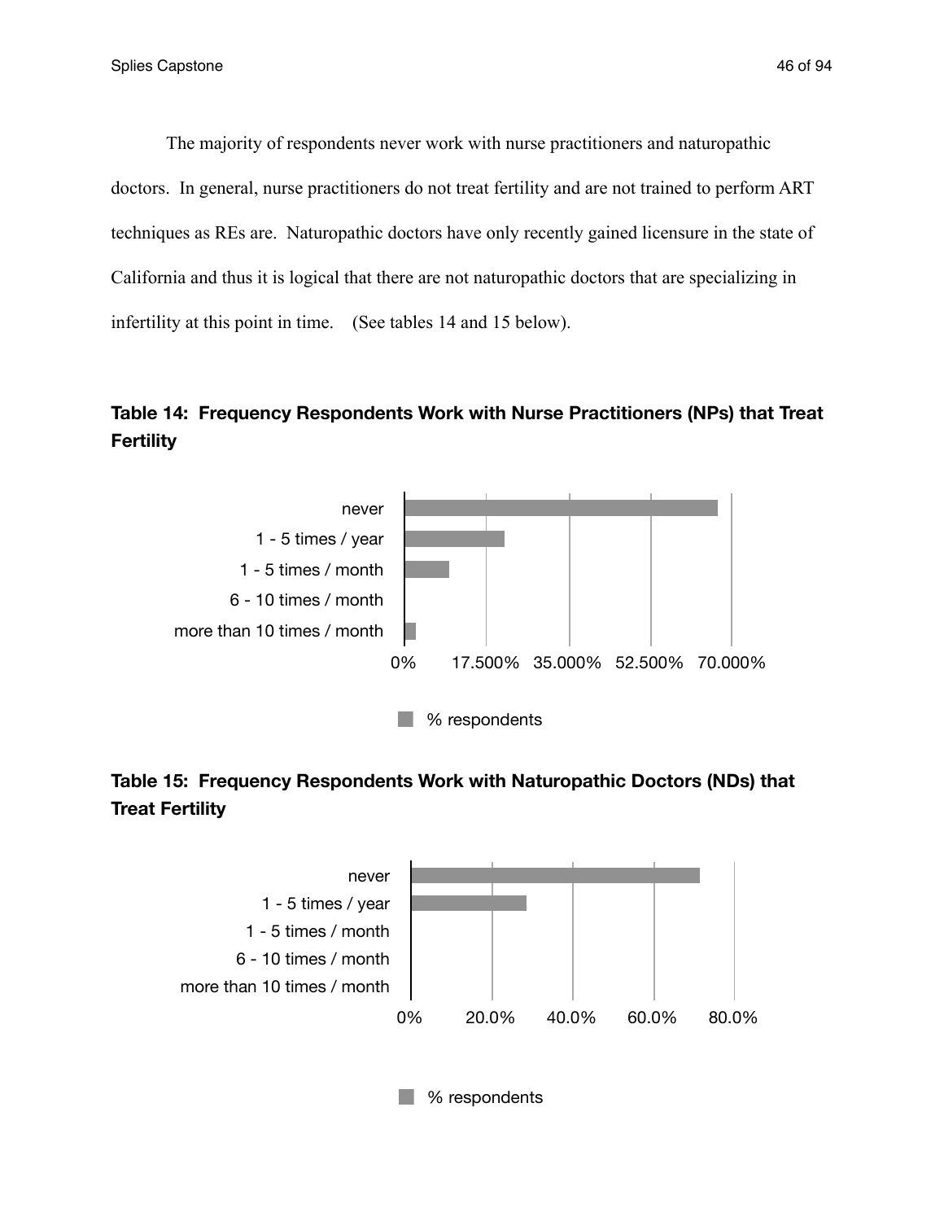The majority of respondents never work with nurse practitioners and naturopathic doctors. In general, nurse practitioners do not treat fertility and are not trained to perform ART techniques as REs are. Naturopathic doctors have only recently gained licensure in the state of California and thus it is logical that there are not naturopathic doctors that are specializing in infertility at this point in time. (See tables 14 and 15 below).

**Table 14: Frequency Respondents Work with Nurse Practitioners (NPs) that Treat Fertility**

never

1 - 5 times / year

1 - 5 times / month

6 - 10 times / month

more than 10 times / month

0% 17.500% 35.000% 52.500% 70.000%

% respondents

**Table 15: Frequency Respondents Work with Naturopathic Doctors (NDs) that Treat Fertility**

never

1 - 5 times / year

1 - 5 times / month

6 - 10 times / month

more than 10 times / month

0% 20.0% 40.0% 60.0% 80.0%

% respondents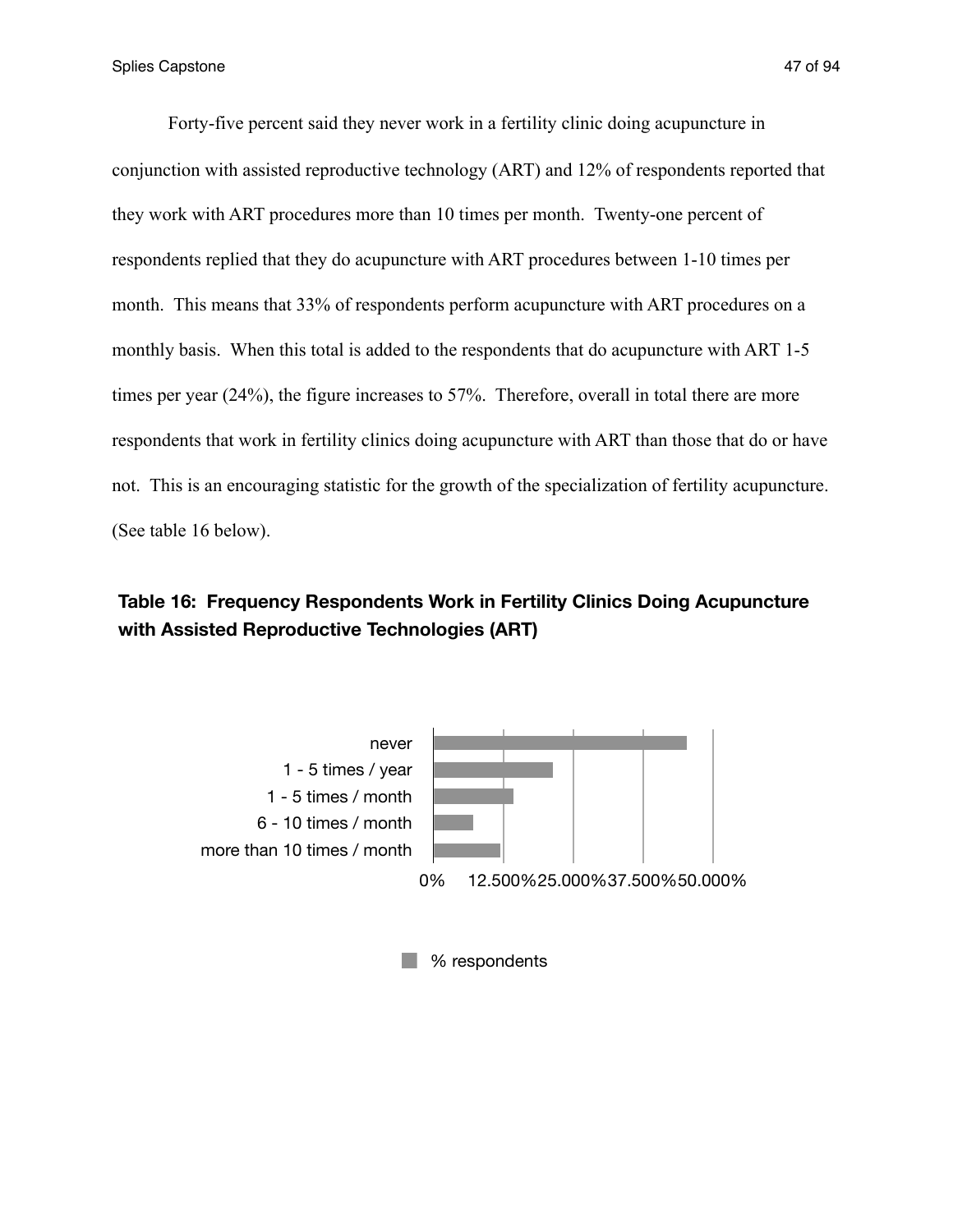Forty-five percent said they never work in a fertility clinic doing acupuncture in conjunction with assisted reproductive technology (ART) and 12% of respondents reported that they work with ART procedures more than 10 times per month. Twenty-one percent of respondents replied that they do acupuncture with ART procedures between 1-10 times per month. This means that 33% of respondents perform acupuncture with ART procedures on a monthly basis. When this total is added to the respondents that do acupuncture with ART 1-5 times per year (24%), the figure increases to 57%. Therefore, overall in total there are more respondents that work in fertility clinics doing acupuncture with ART than those that do or have not. This is an encouraging statistic for the growth of the specialization of fertility acupuncture. (See table 16 below).

**Table 16: Frequency Respondents Work in Fertility Clinics Doing Acupuncture with Assisted Reproductive Technologies (ART)**

never

1 - 5 times / year

1 - 5 times / month

6 - 10 times / month

more than 10 times / month

0% 12.500% 25.000% 37.500% 50.000%

% respondents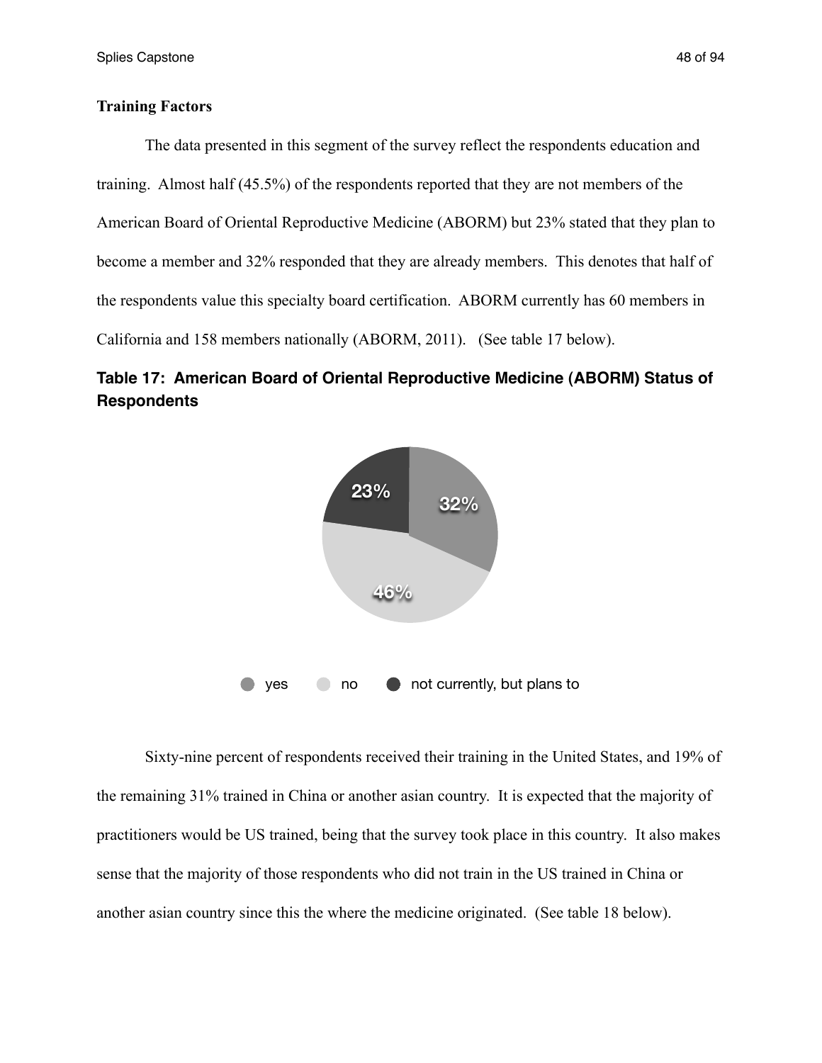**Training Factors**

The data presented in this segment of the survey reflect the respondents education and training. Almost half (45.5%) of the respondents reported that they are not members of the American Board of Oriental Reproductive Medicine (ABORM) but 23% stated that they plan to become a member and 32% responded that they are already members. This denotes that half of the respondents value this specialty board certification. ABORM currently has 60 members in California and 158 members nationally (ABORM, 2011). (See table 17 below).

**Table 17: American Board of Oriental Reproductive Medicine (ABORM) Status of Respondents**

| Response | Percent |
| --- | --- |
| yes | 32% |
| no | 46% |
| not currently, but plans to | 23% |

Sixty-nine percent of respondents received their training in the United States, and 19% of the remaining 31% trained in China or another asian country. It is expected that the majority of practitioners would be US trained, being that the survey took place in this country. It also makes sense that the majority of those respondents who did not train in the US trained in China or another asian country since this the where the medicine originated. (See table 18 below).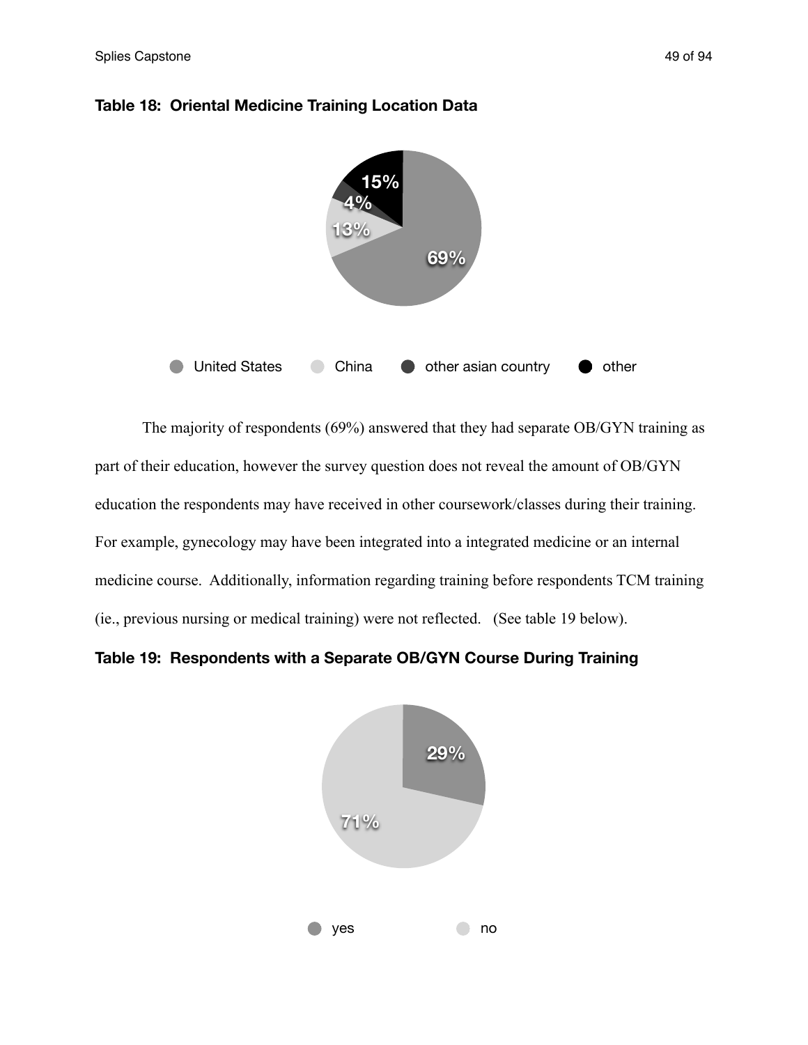**Table 18: Oriental Medicine Training Location Data**

| Location | Percentage |
| --- | --- |
| United States | 69% |
| China | 13% |
| other asian country | 4% |
| other | 15% |

The majority of respondents (69%) answered that they had separate OB/GYN training as part of their education, however the survey question does not reveal the amount of OB/GYN education the respondents may have received in other coursework/classes during their training. For example, gynecology may have been integrated into a integrated medicine or an internal medicine course. Additionally, information regarding training before respondents TCM training (ie., previous nursing or medical training) were not reflected. (See table 19 below).

**Table 19: Respondents with a Separate OB/GYN Course During Training**

| Response | Percentage |
| --- | --- |
| yes | 29% |
| no | 71% |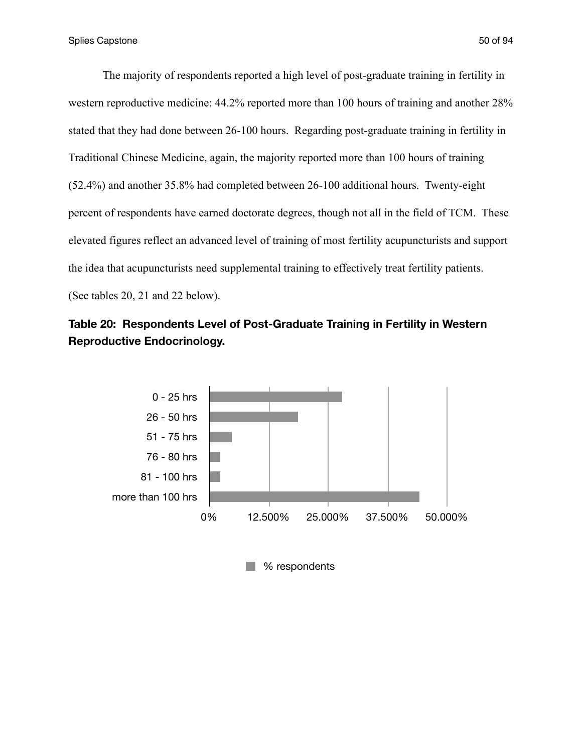The majority of respondents reported a high level of post-graduate training in fertility in western reproductive medicine: 44.2% reported more than 100 hours of training and another 28% stated that they had done between 26-100 hours. Regarding post-graduate training in fertility in Traditional Chinese Medicine, again, the majority reported more than 100 hours of training (52.4%) and another 35.8% had completed between 26-100 additional hours. Twenty-eight percent of respondents have earned doctorate degrees, though not all in the field of TCM. These elevated figures reflect an advanced level of training of most fertility acupuncturists and support the idea that acupuncturists need supplemental training to effectively treat fertility patients. (See tables 20, 21 and 22 below).

**Table 20: Respondents Level of Post-Graduate Training in Fertility in Western Reproductive Endocrinology.**

0 - 25 hrs
26 - 50 hrs
51 - 75 hrs
76 - 80 hrs
81 - 100 hrs
more than 100 hrs

0% 12.500% 25.000% 37.500% 50.000%

% respondents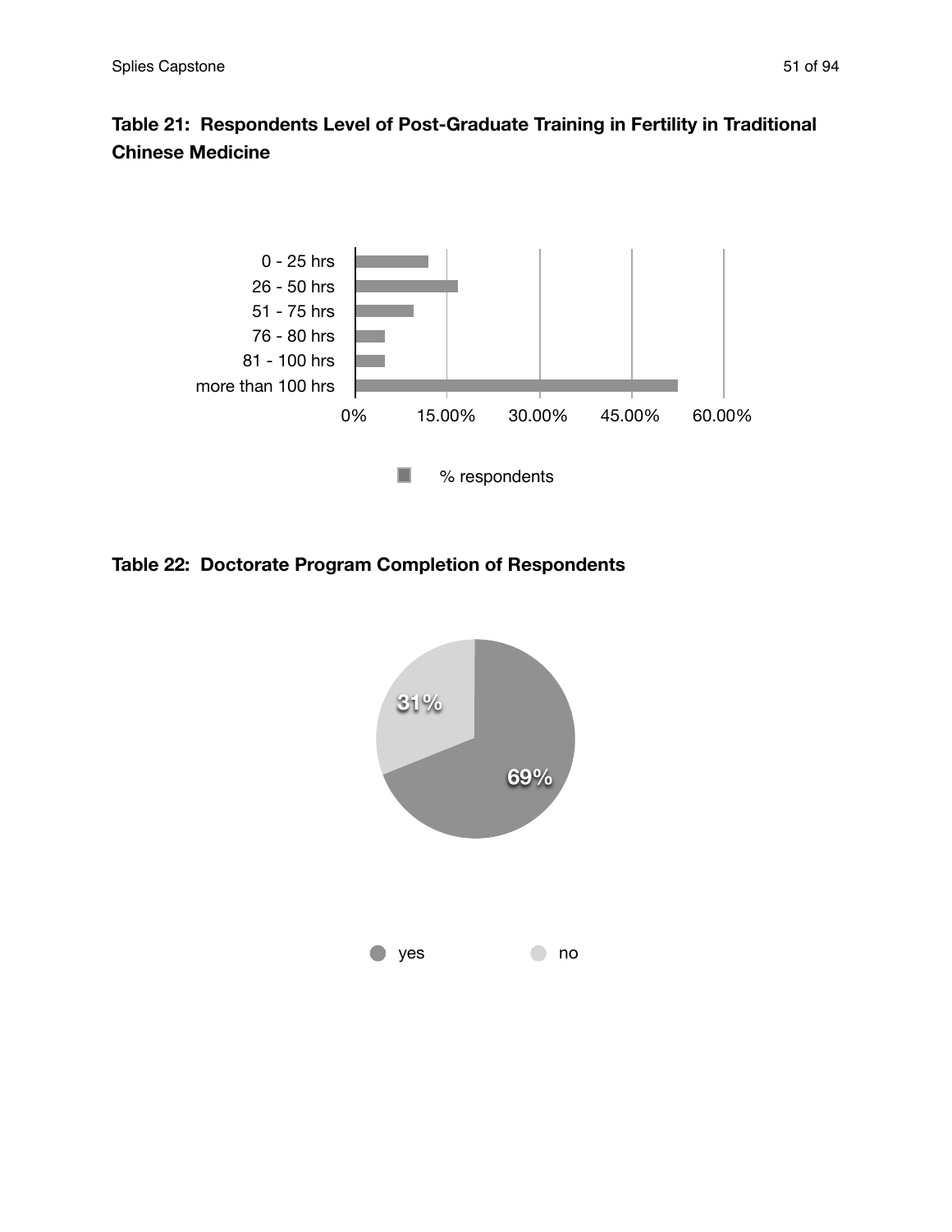**Table 21: Respondents Level of Post-Graduate Training in Fertility in Traditional Chinese Medicine**

0 - 25 hrs
26 - 50 hrs
51 - 75 hrs
76 - 80 hrs
81 - 100 hrs
more than 100 hrs

0% 15.00% 30.00% 45.00% 60.00%

% respondents

**Table 22: Doctorate Program Completion of Respondents**

31%

69%

yes no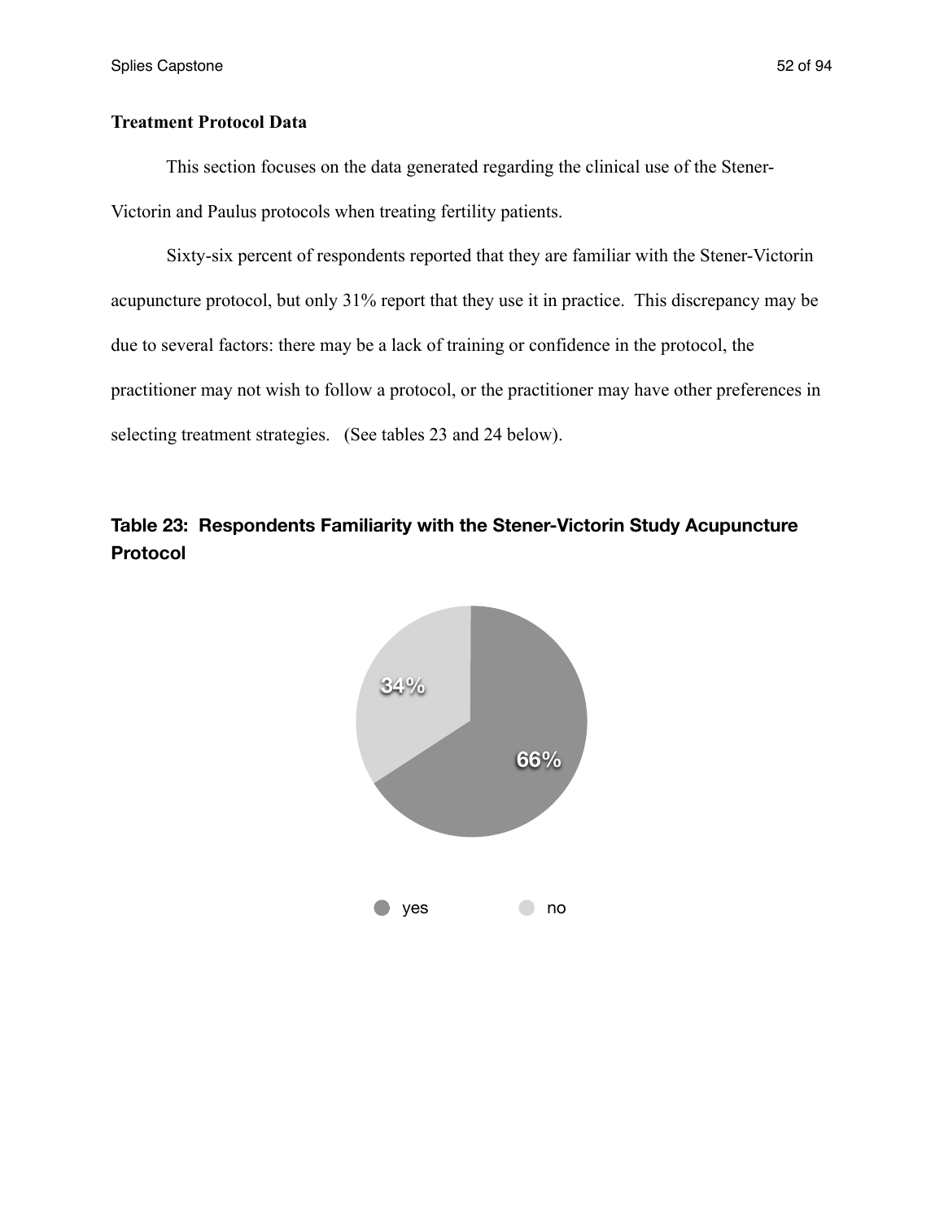**Treatment Protocol Data**

This section focuses on the data generated regarding the clinical use of the Stener-Victorin and Paulus protocols when treating fertility patients.

Sixty-six percent of respondents reported that they are familiar with the Stener-Victorin acupuncture protocol, but only 31% report that they use it in practice. This discrepancy may be due to several factors: there may be a lack of training or confidence in the protocol, the practitioner may not wish to follow a protocol, or the practitioner may have other preferences in selecting treatment strategies. (See tables 23 and 24 below).

**Table 23: Respondents Familiarity with the Stener-Victorin Study Acupuncture Protocol**

| Response | Percent |
| --- | --- |
| yes | 66% |
| no | 34% |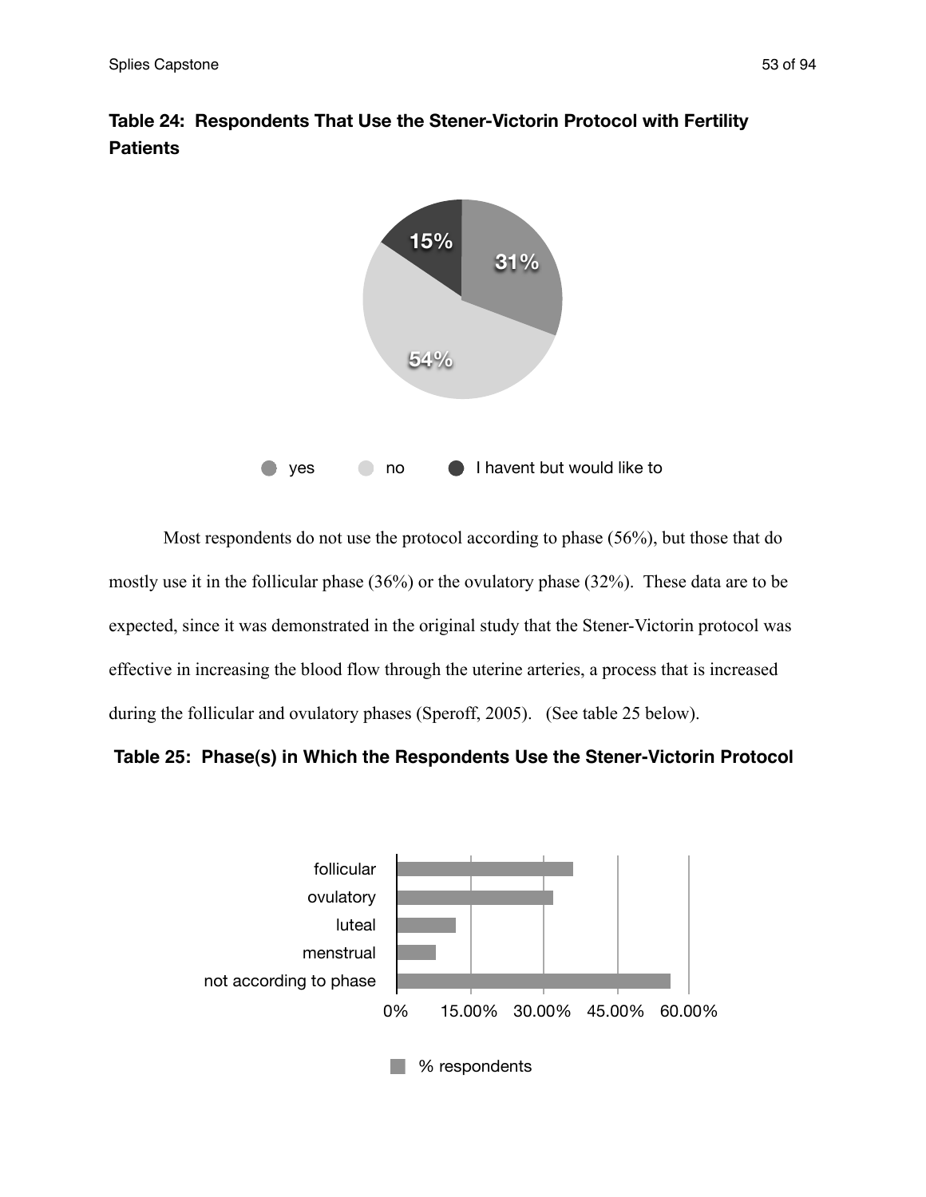**Table 24: Respondents That Use the Stener-Victorin Protocol with Fertility Patients**

| Response | % |
|---|---|
| yes | 31% |
| no | 54% |
| I havent but would like to | 15% |

Most respondents do not use the protocol according to phase (56%), but those that do mostly use it in the follicular phase (36%) or the ovulatory phase (32%). These data are to be expected, since it was demonstrated in the original study that the Stener-Victorin protocol was effective in increasing the blood flow through the uterine arteries, a process that is increased during the follicular and ovulatory phases (Speroff, 2005). (See table 25 below).

**Table 25: Phase(s) in Which the Respondents Use the Stener-Victorin Protocol**

| Phase | % respondents |
|---|---|
| follicular | 36% |
| ovulatory | 32% |
| luteal | |
| menstrual | |
| not according to phase | 56% |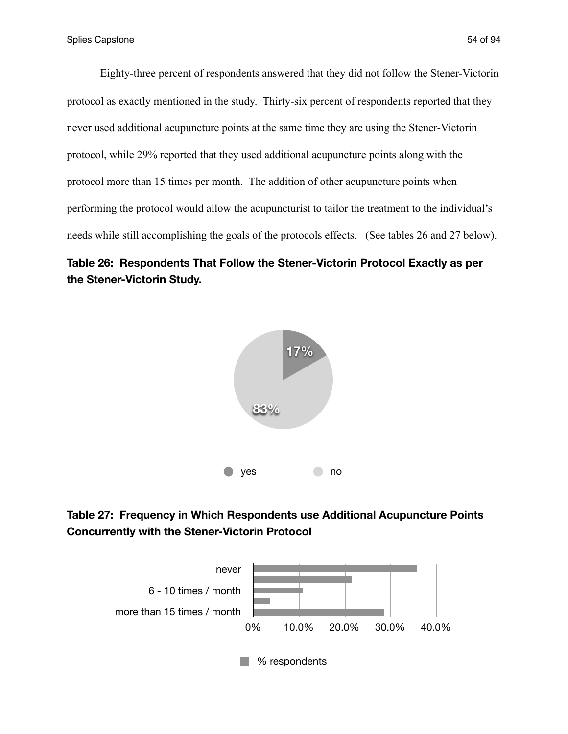Eighty-three percent of respondents answered that they did not follow the Stener-Victorin protocol as exactly mentioned in the study. Thirty-six percent of respondents reported that they never used additional acupuncture points at the same time they are using the Stener-Victorin protocol, while 29% reported that they used additional acupuncture points along with the protocol more than 15 times per month. The addition of other acupuncture points when performing the protocol would allow the acupuncturist to tailor the treatment to the individual's needs while still accomplishing the goals of the protocols effects. (See tables 26 and 27 below).

**Table 26: Respondents That Follow the Stener-Victorin Protocol Exactly as per the Stener-Victorin Study.**

| Response | % |
|---|---|
| yes | 17% |
| no | 83% |

**Table 27: Frequency in Which Respondents use Additional Acupuncture Points Concurrently with the Stener-Victorin Protocol**

never

6 - 10 times / month

more than 15 times / month

0% 10.0% 20.0% 30.0% 40.0%

% respondents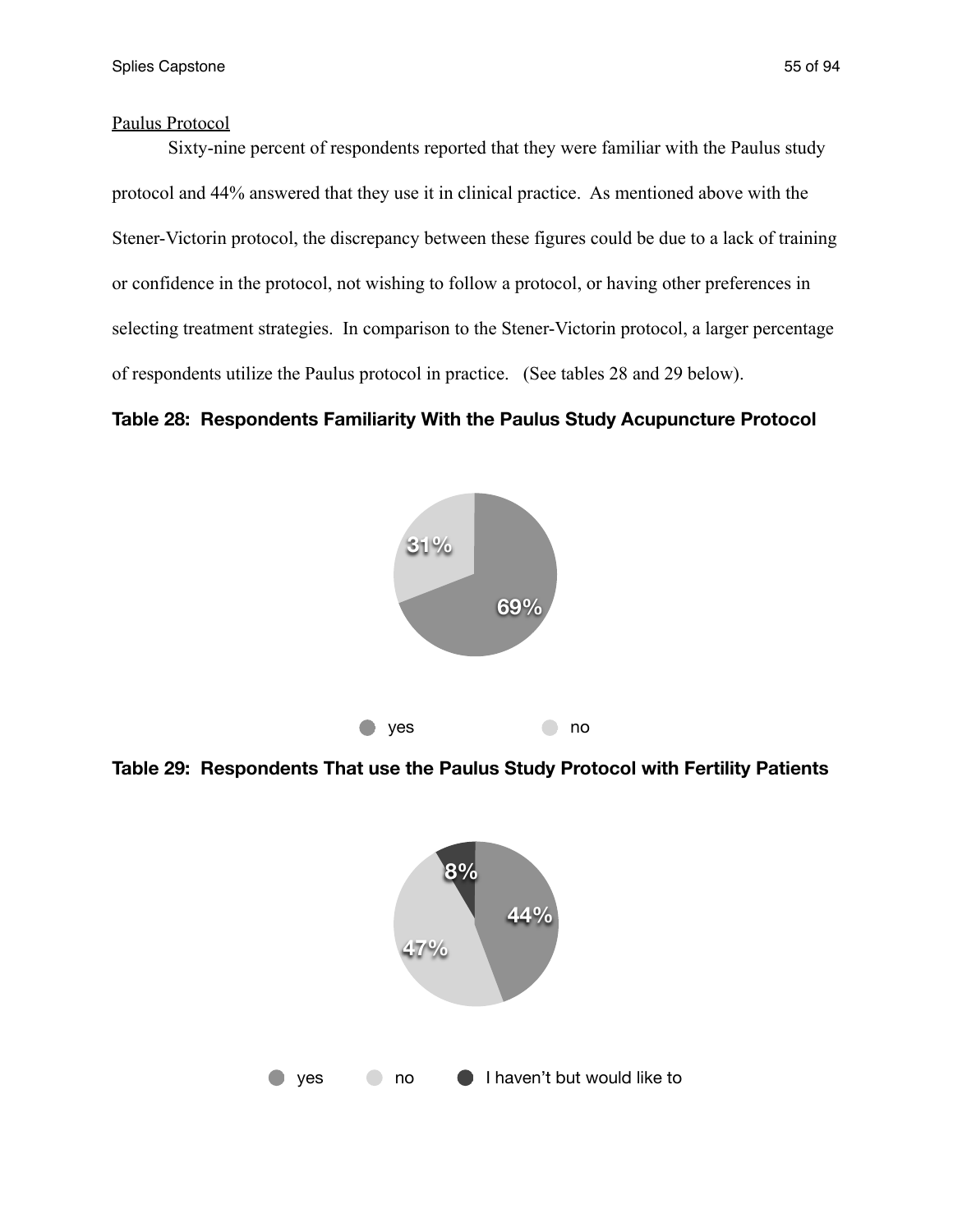Paulus Protocol

Sixty-nine percent of respondents reported that they were familiar with the Paulus study protocol and 44% answered that they use it in clinical practice. As mentioned above with the Stener-Victorin protocol, the discrepancy between these figures could be due to a lack of training or confidence in the protocol, not wishing to follow a protocol, or having other preferences in selecting treatment strategies. In comparison to the Stener-Victorin protocol, a larger percentage of respondents utilize the Paulus protocol in practice. (See tables 28 and 29 below).

**Table 28: Respondents Familiarity With the Paulus Study Acupuncture Protocol**

| Response | Percentage |
| --- | --- |
| yes | 69% |
| no | 31% |

**Table 29: Respondents That use the Paulus Study Protocol with Fertility Patients**

| Response | Percentage |
| --- | --- |
| yes | 44% |
| no | 47% |
| I haven't but would like to | 8% |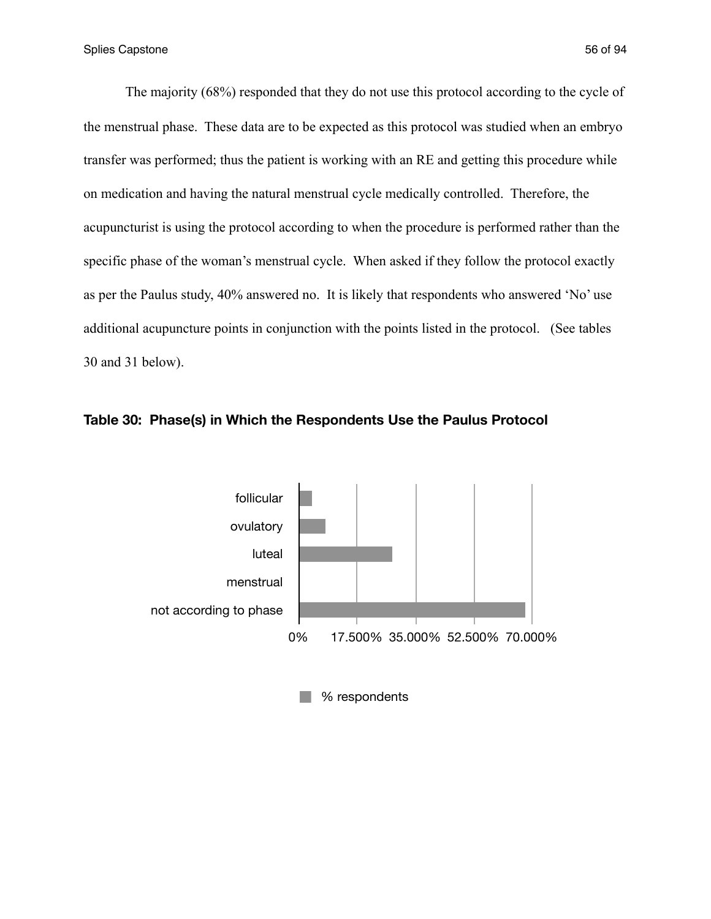The majority (68%) responded that they do not use this protocol according to the cycle of the menstrual phase. These data are to be expected as this protocol was studied when an embryo transfer was performed; thus the patient is working with an RE and getting this procedure while on medication and having the natural menstrual cycle medically controlled. Therefore, the acupuncturist is using the protocol according to when the procedure is performed rather than the specific phase of the woman's menstrual cycle. When asked if they follow the protocol exactly as per the Paulus study, 40% answered no. It is likely that respondents who answered 'No' use additional acupuncture points in conjunction with the points listed in the protocol. (See tables 30 and 31 below).

**Table 30: Phase(s) in Which the Respondents Use the Paulus Protocol**

follicular

ovulatory

luteal

menstrual

not according to phase

0% 17.500% 35.000% 52.500% 70.000%

% respondents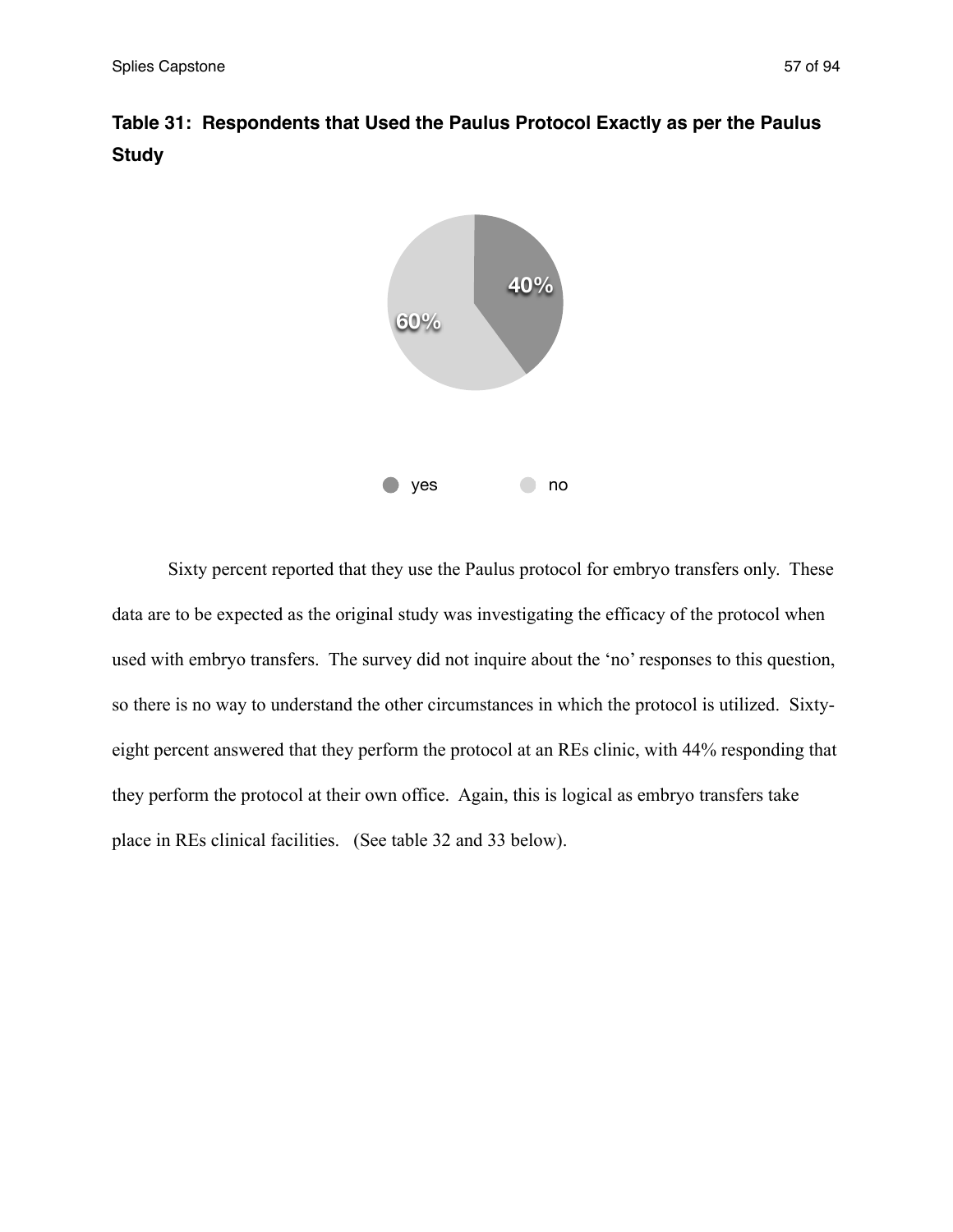**Table 31: Respondents that Used the Paulus Protocol Exactly as per the Paulus Study**

| | |
|---|---|
| yes | 40% |
| no | 60% |

Sixty percent reported that they use the Paulus protocol for embryo transfers only. These data are to be expected as the original study was investigating the efficacy of the protocol when used with embryo transfers. The survey did not inquire about the 'no' responses to this question, so there is no way to understand the other circumstances in which the protocol is utilized. Sixty-eight percent answered that they perform the protocol at an REs clinic, with 44% responding that they perform the protocol at their own office. Again, this is logical as embryo transfers take place in REs clinical facilities. (See table 32 and 33 below).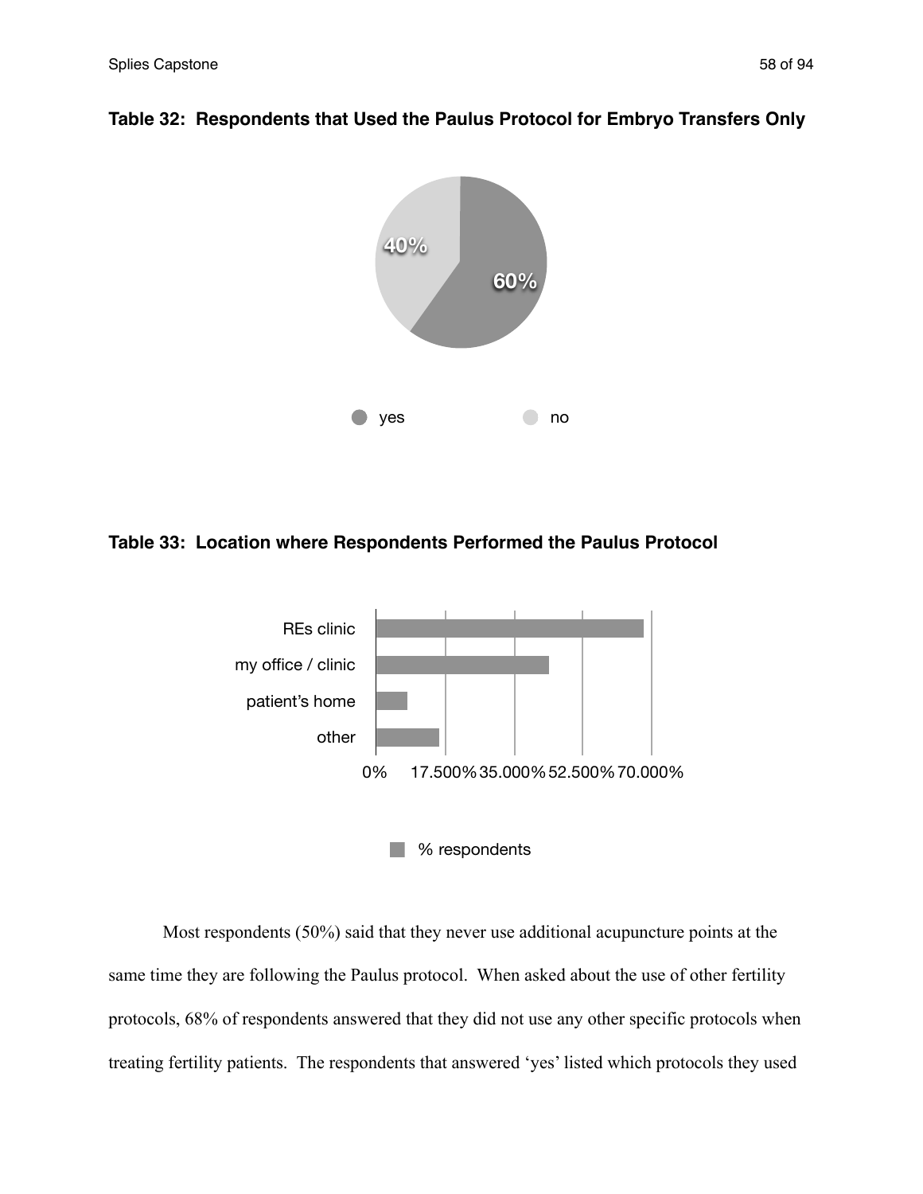**Table 32: Respondents that Used the Paulus Protocol for Embryo Transfers Only**

40%

60%

yes no

**Table 33: Location where Respondents Performed the Paulus Protocol**

REs clinic

my office / clinic

patient's home

other

0% 17.500% 35.000% 52.500% 70.000%

% respondents

Most respondents (50%) said that they never use additional acupuncture points at the same time they are following the Paulus protocol. When asked about the use of other fertility protocols, 68% of respondents answered that they did not use any other specific protocols when treating fertility patients. The respondents that answered 'yes' listed which protocols they used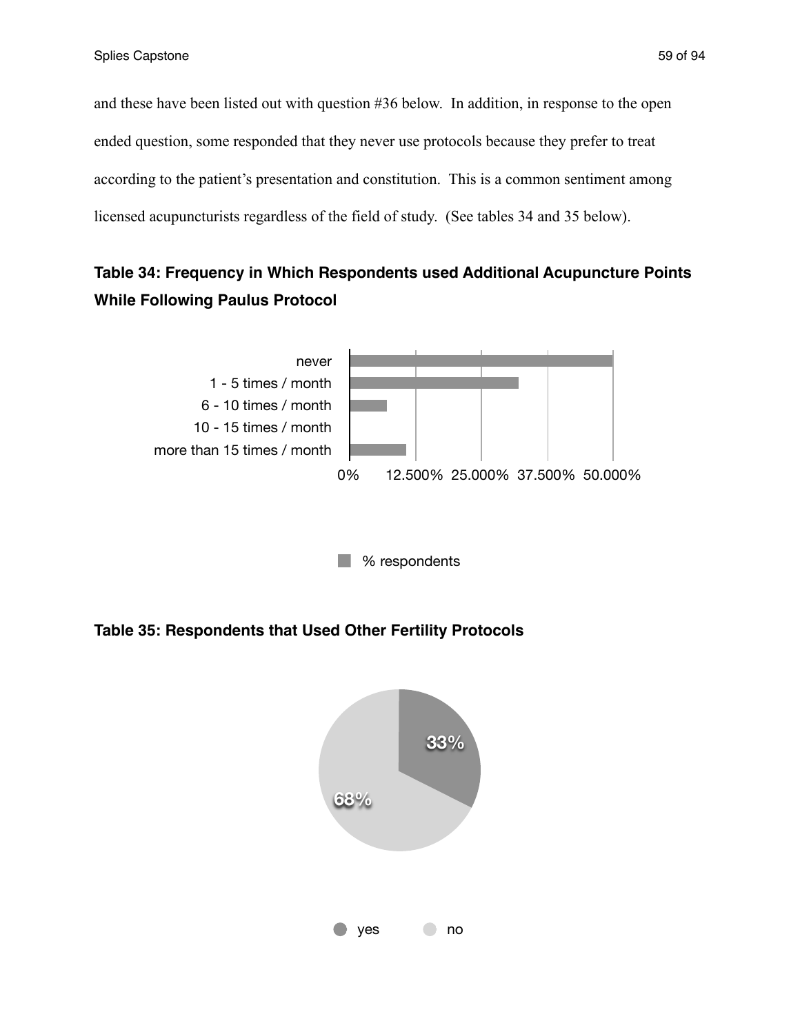and these have been listed out with question #36 below. In addition, in response to the open ended question, some responded that they never use protocols because they prefer to treat according to the patient's presentation and constitution. This is a common sentiment among licensed acupuncturists regardless of the field of study. (See tables 34 and 35 below).

### Table 34: Frequency in Which Respondents used Additional Acupuncture Points While Following Paulus Protocol

never

1 - 5 times / month

6 - 10 times / month

10 - 15 times / month

more than 15 times / month

0% 12.500% 25.000% 37.500% 50.000%

% respondents

### Table 35: Respondents that Used Other Fertility Protocols

33%

68%

yes no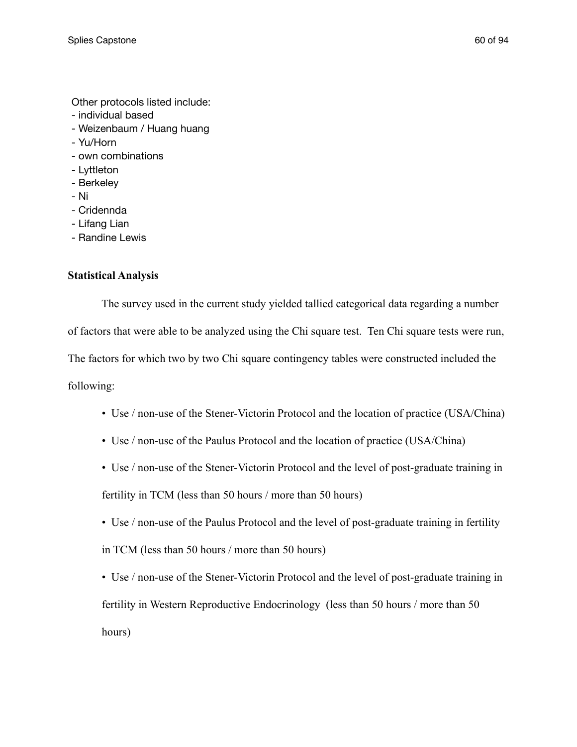Other protocols listed include:
- individual based
- Weizenbaum / Huang huang
- Yu/Horn
- own combinations
- Lyttleton
- Berkeley
- Ni
- Cridennda
- Lifang Lian
- Randine Lewis

**Statistical Analysis**

The survey used in the current study yielded tallied categorical data regarding a number of factors that were able to be analyzed using the Chi square test. Ten Chi square tests were run, The factors for which two by two Chi square contingency tables were constructed included the following:

- Use / non-use of the Stener-Victorin Protocol and the location of practice (USA/China)
- Use / non-use of the Paulus Protocol and the location of practice (USA/China)
- Use / non-use of the Stener-Victorin Protocol and the level of post-graduate training in fertility in TCM (less than 50 hours / more than 50 hours)
- Use / non-use of the Paulus Protocol and the level of post-graduate training in fertility in TCM (less than 50 hours / more than 50 hours)
- Use / non-use of the Stener-Victorin Protocol and the level of post-graduate training in fertility in Western Reproductive Endocrinology (less than 50 hours / more than 50 hours)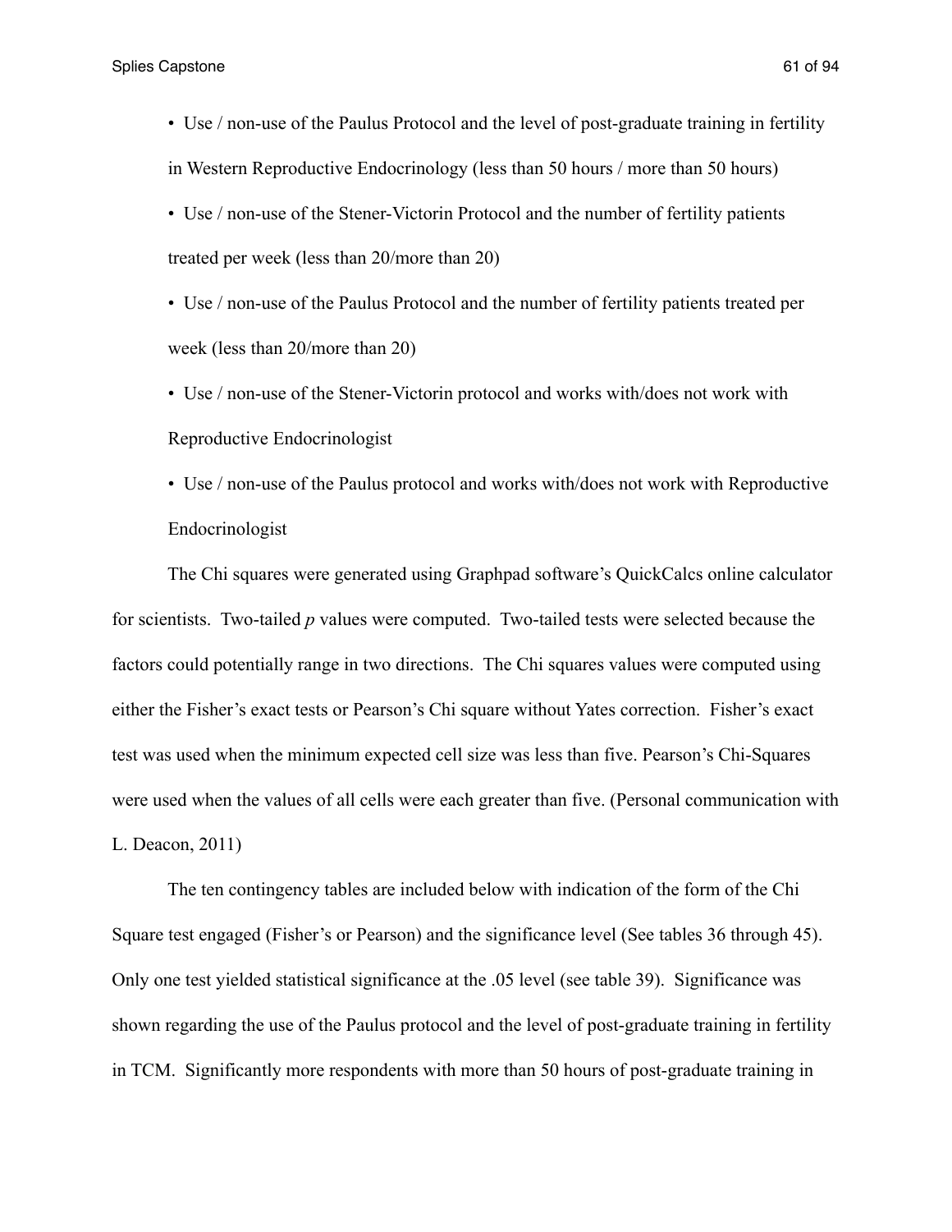- Use / non-use of the Paulus Protocol and the level of post-graduate training in fertility in Western Reproductive Endocrinology (less than 50 hours / more than 50 hours)
- Use / non-use of the Stener-Victorin Protocol and the number of fertility patients treated per week (less than 20/more than 20)
- Use / non-use of the Paulus Protocol and the number of fertility patients treated per week (less than 20/more than 20)
- Use / non-use of the Stener-Victorin protocol and works with/does not work with Reproductive Endocrinologist
- Use / non-use of the Paulus protocol and works with/does not work with Reproductive Endocrinologist

The Chi squares were generated using Graphpad software's QuickCalcs online calculator for scientists. Two-tailed *p* values were computed. Two-tailed tests were selected because the factors could potentially range in two directions. The Chi squares values were computed using either the Fisher's exact tests or Pearson's Chi square without Yates correction. Fisher's exact test was used when the minimum expected cell size was less than five. Pearson's Chi-Squares were used when the values of all cells were each greater than five. (Personal communication with L. Deacon, 2011)

The ten contingency tables are included below with indication of the form of the Chi Square test engaged (Fisher's or Pearson) and the significance level (See tables 36 through 45). Only one test yielded statistical significance at the .05 level (see table 39). Significance was shown regarding the use of the Paulus protocol and the level of post-graduate training in fertility in TCM. Significantly more respondents with more than 50 hours of post-graduate training in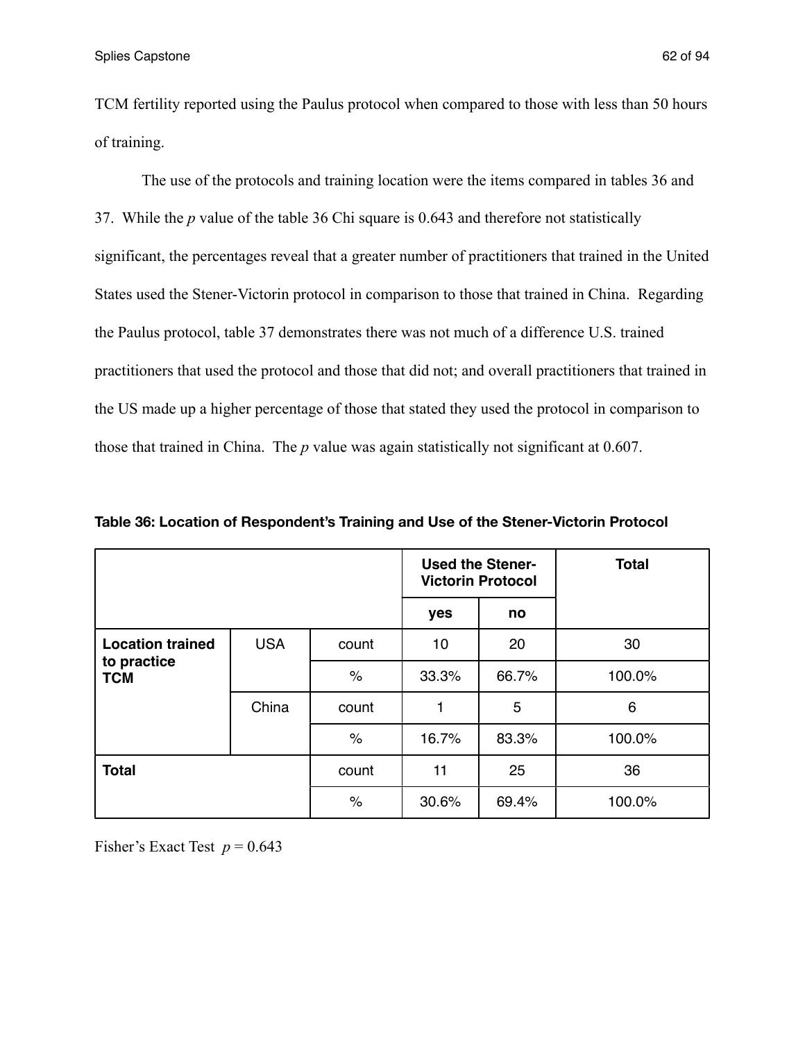TCM fertility reported using the Paulus protocol when compared to those with less than 50 hours of training.

The use of the protocols and training location were the items compared in tables 36 and 37. While the *p* value of the table 36 Chi square is 0.643 and therefore not statistically significant, the percentages reveal that a greater number of practitioners that trained in the United States used the Stener-Victorin protocol in comparison to those that trained in China. Regarding the Paulus protocol, table 37 demonstrates there was not much of a difference U.S. trained practitioners that used the protocol and those that did not; and overall practitioners that trained in the US made up a higher percentage of those that stated they used the protocol in comparison to those that trained in China. The *p* value was again statistically not significant at 0.607.

**Table 36: Location of Respondent's Training and Use of the Stener-Victorin Protocol**

| | | | Used the Stener-Victorin Protocol | | Total |
|---|---|---|---|---|---|
| | | | yes | no | |
| **Location trained to practice TCM** | USA | count | 10 | 20 | 30 |
| | | % | 33.3% | 66.7% | 100.0% |
| | China | count | 1 | 5 | 6 |
| | | % | 16.7% | 83.3% | 100.0% |
| **Total** | | count | 11 | 25 | 36 |
| | | % | 30.6% | 69.4% | 100.0% |

Fisher's Exact Test $p = 0.643$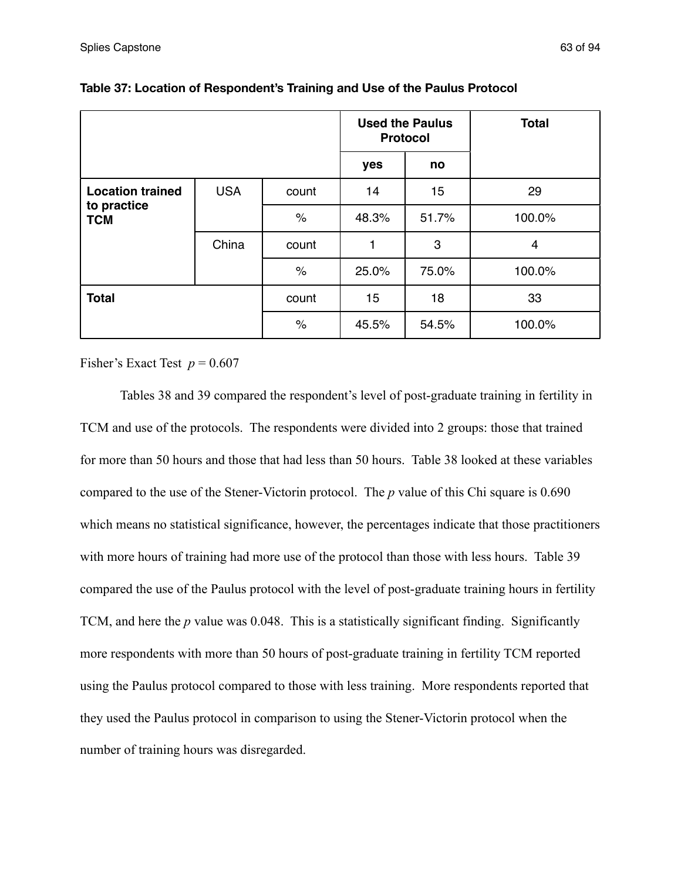**Table 37: Location of Respondent's Training and Use of the Paulus Protocol**

| | | | Used the Paulus Protocol | | Total |
|---|---|---|---|---|---|
| | | | yes | no | |
| **Location trained to practice TCM** | USA | count | 14 | 15 | 29 |
| | | % | 48.3% | 51.7% | 100.0% |
| | China | count | 1 | 3 | 4 |
| | | % | 25.0% | 75.0% | 100.0% |
| **Total** | | count | 15 | 18 | 33 |
| | | % | 45.5% | 54.5% | 100.0% |

Fisher's Exact Test $p = 0.607$

Tables 38 and 39 compared the respondent's level of post-graduate training in fertility in TCM and use of the protocols. The respondents were divided into 2 groups: those that trained for more than 50 hours and those that had less than 50 hours. Table 38 looked at these variables compared to the use of the Stener-Victorin protocol. The $p$ value of this Chi square is 0.690 which means no statistical significance, however, the percentages indicate that those practitioners with more hours of training had more use of the protocol than those with less hours. Table 39 compared the use of the Paulus protocol with the level of post-graduate training hours in fertility TCM, and here the $p$ value was 0.048. This is a statistically significant finding. Significantly more respondents with more than 50 hours of post-graduate training in fertility TCM reported using the Paulus protocol compared to those with less training. More respondents reported that they used the Paulus protocol in comparison to using the Stener-Victorin protocol when the number of training hours was disregarded.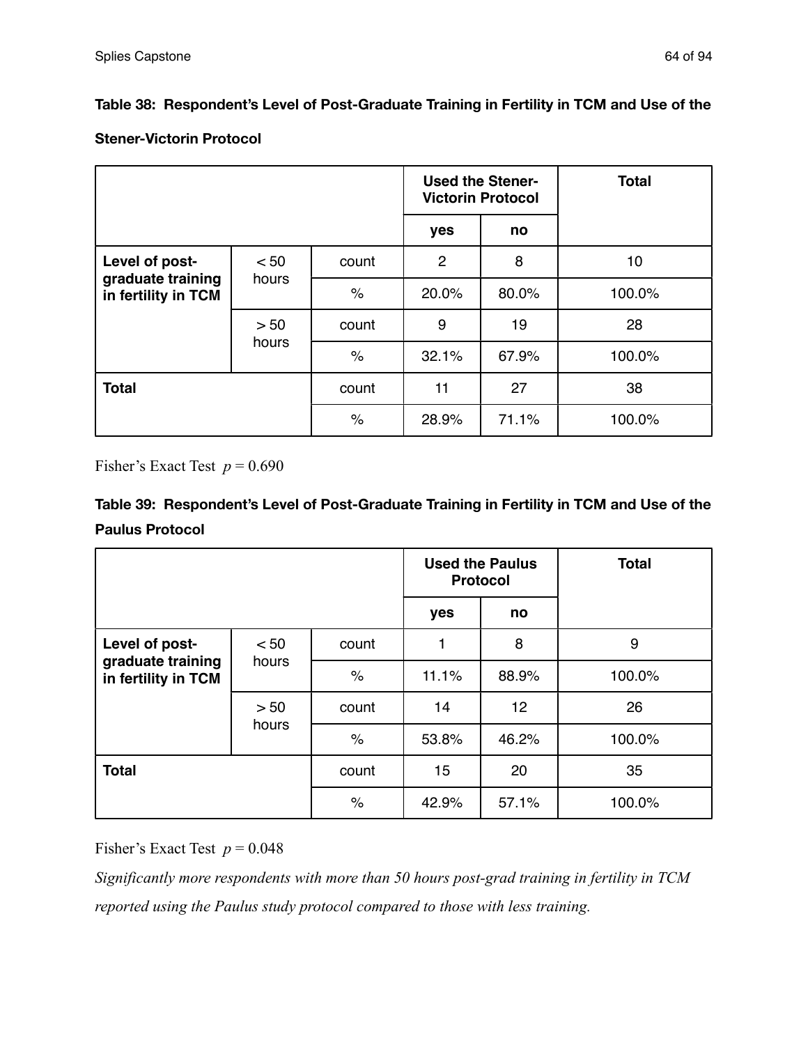**Table 38: Respondent's Level of Post-Graduate Training in Fertility in TCM and Use of the Stener-Victorin Protocol**

| | | | Used the Stener-Victorin Protocol | | Total |
|---|---|---|---|---|---|
| | | | yes | no | |
| Level of post-graduate training in fertility in TCM | < 50 hours | count | 2 | 8 | 10 |
| | | % | 20.0% | 80.0% | 100.0% |
| | > 50 hours | count | 9 | 19 | 28 |
| | | % | 32.1% | 67.9% | 100.0% |
| Total | | count | 11 | 27 | 38 |
| | | % | 28.9% | 71.1% | 100.0% |

Fisher's Exact Test $p = 0.690$

**Table 39: Respondent's Level of Post-Graduate Training in Fertility in TCM and Use of the Paulus Protocol**

| | | | Used the Paulus Protocol | | Total |
|---|---|---|---|---|---|
| | | | yes | no | |
| Level of post-graduate training in fertility in TCM | < 50 hours | count | 1 | 8 | 9 |
| | | % | 11.1% | 88.9% | 100.0% |
| | > 50 hours | count | 14 | 12 | 26 |
| | | % | 53.8% | 46.2% | 100.0% |
| Total | | count | 15 | 20 | 35 |
| | | % | 42.9% | 57.1% | 100.0% |

Fisher's Exact Test $p = 0.048$

*Significantly more respondents with more than 50 hours post-grad training in fertility in TCM reported using the Paulus study protocol compared to those with less training.*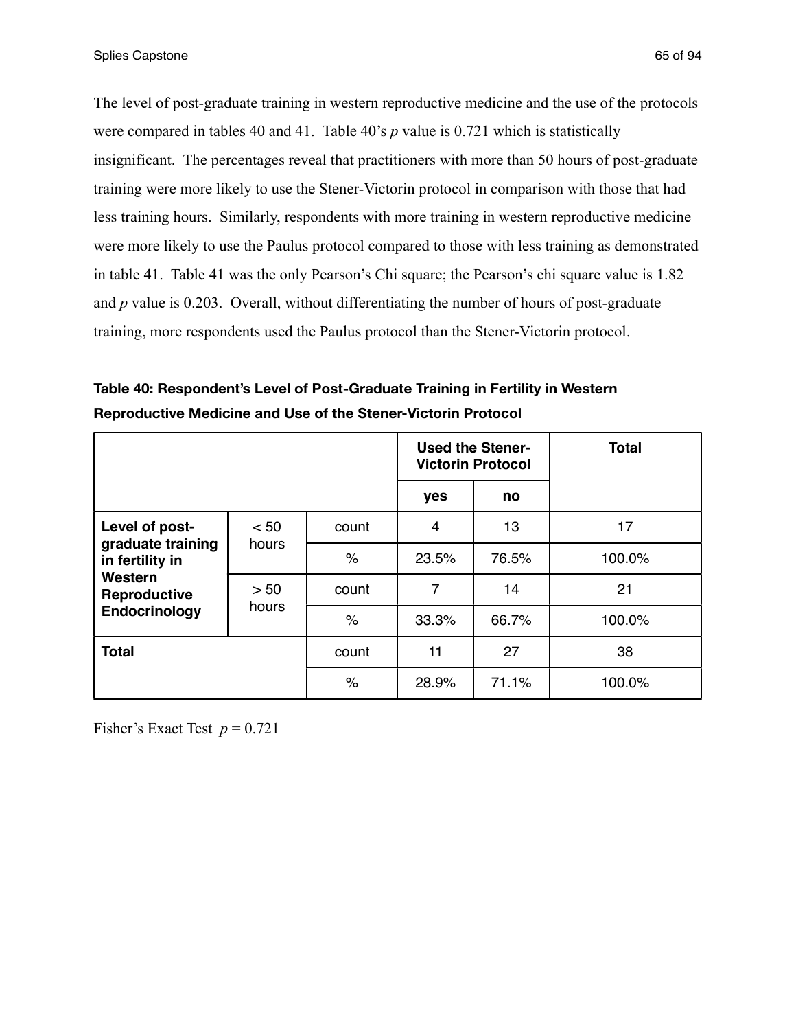The level of post-graduate training in western reproductive medicine and the use of the protocols were compared in tables 40 and 41. Table 40's $p$ value is 0.721 which is statistically insignificant. The percentages reveal that practitioners with more than 50 hours of post-graduate training were more likely to use the Stener-Victorin protocol in comparison with those that had less training hours. Similarly, respondents with more training in western reproductive medicine were more likely to use the Paulus protocol compared to those with less training as demonstrated in table 41. Table 41 was the only Pearson's Chi square; the Pearson's chi square value is 1.82 and $p$ value is 0.203. Overall, without differentiating the number of hours of post-graduate training, more respondents used the Paulus protocol than the Stener-Victorin protocol.

**Table 40: Respondent's Level of Post-Graduate Training in Fertility in Western Reproductive Medicine and Use of the Stener-Victorin Protocol**

| | | | Used the Stener-Victorin Protocol | | Total |
|---|---|---|---|---|---|
| | | | yes | no | |
| Level of post-graduate training in fertility in Western Reproductive Endocrinology | < 50 hours | count | 4 | 13 | 17 |
| | | % | 23.5% | 76.5% | 100.0% |
| | > 50 hours | count | 7 | 14 | 21 |
| | | % | 33.3% | 66.7% | 100.0% |
| Total | | count | 11 | 27 | 38 |
| | | % | 28.9% | 71.1% | 100.0% |

Fisher's Exact Test $p = 0.721$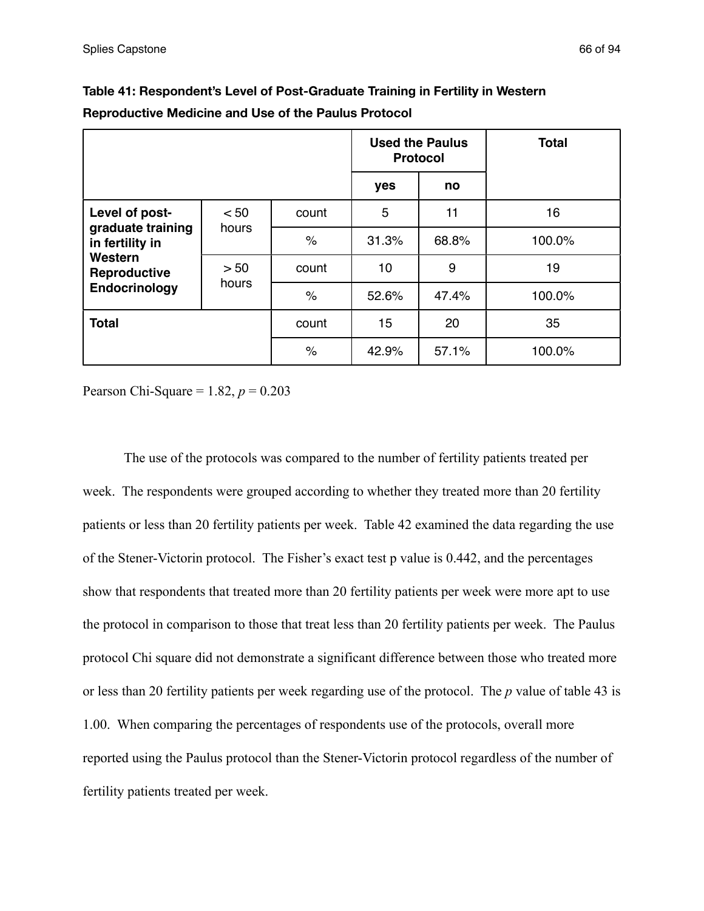**Table 41: Respondent's Level of Post-Graduate Training in Fertility in Western Reproductive Medicine and Use of the Paulus Protocol**

| | | | Used the Paulus Protocol | | Total |
|---|---|---|---|---|---|
| | | | yes | no | |
| Level of post-graduate training in fertility in Western Reproductive Endocrinology | < 50 hours | count | 5 | 11 | 16 |
| | | % | 31.3% | 68.8% | 100.0% |
| | > 50 hours | count | 10 | 9 | 19 |
| | | % | 52.6% | 47.4% | 100.0% |
| Total | | count | 15 | 20 | 35 |
| | | % | 42.9% | 57.1% | 100.0% |

Pearson Chi-Square = 1.82, $p = 0.203$

The use of the protocols was compared to the number of fertility patients treated per week. The respondents were grouped according to whether they treated more than 20 fertility patients or less than 20 fertility patients per week. Table 42 examined the data regarding the use of the Stener-Victorin protocol. The Fisher's exact test p value is 0.442, and the percentages show that respondents that treated more than 20 fertility patients per week were more apt to use the protocol in comparison to those that treat less than 20 fertility patients per week. The Paulus protocol Chi square did not demonstrate a significant difference between those who treated more or less than 20 fertility patients per week regarding use of the protocol. The $p$ value of table 43 is 1.00. When comparing the percentages of respondents use of the protocols, overall more reported using the Paulus protocol than the Stener-Victorin protocol regardless of the number of fertility patients treated per week.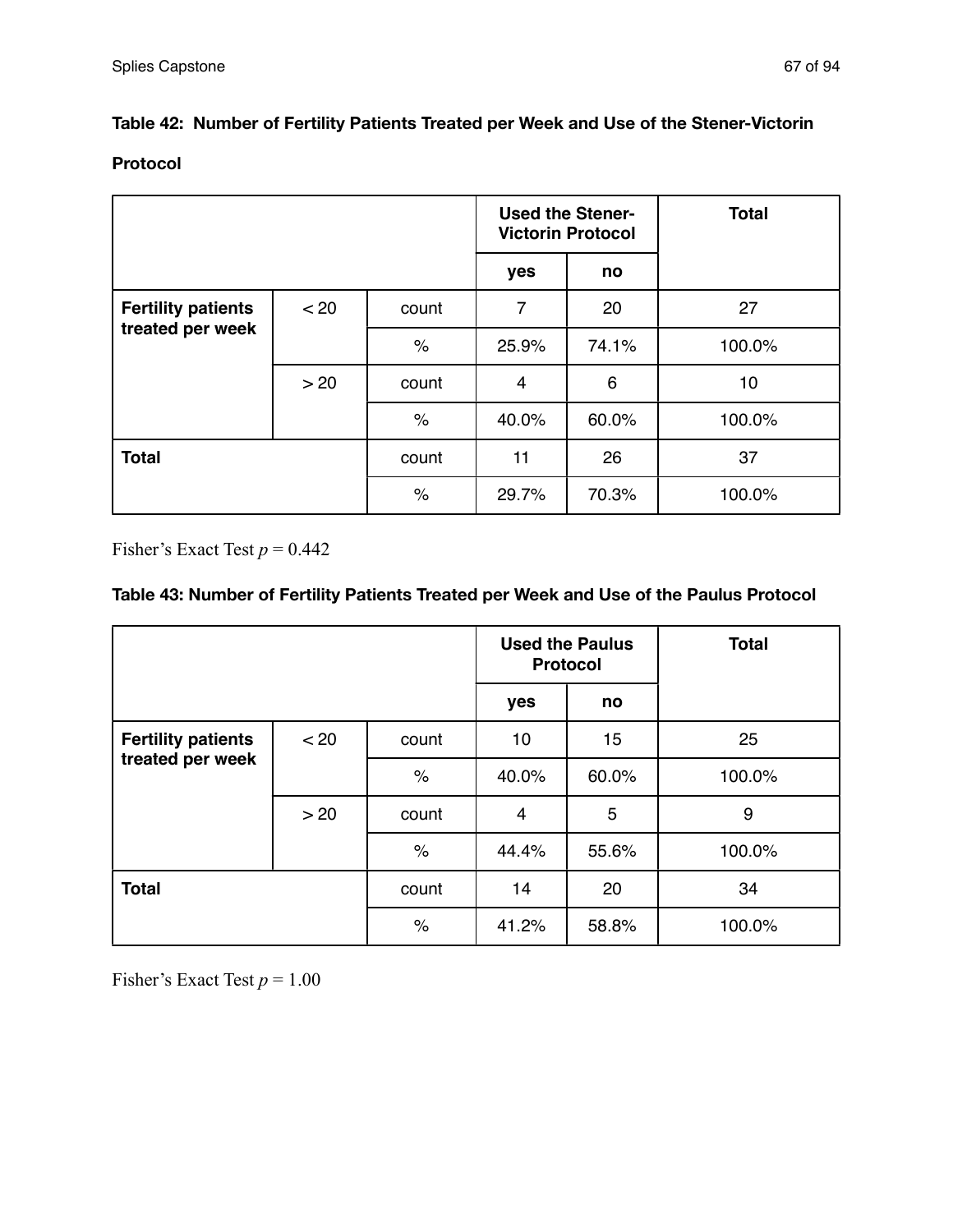**Table 42: Number of Fertility Patients Treated per Week and Use of the Stener-Victorin Protocol**

| | | | Used the Stener-Victorin Protocol | | Total |
|---|---|---|---|---|---|
| | | | yes | no | |
| Fertility patients treated per week | < 20 | count | 7 | 20 | 27 |
| | | % | 25.9% | 74.1% | 100.0% |
| | > 20 | count | 4 | 6 | 10 |
| | | % | 40.0% | 60.0% | 100.0% |
| Total | | count | 11 | 26 | 37 |
| | | % | 29.7% | 70.3% | 100.0% |

Fisher's Exact Test $p = 0.442$

**Table 43: Number of Fertility Patients Treated per Week and Use of the Paulus Protocol**

| | | | Used the Paulus Protocol | | Total |
|---|---|---|---|---|---|
| | | | yes | no | |
| Fertility patients treated per week | < 20 | count | 10 | 15 | 25 |
| | | % | 40.0% | 60.0% | 100.0% |
| | > 20 | count | 4 | 5 | 9 |
| | | % | 44.4% | 55.6% | 100.0% |
| Total | | count | 14 | 20 | 34 |
| | | % | 41.2% | 58.8% | 100.0% |

Fisher's Exact Test $p = 1.00$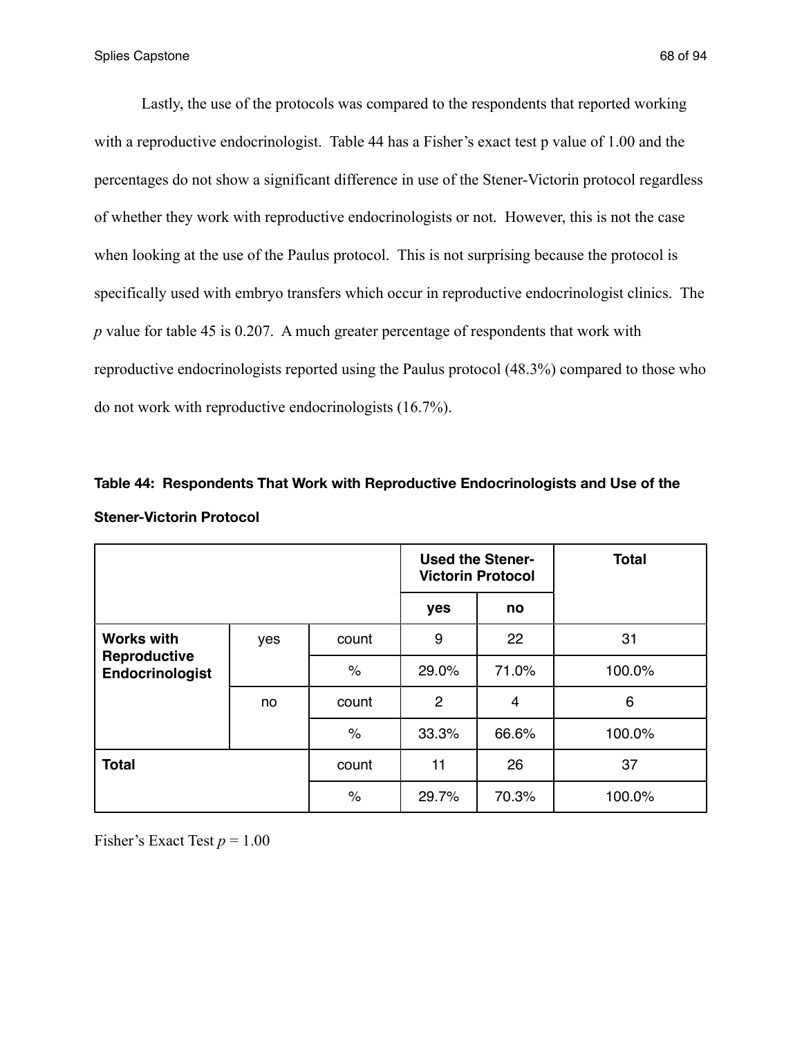Lastly, the use of the protocols was compared to the respondents that reported working with a reproductive endocrinologist. Table 44 has a Fisher's exact test p value of 1.00 and the percentages do not show a significant difference in use of the Stener-Victorin protocol regardless of whether they work with reproductive endocrinologists or not. However, this is not the case when looking at the use of the Paulus protocol. This is not surprising because the protocol is specifically used with embryo transfers which occur in reproductive endocrinologist clinics. The *p* value for table 45 is 0.207. A much greater percentage of respondents that work with reproductive endocrinologists reported using the Paulus protocol (48.3%) compared to those who do not work with reproductive endocrinologists (16.7%).

**Table 44: Respondents That Work with Reproductive Endocrinologists and Use of the Stener-Victorin Protocol**

| | | | Used the Stener-Victorin Protocol | | Total |
|---|---|---|---|---|---|
| | | | yes | no | |
| **Works with Reproductive Endocrinologist** | yes | count | 9 | 22 | 31 |
| | | % | 29.0% | 71.0% | 100.0% |
| | no | count | 2 | 4 | 6 |
| | | % | 33.3% | 66.6% | 100.0% |
| **Total** | | count | 11 | 26 | 37 |
| | | % | 29.7% | 70.3% | 100.0% |

Fisher's Exact Test $p = 1.00$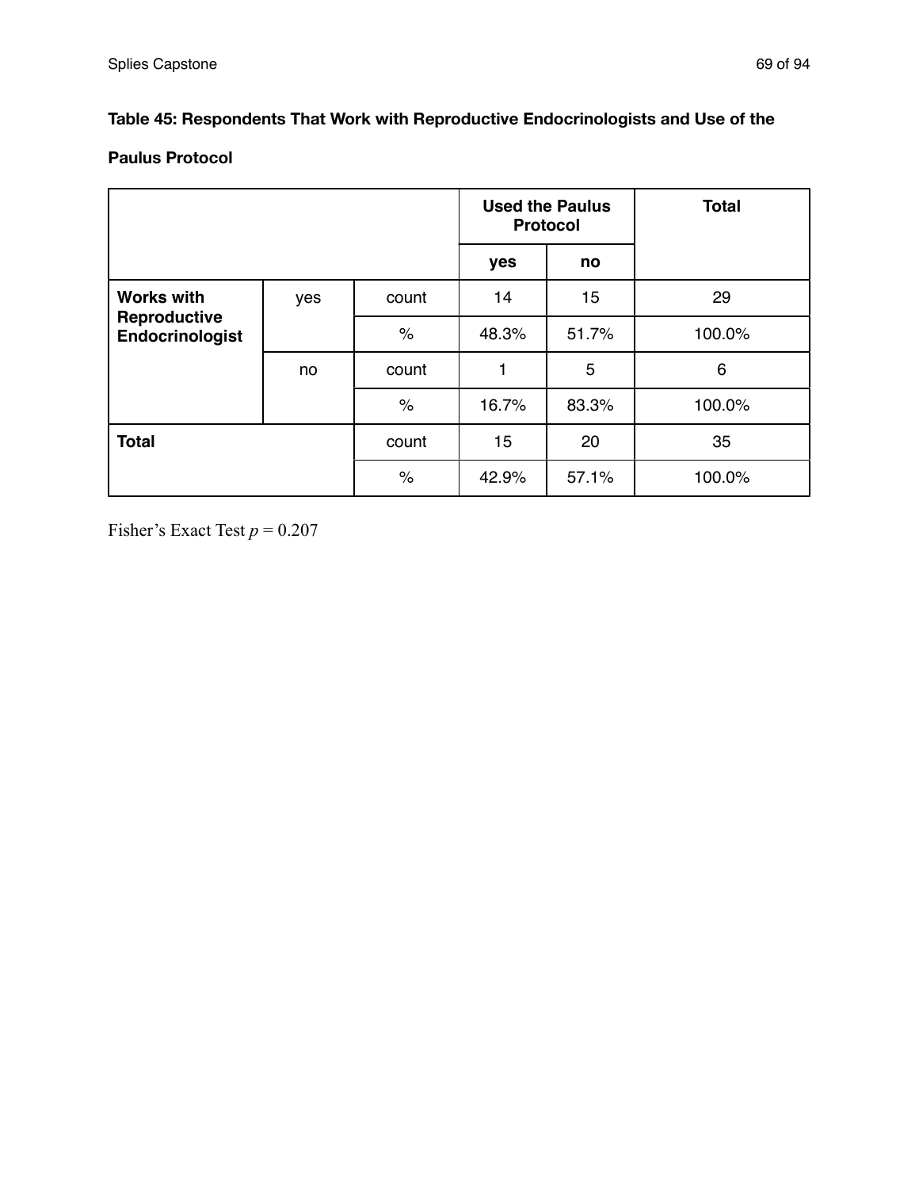**Table 45: Respondents That Work with Reproductive Endocrinologists and Use of the Paulus Protocol**

| | | | Used the Paulus Protocol | | Total |
|---|---|---|---|---|---|
| | | | yes | no | |
| Works with Reproductive Endocrinologist | yes | count | 14 | 15 | 29 |
| | | % | 48.3% | 51.7% | 100.0% |
| | no | count | 1 | 5 | 6 |
| | | % | 16.7% | 83.3% | 100.0% |
| Total | | count | 15 | 20 | 35 |
| | | % | 42.9% | 57.1% | 100.0% |

Fisher's Exact Test $p = 0.207$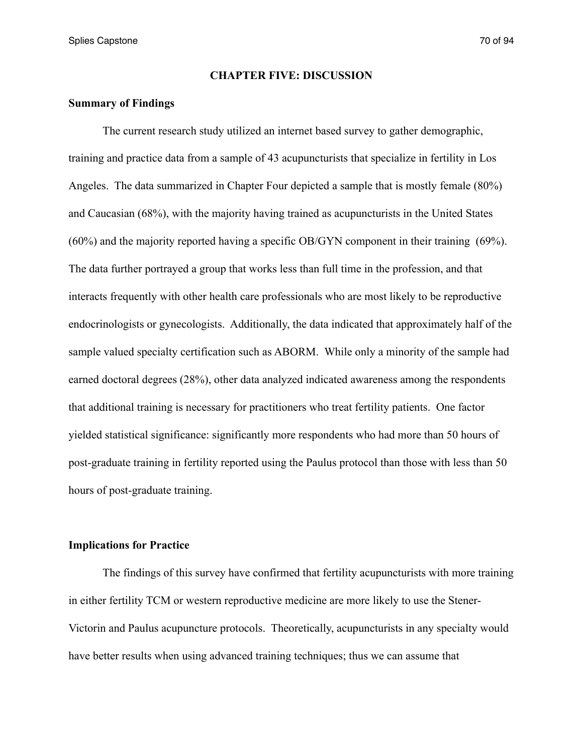## CHAPTER FIVE: DISCUSSION

### Summary of Findings

The current research study utilized an internet based survey to gather demographic, training and practice data from a sample of 43 acupuncturists that specialize in fertility in Los Angeles. The data summarized in Chapter Four depicted a sample that is mostly female (80%) and Caucasian (68%), with the majority having trained as acupuncturists in the United States (60%) and the majority reported having a specific OB/GYN component in their training (69%). The data further portrayed a group that works less than full time in the profession, and that interacts frequently with other health care professionals who are most likely to be reproductive endocrinologists or gynecologists. Additionally, the data indicated that approximately half of the sample valued specialty certification such as ABORM. While only a minority of the sample had earned doctoral degrees (28%), other data analyzed indicated awareness among the respondents that additional training is necessary for practitioners who treat fertility patients. One factor yielded statistical significance: significantly more respondents who had more than 50 hours of post-graduate training in fertility reported using the Paulus protocol than those with less than 50 hours of post-graduate training.

### Implications for Practice

The findings of this survey have confirmed that fertility acupuncturists with more training in either fertility TCM or western reproductive medicine are more likely to use the Stener-Victorin and Paulus acupuncture protocols. Theoretically, acupuncturists in any specialty would have better results when using advanced training techniques; thus we can assume that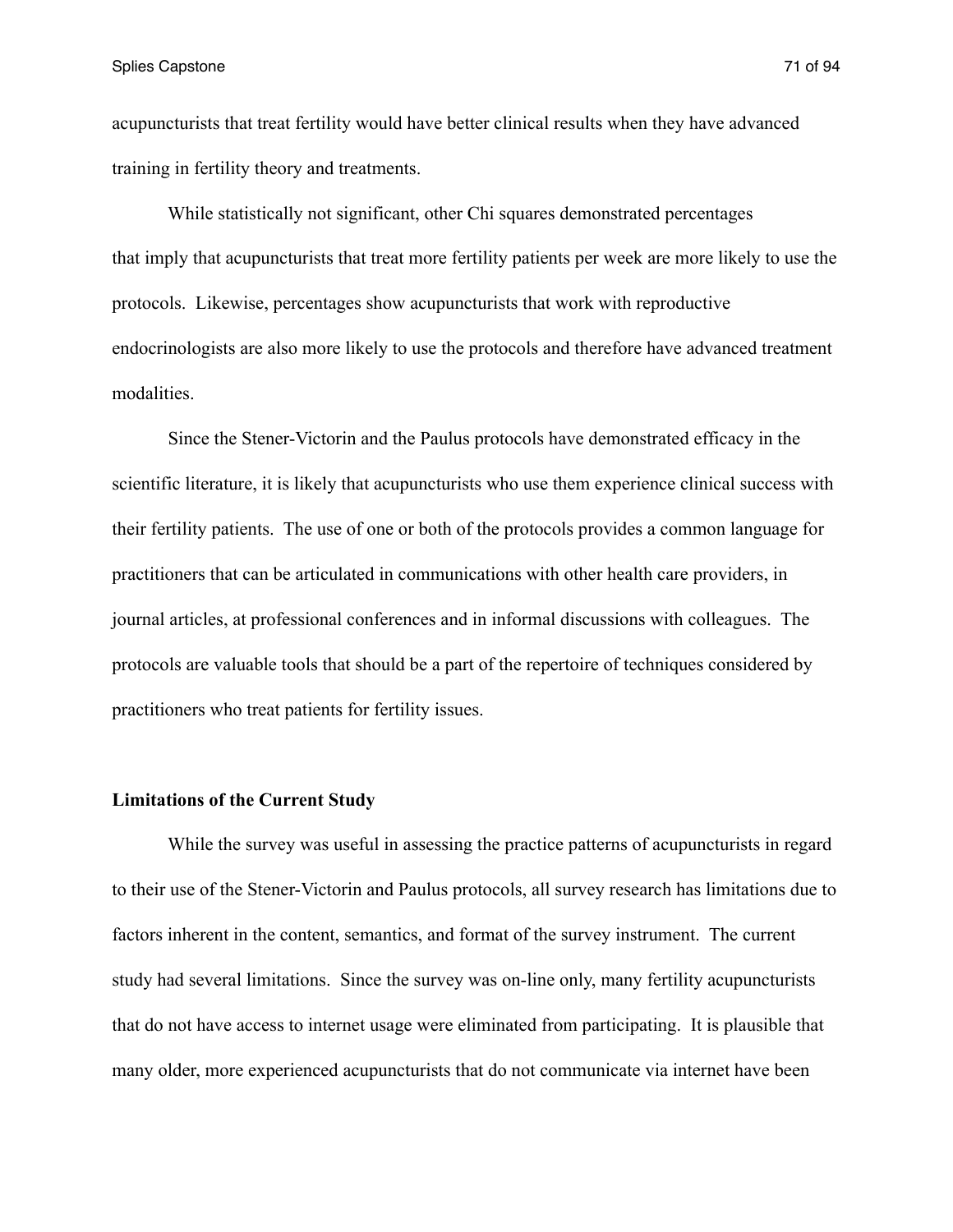acupuncturists that treat fertility would have better clinical results when they have advanced training in fertility theory and treatments.

While statistically not significant, other Chi squares demonstrated percentages that imply that acupuncturists that treat more fertility patients per week are more likely to use the protocols. Likewise, percentages show acupuncturists that work with reproductive endocrinologists are also more likely to use the protocols and therefore have advanced treatment modalities.

Since the Stener-Victorin and the Paulus protocols have demonstrated efficacy in the scientific literature, it is likely that acupuncturists who use them experience clinical success with their fertility patients. The use of one or both of the protocols provides a common language for practitioners that can be articulated in communications with other health care providers, in journal articles, at professional conferences and in informal discussions with colleagues. The protocols are valuable tools that should be a part of the repertoire of techniques considered by practitioners who treat patients for fertility issues.

## Limitations of the Current Study

While the survey was useful in assessing the practice patterns of acupuncturists in regard to their use of the Stener-Victorin and Paulus protocols, all survey research has limitations due to factors inherent in the content, semantics, and format of the survey instrument. The current study had several limitations. Since the survey was on-line only, many fertility acupuncturists that do not have access to internet usage were eliminated from participating. It is plausible that many older, more experienced acupuncturists that do not communicate via internet have been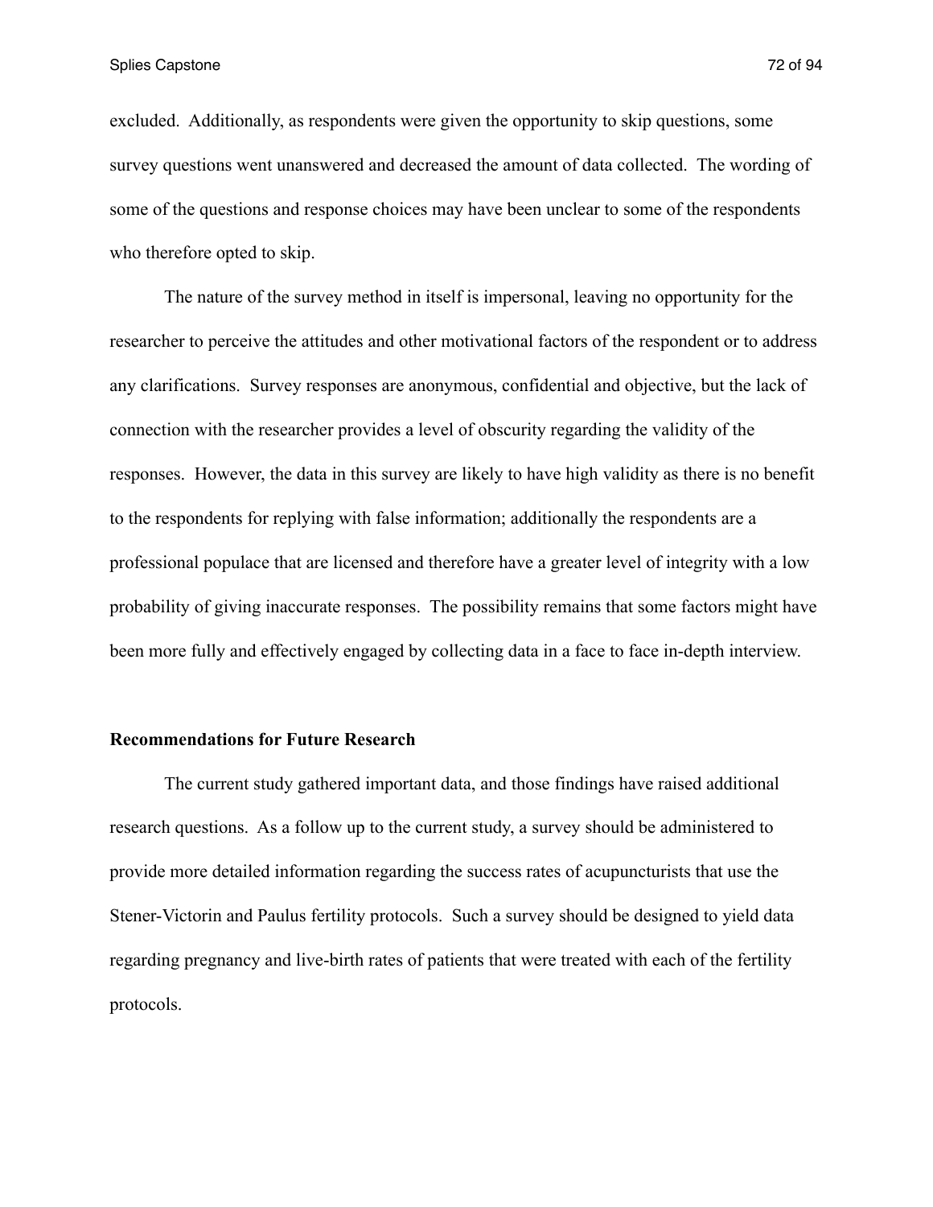excluded. Additionally, as respondents were given the opportunity to skip questions, some survey questions went unanswered and decreased the amount of data collected. The wording of some of the questions and response choices may have been unclear to some of the respondents who therefore opted to skip.

The nature of the survey method in itself is impersonal, leaving no opportunity for the researcher to perceive the attitudes and other motivational factors of the respondent or to address any clarifications. Survey responses are anonymous, confidential and objective, but the lack of connection with the researcher provides a level of obscurity regarding the validity of the responses. However, the data in this survey are likely to have high validity as there is no benefit to the respondents for replying with false information; additionally the respondents are a professional populace that are licensed and therefore have a greater level of integrity with a low probability of giving inaccurate responses. The possibility remains that some factors might have been more fully and effectively engaged by collecting data in a face to face in-depth interview.

## Recommendations for Future Research

The current study gathered important data, and those findings have raised additional research questions. As a follow up to the current study, a survey should be administered to provide more detailed information regarding the success rates of acupuncturists that use the Stener-Victorin and Paulus fertility protocols. Such a survey should be designed to yield data regarding pregnancy and live-birth rates of patients that were treated with each of the fertility protocols.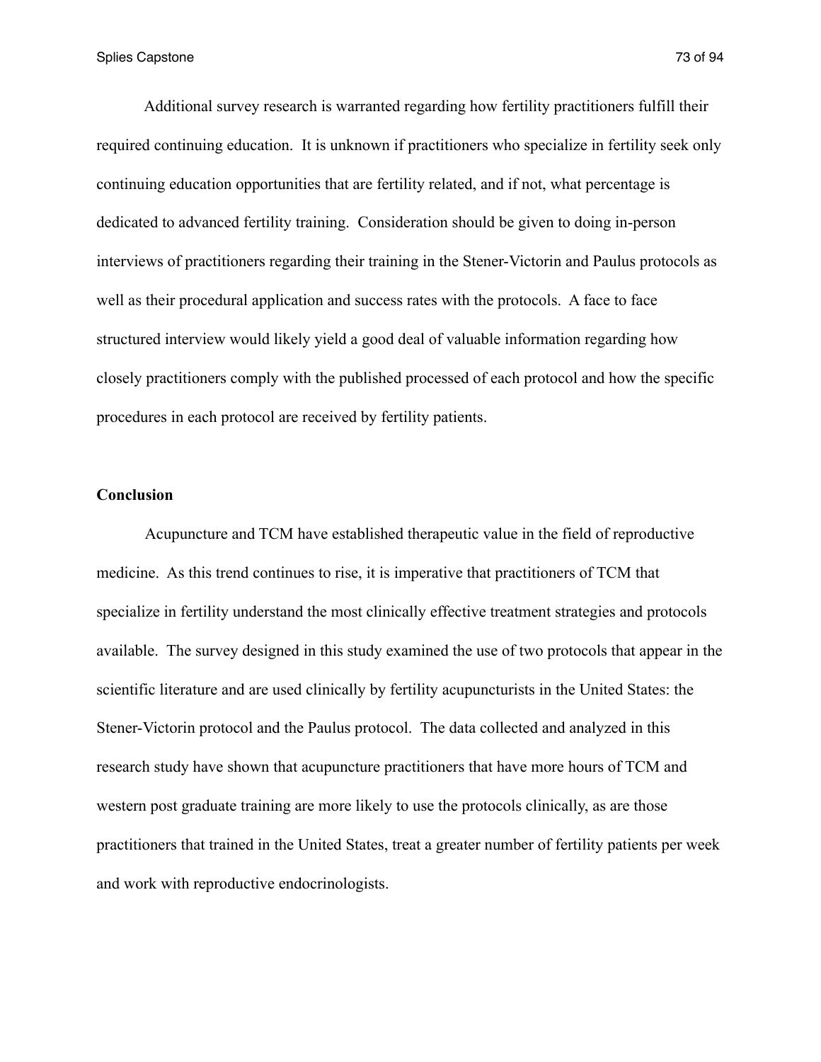Additional survey research is warranted regarding how fertility practitioners fulfill their required continuing education. It is unknown if practitioners who specialize in fertility seek only continuing education opportunities that are fertility related, and if not, what percentage is dedicated to advanced fertility training. Consideration should be given to doing in-person interviews of practitioners regarding their training in the Stener-Victorin and Paulus protocols as well as their procedural application and success rates with the protocols. A face to face structured interview would likely yield a good deal of valuable information regarding how closely practitioners comply with the published processed of each protocol and how the specific procedures in each protocol are received by fertility patients.

**Conclusion**

Acupuncture and TCM have established therapeutic value in the field of reproductive medicine. As this trend continues to rise, it is imperative that practitioners of TCM that specialize in fertility understand the most clinically effective treatment strategies and protocols available. The survey designed in this study examined the use of two protocols that appear in the scientific literature and are used clinically by fertility acupuncturists in the United States: the Stener-Victorin protocol and the Paulus protocol. The data collected and analyzed in this research study have shown that acupuncture practitioners that have more hours of TCM and western post graduate training are more likely to use the protocols clinically, as are those practitioners that trained in the United States, treat a greater number of fertility patients per week and work with reproductive endocrinologists.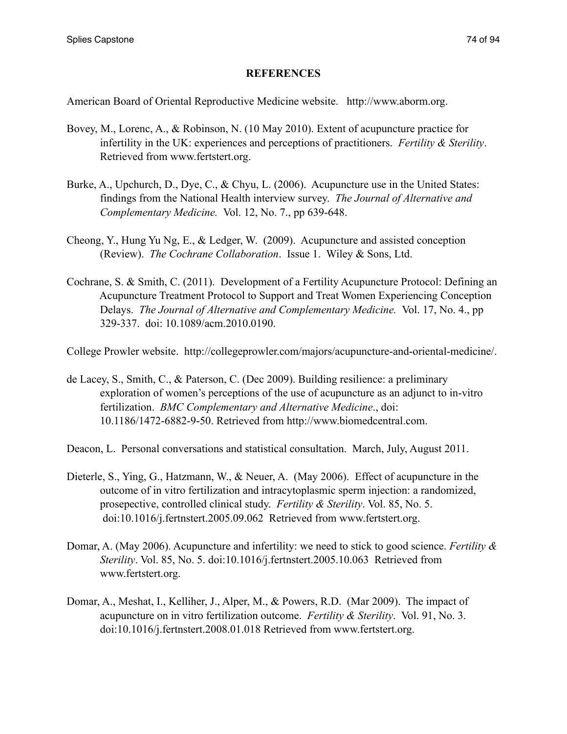## REFERENCES

American Board of Oriental Reproductive Medicine website. http://www.aborm.org.

Bovey, M., Lorenc, A., & Robinson, N. (10 May 2010). Extent of acupuncture practice for infertility in the UK: experiences and perceptions of practitioners. *Fertility & Sterility*. Retrieved from www.fertstert.org.

Burke, A., Upchurch, D., Dye, C., & Chyu, L. (2006). Acupuncture use in the United States: findings from the National Health interview survey. *The Journal of Alternative and Complementary Medicine.* Vol. 12, No. 7., pp 639-648.

Cheong, Y., Hung Yu Ng, E., & Ledger, W. (2009). Acupuncture and assisted conception (Review). *The Cochrane Collaboration*. Issue 1. Wiley & Sons, Ltd.

Cochrane, S. & Smith, C. (2011). Development of a Fertility Acupuncture Protocol: Defining an Acupuncture Treatment Protocol to Support and Treat Women Experiencing Conception Delays. *The Journal of Alternative and Complementary Medicine.* Vol. 17, No. 4., pp 329-337. doi: 10.1089/acm.2010.0190.

College Prowler website. http://collegeprowler.com/majors/acupuncture-and-oriental-medicine/.

de Lacey, S., Smith, C., & Paterson, C. (Dec 2009). Building resilience: a preliminary exploration of women's perceptions of the use of acupuncture as an adjunct to in-vitro fertilization. *BMC Complementary and Alternative Medicine*., doi: 10.1186/1472-6882-9-50. Retrieved from http://www.biomedcentral.com.

Deacon, L. Personal conversations and statistical consultation. March, July, August 2011.

Dieterle, S., Ying, G., Hatzmann, W., & Neuer, A. (May 2006). Effect of acupuncture in the outcome of in vitro fertilization and intracytoplasmic sperm injection: a randomized, prosepective, controlled clinical study. *Fertility & Sterility*. Vol. 85, No. 5. doi:10.1016/j.fertnstert.2005.09.062 Retrieved from www.fertstert.org.

Domar, A. (May 2006). Acupuncture and infertility: we need to stick to good science. *Fertility & Sterility*. Vol. 85, No. 5. doi:10.1016/j.fertnstert.2005.10.063 Retrieved from www.fertstert.org.

Domar, A., Meshat, I., Kelliher, J., Alper, M., & Powers, R.D. (Mar 2009). The impact of acupuncture on in vitro fertilization outcome. *Fertility & Sterility*. Vol. 91, No. 3. doi:10.1016/j.fertnstert.2008.01.018 Retrieved from www.fertstert.org.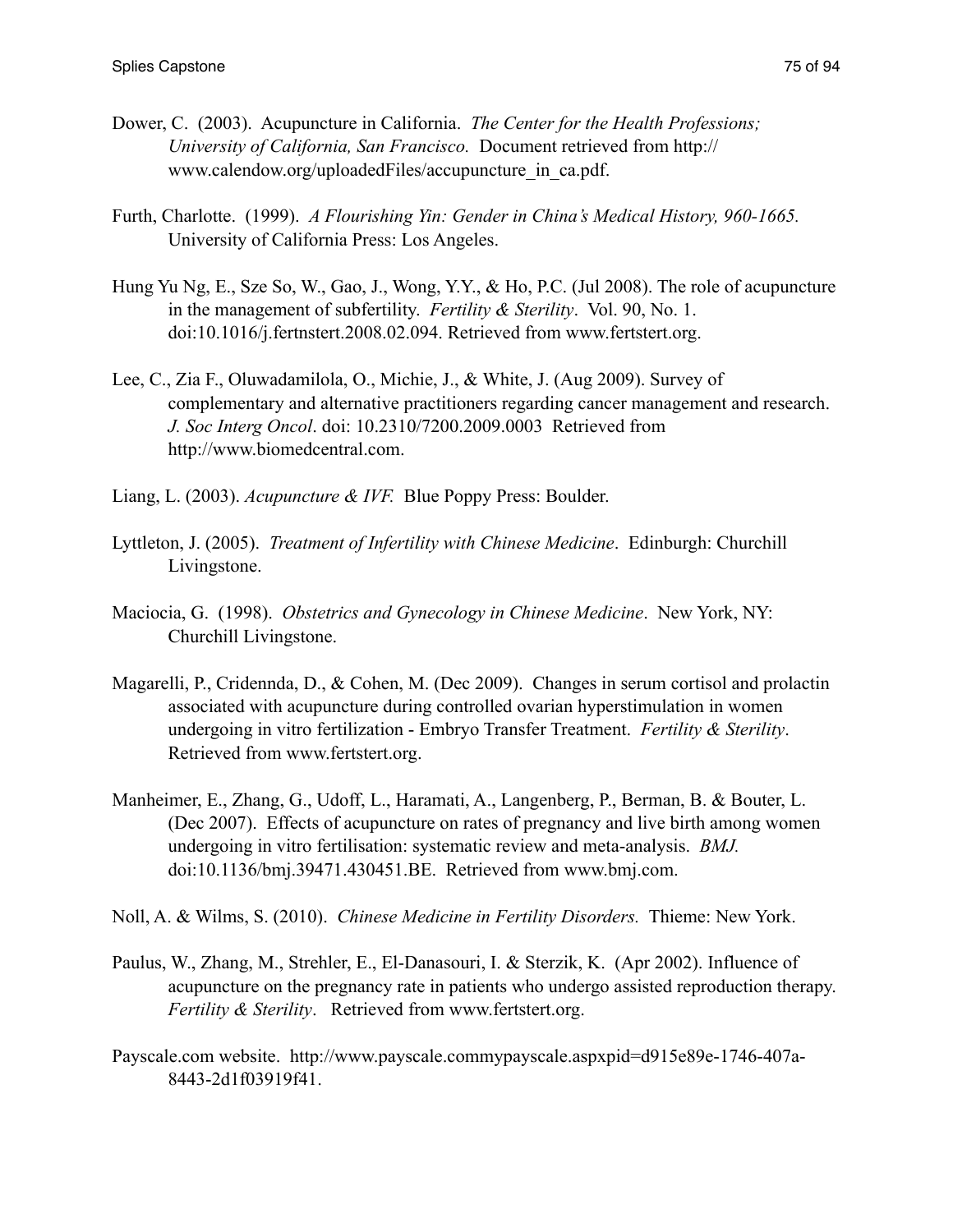Dower, C. (2003). Acupuncture in California. *The Center for the Health Professions; University of California, San Francisco.* Document retrieved from http://www.calendow.org/uploadedFiles/accupuncture_in_ca.pdf.

Furth, Charlotte. (1999). *A Flourishing Yin: Gender in China's Medical History, 960-1665.* University of California Press: Los Angeles.

Hung Yu Ng, E., Sze So, W., Gao, J., Wong, Y.Y., & Ho, P.C. (Jul 2008). The role of acupuncture in the management of subfertility. *Fertility & Sterility*. Vol. 90, No. 1. doi:10.1016/j.fertnstert.2008.02.094. Retrieved from www.fertstert.org.

Lee, C., Zia F., Oluwadamilola, O., Michie, J., & White, J. (Aug 2009). Survey of complementary and alternative practitioners regarding cancer management and research. *J. Soc Interg Oncol*. doi: 10.2310/7200.2009.0003 Retrieved from http://www.biomedcentral.com.

Liang, L. (2003). *Acupuncture & IVF.* Blue Poppy Press: Boulder.

Lyttleton, J. (2005). *Treatment of Infertility with Chinese Medicine*. Edinburgh: Churchill Livingstone.

Maciocia, G. (1998). *Obstetrics and Gynecology in Chinese Medicine*. New York, NY: Churchill Livingstone.

Magarelli, P., Cridennda, D., & Cohen, M. (Dec 2009). Changes in serum cortisol and prolactin associated with acupuncture during controlled ovarian hyperstimulation in women undergoing in vitro fertilization - Embryo Transfer Treatment. *Fertility & Sterility*. Retrieved from www.fertstert.org.

Manheimer, E., Zhang, G., Udoff, L., Haramati, A., Langenberg, P., Berman, B. & Bouter, L. (Dec 2007). Effects of acupuncture on rates of pregnancy and live birth among women undergoing in vitro fertilisation: systematic review and meta-analysis. *BMJ.* doi:10.1136/bmj.39471.430451.BE. Retrieved from www.bmj.com.

Noll, A. & Wilms, S. (2010). *Chinese Medicine in Fertility Disorders.* Thieme: New York.

Paulus, W., Zhang, M., Strehler, E., El-Danasouri, I. & Sterzik, K. (Apr 2002). Influence of acupuncture on the pregnancy rate in patients who undergo assisted reproduction therapy. *Fertility & Sterility*. Retrieved from www.fertstert.org.

Payscale.com website. http://www.payscale.commypayscale.aspxpid=d915e89e-1746-407a-8443-2d1f03919f41.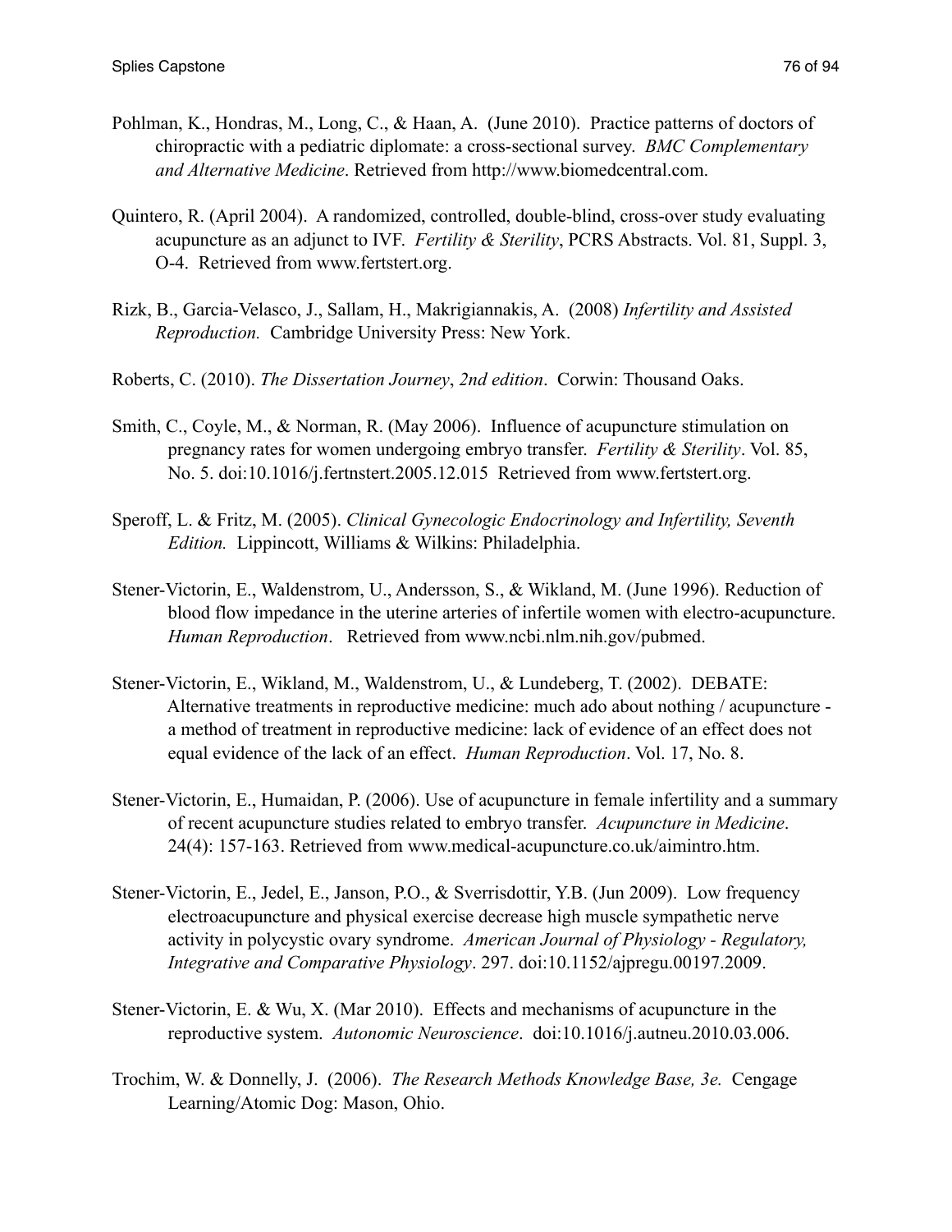Pohlman, K., Hondras, M., Long, C., & Haan, A. (June 2010). Practice patterns of doctors of chiropractic with a pediatric diplomate: a cross-sectional survey. *BMC Complementary and Alternative Medicine*. Retrieved from http://www.biomedcentral.com.

Quintero, R. (April 2004). A randomized, controlled, double-blind, cross-over study evaluating acupuncture as an adjunct to IVF. *Fertility & Sterility*, PCRS Abstracts. Vol. 81, Suppl. 3, O-4. Retrieved from www.fertstert.org.

Rizk, B., Garcia-Velasco, J., Sallam, H., Makrigiannakis, A. (2008) *Infertility and Assisted Reproduction.* Cambridge University Press: New York.

Roberts, C. (2010). *The Dissertation Journey*, *2nd edition*. Corwin: Thousand Oaks.

Smith, C., Coyle, M., & Norman, R. (May 2006). Influence of acupuncture stimulation on pregnancy rates for women undergoing embryo transfer. *Fertility & Sterility*. Vol. 85, No. 5. doi:10.1016/j.fertnstert.2005.12.015 Retrieved from www.fertstert.org.

Speroff, L. & Fritz, M. (2005). *Clinical Gynecologic Endocrinology and Infertility, Seventh Edition.* Lippincott, Williams & Wilkins: Philadelphia.

Stener-Victorin, E., Waldenstrom, U., Andersson, S., & Wikland, M. (June 1996). Reduction of blood flow impedance in the uterine arteries of infertile women with electro-acupuncture. *Human Reproduction*. Retrieved from www.ncbi.nlm.nih.gov/pubmed.

Stener-Victorin, E., Wikland, M., Waldenstrom, U., & Lundeberg, T. (2002). DEBATE: Alternative treatments in reproductive medicine: much ado about nothing / acupuncture - a method of treatment in reproductive medicine: lack of evidence of an effect does not equal evidence of the lack of an effect. *Human Reproduction*. Vol. 17, No. 8.

Stener-Victorin, E., Humaidan, P. (2006). Use of acupuncture in female infertility and a summary of recent acupuncture studies related to embryo transfer. *Acupuncture in Medicine*. 24(4): 157-163. Retrieved from www.medical-acupuncture.co.uk/aimintro.htm.

Stener-Victorin, E., Jedel, E., Janson, P.O., & Sverrisdottir, Y.B. (Jun 2009). Low frequency electroacupuncture and physical exercise decrease high muscle sympathetic nerve activity in polycystic ovary syndrome. *American Journal of Physiology - Regulatory, Integrative and Comparative Physiology*. 297. doi:10.1152/ajpregu.00197.2009.

Stener-Victorin, E. & Wu, X. (Mar 2010). Effects and mechanisms of acupuncture in the reproductive system. *Autonomic Neuroscience*. doi:10.1016/j.autneu.2010.03.006.

Trochim, W. & Donnelly, J. (2006). *The Research Methods Knowledge Base, 3e.* Cengage Learning/Atomic Dog: Mason, Ohio.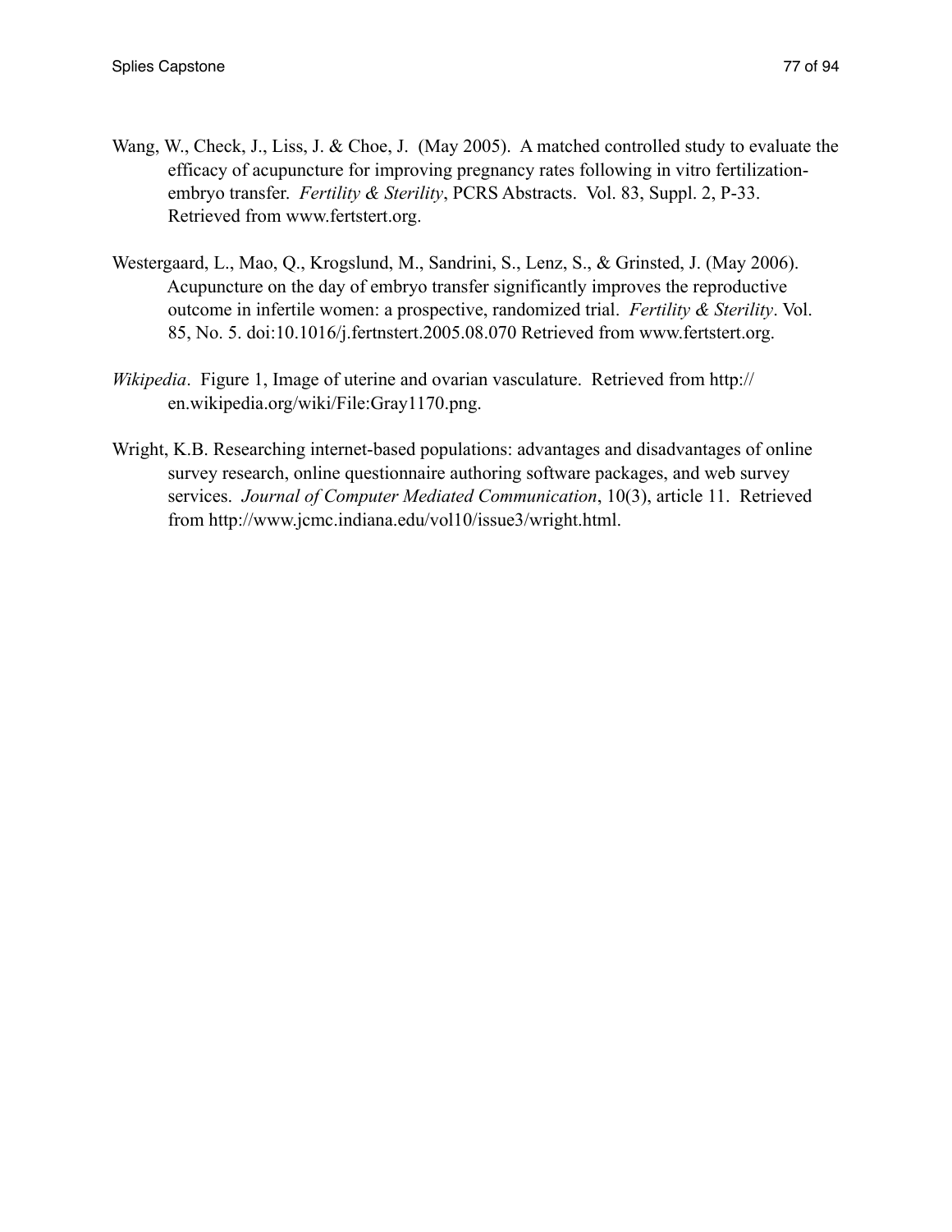Wang, W., Check, J., Liss, J. & Choe, J. (May 2005). A matched controlled study to evaluate the efficacy of acupuncture for improving pregnancy rates following in vitro fertilization-embryo transfer. *Fertility & Sterility*, PCRS Abstracts. Vol. 83, Suppl. 2, P-33. Retrieved from www.fertstert.org.

Westergaard, L., Mao, Q., Krogslund, M., Sandrini, S., Lenz, S., & Grinsted, J. (May 2006). Acupuncture on the day of embryo transfer significantly improves the reproductive outcome in infertile women: a prospective, randomized trial. *Fertility & Sterility*. Vol. 85, No. 5. doi:10.1016/j.fertnstert.2005.08.070 Retrieved from www.fertstert.org.

*Wikipedia*. Figure 1, Image of uterine and ovarian vasculature. Retrieved from http://en.wikipedia.org/wiki/File:Gray1170.png.

Wright, K.B. Researching internet-based populations: advantages and disadvantages of online survey research, online questionnaire authoring software packages, and web survey services. *Journal of Computer Mediated Communication*, 10(3), article 11. Retrieved from http://www.jcmc.indiana.edu/vol10/issue3/wright.html.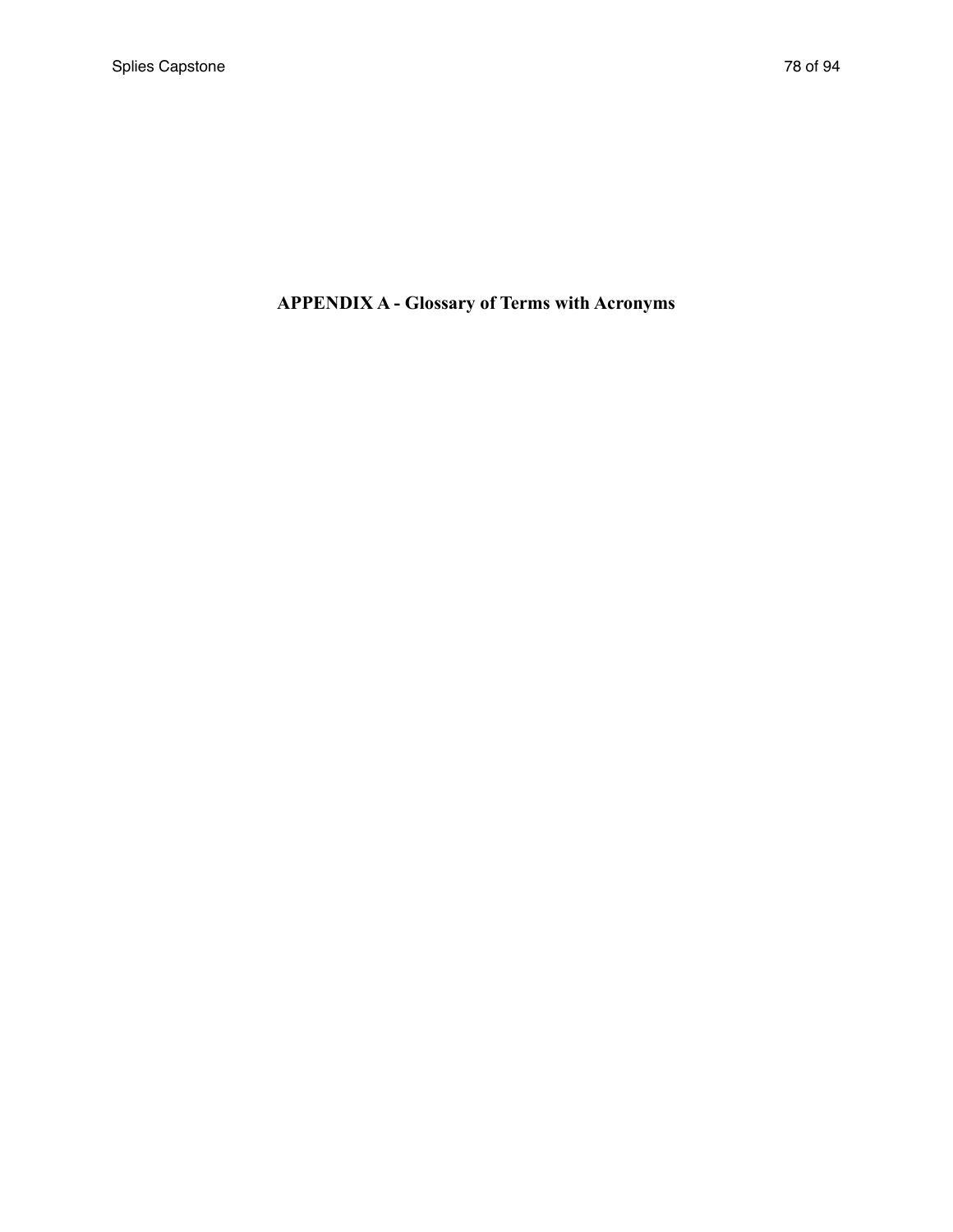# APPENDIX A - Glossary of Terms with Acronyms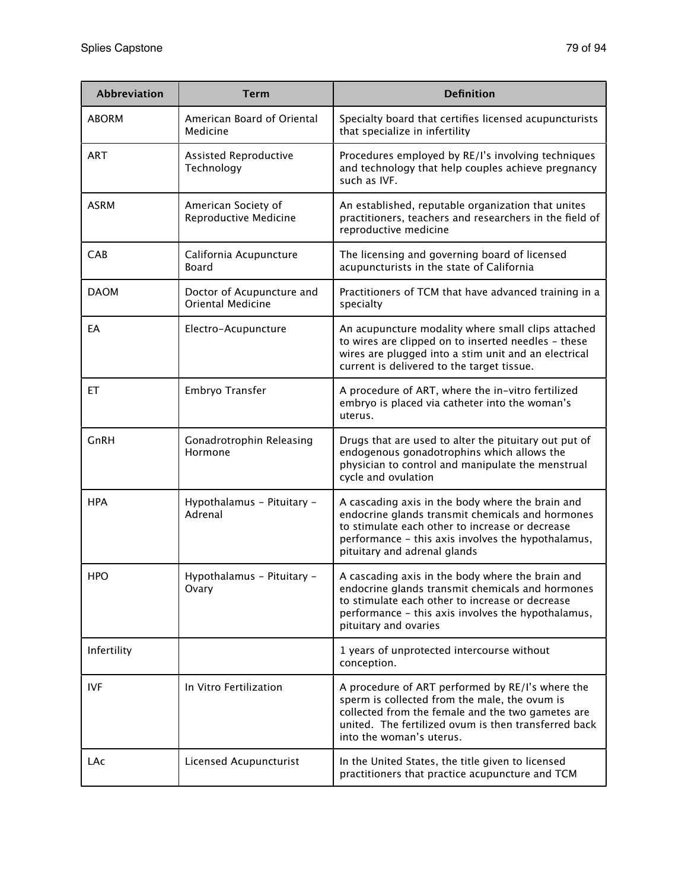| Abbreviation | Term | Definition |
|---|---|---|
| ABORM | American Board of Oriental Medicine | Specialty board that certifies licensed acupuncturists that specialize in infertility |
| ART | Assisted Reproductive Technology | Procedures employed by RE/I's involving techniques and technology that help couples achieve pregnancy such as IVF. |
| ASRM | American Society of Reproductive Medicine | An established, reputable organization that unites practitioners, teachers and researchers in the field of reproductive medicine |
| CAB | California Acupuncture Board | The licensing and governing board of licensed acupuncturists in the state of California |
| DAOM | Doctor of Acupuncture and Oriental Medicine | Practitioners of TCM that have advanced training in a specialty |
| EA | Electro-Acupuncture | An acupuncture modality where small clips attached to wires are clipped on to inserted needles - these wires are plugged into a stim unit and an electrical current is delivered to the target tissue. |
| ET | Embryo Transfer | A procedure of ART, where the in-vitro fertilized embryo is placed via catheter into the woman's uterus. |
| GnRH | Gonadrotrophin Releasing Hormone | Drugs that are used to alter the pituitary out put of endogenous gonadotrophins which allows the physician to control and manipulate the menstrual cycle and ovulation |
| HPA | Hypothalamus - Pituitary - Adrenal | A cascading axis in the body where the brain and endocrine glands transmit chemicals and hormones to stimulate each other to increase or decrease performance - this axis involves the hypothalamus, pituitary and adrenal glands |
| HPO | Hypothalamus - Pituitary - Ovary | A cascading axis in the body where the brain and endocrine glands transmit chemicals and hormones to stimulate each other to increase or decrease performance - this axis involves the hypothalamus, pituitary and ovaries |
| Infertility | | 1 years of unprotected intercourse without conception. |
| IVF | In Vitro Fertilization | A procedure of ART performed by RE/I's where the sperm is collected from the male, the ovum is collected from the female and the two gametes are united. The fertilized ovum is then transferred back into the woman's uterus. |
| LAc | Licensed Acupuncturist | In the United States, the title given to licensed practitioners that practice acupuncture and TCM |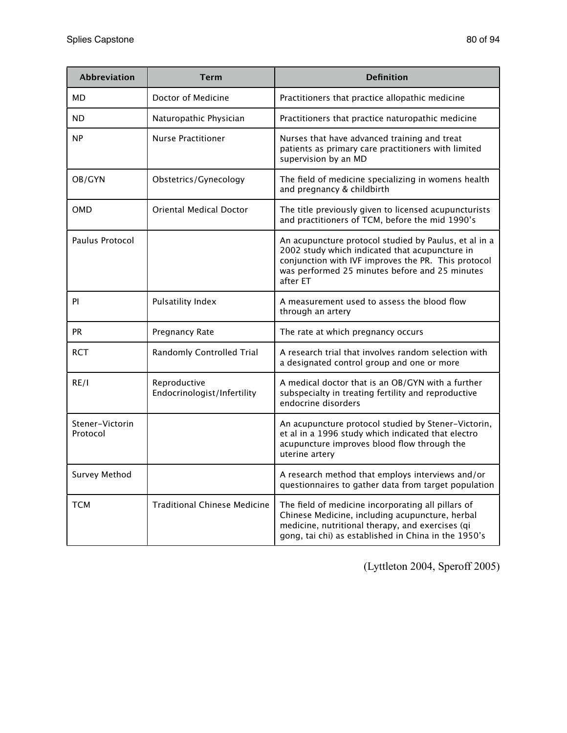| Abbreviation | Term | Definition |
|---|---|---|
| MD | Doctor of Medicine | Practitioners that practice allopathic medicine |
| ND | Naturopathic Physician | Practitioners that practice naturopathic medicine |
| NP | Nurse Practitioner | Nurses that have advanced training and treat patients as primary care practitioners with limited supervision by an MD |
| OB/GYN | Obstetrics/Gynecology | The field of medicine specializing in womens health and pregnancy & childbirth |
| OMD | Oriental Medical Doctor | The title previously given to licensed acupuncturists and practitioners of TCM, before the mid 1990's |
| Paulus Protocol | | An acupuncture protocol studied by Paulus, et al in a 2002 study which indicated that acupuncture in conjunction with IVF improves the PR. This protocol was performed 25 minutes before and 25 minutes after ET |
| PI | Pulsatility Index | A measurement used to assess the blood flow through an artery |
| PR | Pregnancy Rate | The rate at which pregnancy occurs |
| RCT | Randomly Controlled Trial | A research trial that involves random selection with a designated control group and one or more |
| RE/I | Reproductive Endocrinologist/Infertility | A medical doctor that is an OB/GYN with a further subspecialty in treating fertility and reproductive endocrine disorders |
| Stener-Victorin Protocol | | An acupuncture protocol studied by Stener-Victorin, et al in a 1996 study which indicated that electro acupuncture improves blood flow through the uterine artery |
| Survey Method | | A research method that employs interviews and/or questionnaires to gather data from target population |
| TCM | Traditional Chinese Medicine | The field of medicine incorporating all pillars of Chinese Medicine, including acupuncture, herbal medicine, nutritional therapy, and exercises (qi gong, tai chi) as established in China in the 1950's |

(Lyttleton 2004, Speroff 2005)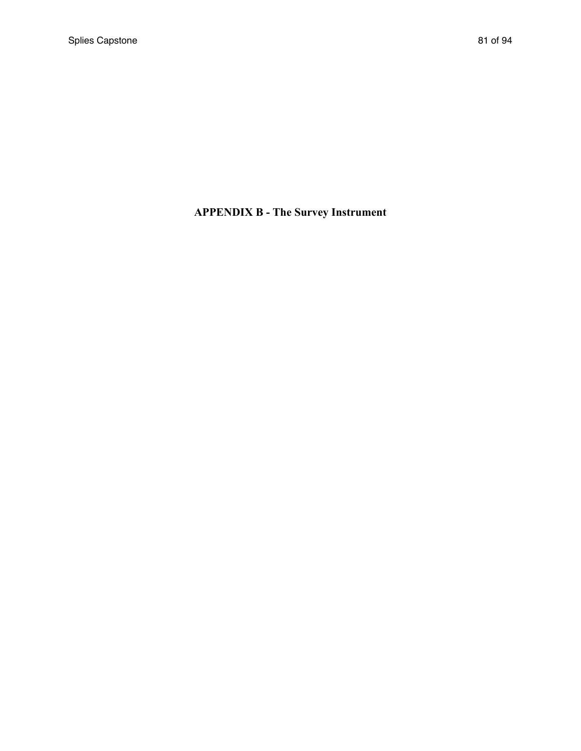# APPENDIX B - The Survey Instrument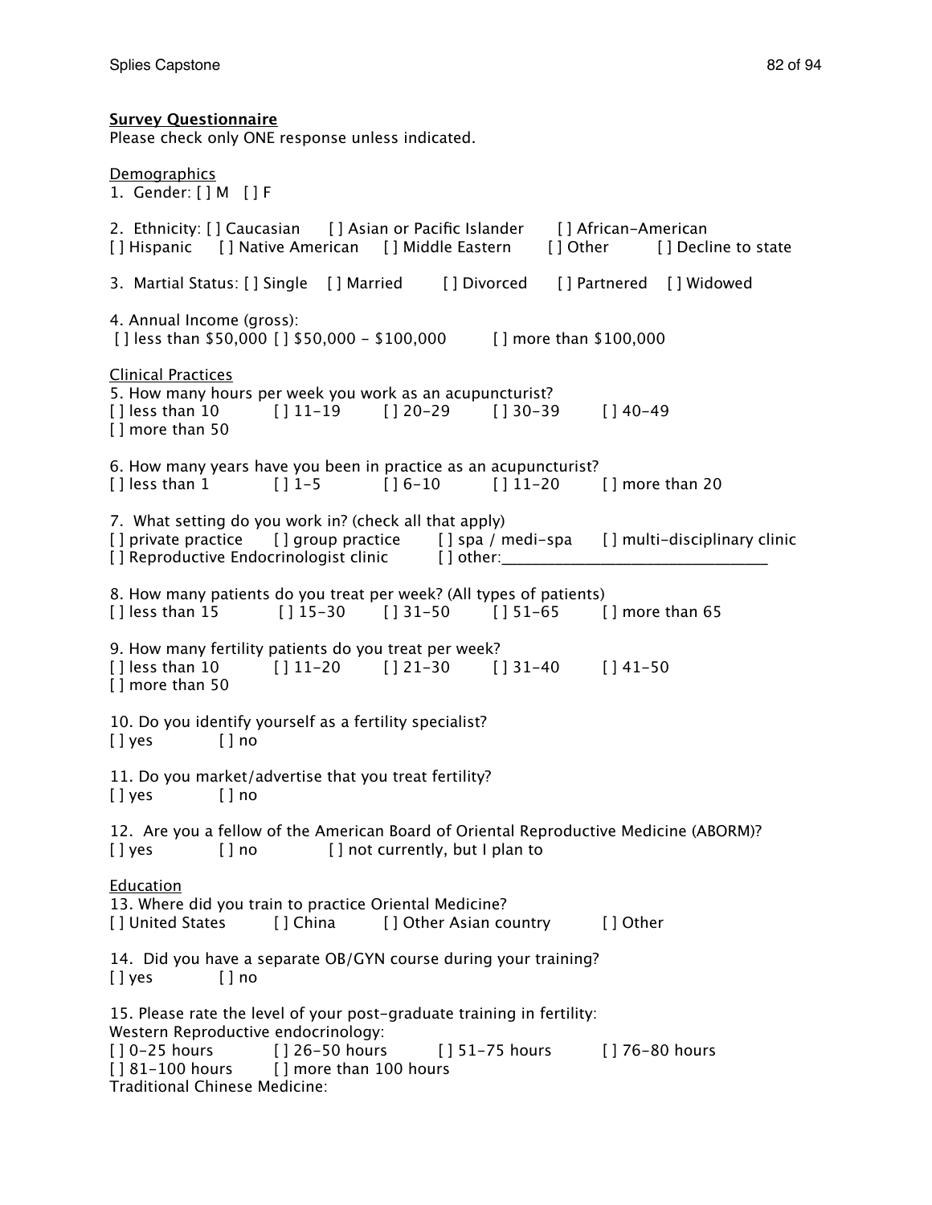**Survey Questionnaire**

Please check only ONE response unless indicated.

Demographics

1. Gender: [ ] M [ ] F

2. Ethnicity: [ ] Caucasian [ ] Asian or Pacific Islander [ ] African-American [ ] Hispanic [ ] Native American [ ] Middle Eastern [ ] Other [ ] Decline to state

3. Martial Status: [ ] Single [ ] Married [ ] Divorced [ ] Partnered [ ] Widowed

4. Annual Income (gross):
[ ] less than $50,000 [ ] $50,000 - $100,000 [ ] more than $100,000

Clinical Practices

5. How many hours per week you work as an acupuncturist?
[ ] less than 10 [ ] 11-19 [ ] 20-29 [ ] 30-39 [ ] 40-49
[ ] more than 50

6. How many years have you been in practice as an acupuncturist?
[ ] less than 1 [ ] 1-5 [ ] 6-10 [ ] 11-20 [ ] more than 20

7. What setting do you work in? (check all that apply)
[ ] private practice [ ] group practice [ ] spa / medi-spa [ ] multi-disciplinary clinic
[ ] Reproductive Endocrinologist clinic [ ] other:________________________________

8. How many patients do you treat per week? (All types of patients)
[ ] less than 15 [ ] 15-30 [ ] 31-50 [ ] 51-65 [ ] more than 65

9. How many fertility patients do you treat per week?
[ ] less than 10 [ ] 11-20 [ ] 21-30 [ ] 31-40 [ ] 41-50
[ ] more than 50

10. Do you identify yourself as a fertility specialist?
[ ] yes [ ] no

11. Do you market/advertise that you treat fertility?
[ ] yes [ ] no

12. Are you a fellow of the American Board of Oriental Reproductive Medicine (ABORM)?
[ ] yes [ ] no [ ] not currently, but I plan to

Education

13. Where did you train to practice Oriental Medicine?
[ ] United States [ ] China [ ] Other Asian country [ ] Other

14. Did you have a separate OB/GYN course during your training?
[ ] yes [ ] no

15. Please rate the level of your post-graduate training in fertility:
Western Reproductive endocrinology:
[ ] 0-25 hours [ ] 26-50 hours [ ] 51-75 hours [ ] 76-80 hours
[ ] 81-100 hours [ ] more than 100 hours
Traditional Chinese Medicine: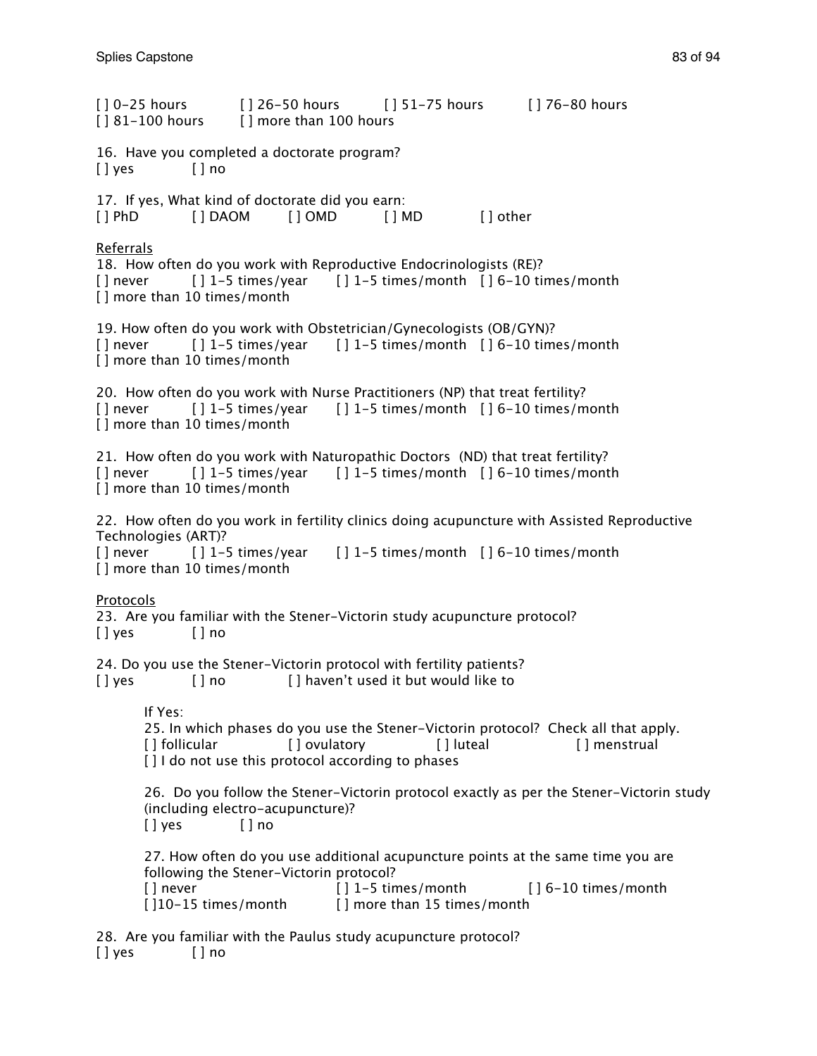[ ] 0-25 hours [ ] 26-50 hours [ ] 51-75 hours [ ] 76-80 hours
[ ] 81-100 hours [ ] more than 100 hours

16. Have you completed a doctorate program?
[ ] yes [ ] no

17. If yes, What kind of doctorate did you earn:
[ ] PhD [ ] DAOM [ ] OMD [ ] MD [ ] other

<u>Referrals</u>

18. How often do you work with Reproductive Endocrinologists (RE)?
[ ] never [ ] 1-5 times/year [ ] 1-5 times/month [ ] 6-10 times/month
[ ] more than 10 times/month

19. How often do you work with Obstetrician/Gynecologists (OB/GYN)?
[ ] never [ ] 1-5 times/year [ ] 1-5 times/month [ ] 6-10 times/month
[ ] more than 10 times/month

20. How often do you work with Nurse Practitioners (NP) that treat fertility?
[ ] never [ ] 1-5 times/year [ ] 1-5 times/month [ ] 6-10 times/month
[ ] more than 10 times/month

21. How often do you work with Naturopathic Doctors (ND) that treat fertility?
[ ] never [ ] 1-5 times/year [ ] 1-5 times/month [ ] 6-10 times/month
[ ] more than 10 times/month

22. How often do you work in fertility clinics doing acupuncture with Assisted Reproductive Technologies (ART)?
[ ] never [ ] 1-5 times/year [ ] 1-5 times/month [ ] 6-10 times/month
[ ] more than 10 times/month

<u>Protocols</u>

23. Are you familiar with the Stener-Victorin study acupuncture protocol?
[ ] yes [ ] no

24. Do you use the Stener-Victorin protocol with fertility patients?
[ ] yes [ ] no [ ] haven't used it but would like to

If Yes:

25. In which phases do you use the Stener-Victorin protocol? Check all that apply.
[ ] follicular [ ] ovulatory [ ] luteal [ ] menstrual
[ ] I do not use this protocol according to phases

26. Do you follow the Stener-Victorin protocol exactly as per the Stener-Victorin study (including electro-acupuncture)?
[ ] yes [ ] no

27. How often do you use additional acupuncture points at the same time you are following the Stener-Victorin protocol?
[ ] never [ ] 1-5 times/month [ ] 6-10 times/month
[ ]10-15 times/month [ ] more than 15 times/month

28. Are you familiar with the Paulus study acupuncture protocol?
[ ] yes [ ] no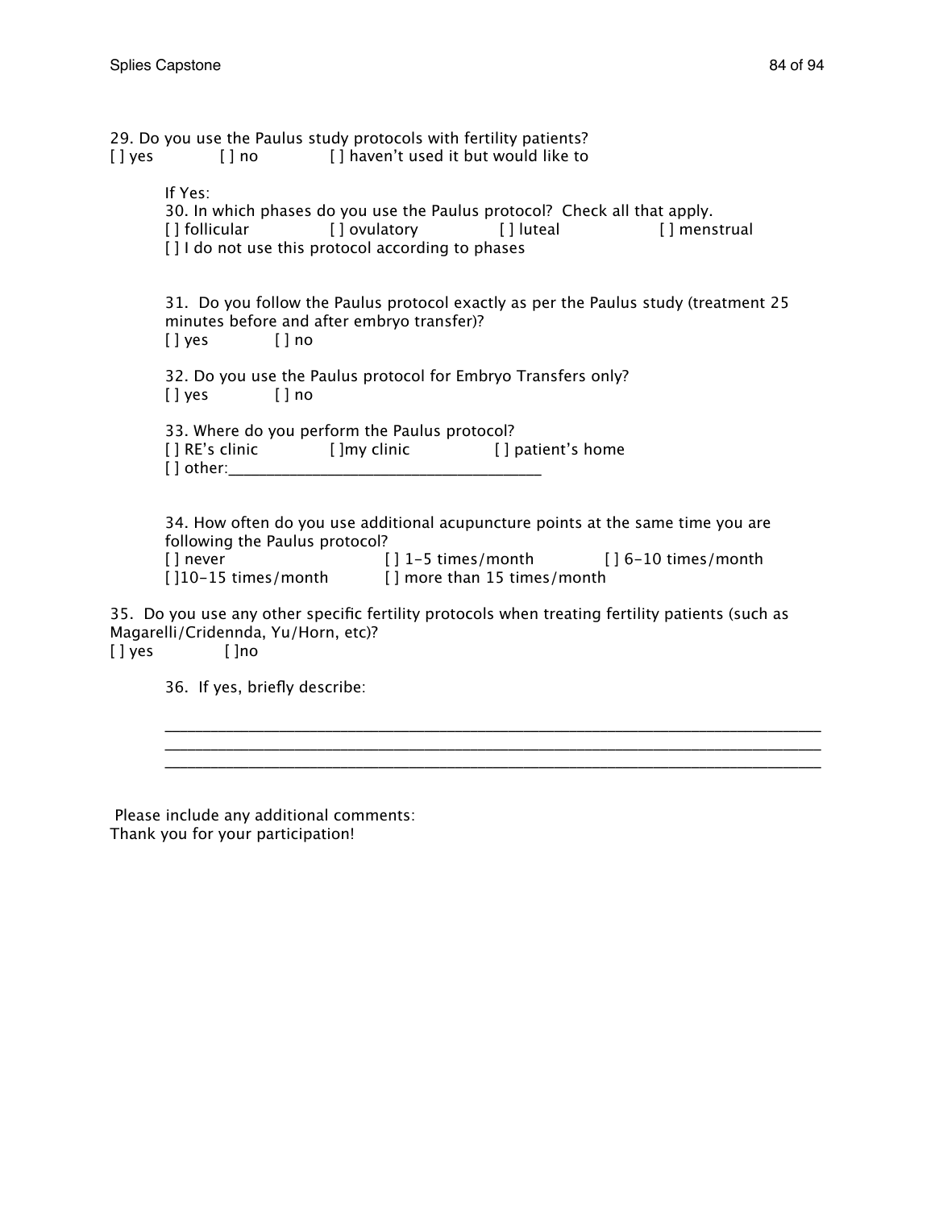29. Do you use the Paulus study protocols with fertility patients?
[ ] yes [ ] no [ ] haven't used it but would like to

If Yes:
30. In which phases do you use the Paulus protocol? Check all that apply.
[ ] follicular [ ] ovulatory [ ] luteal [ ] menstrual
[ ] I do not use this protocol according to phases

31. Do you follow the Paulus protocol exactly as per the Paulus study (treatment 25 minutes before and after embryo transfer)?
[ ] yes [ ] no

32. Do you use the Paulus protocol for Embryo Transfers only?
[ ] yes [ ] no

33. Where do you perform the Paulus protocol?
[ ] RE's clinic [ ]my clinic [ ] patient's home
[ ] other:_______________________________________

34. How often do you use additional acupuncture points at the same time you are following the Paulus protocol?
[ ] never [ ] 1-5 times/month [ ] 6-10 times/month
[ ]10-15 times/month [ ] more than 15 times/month

35. Do you use any other specific fertility protocols when treating fertility patients (such as Magarelli/Cridennda, Yu/Horn, etc)?
[ ] yes [ ]no

36. If yes, briefly describe:

_______________________________________________________________________________
_______________________________________________________________________________
_______________________________________________________________________________

Please include any additional comments:
Thank you for your participation!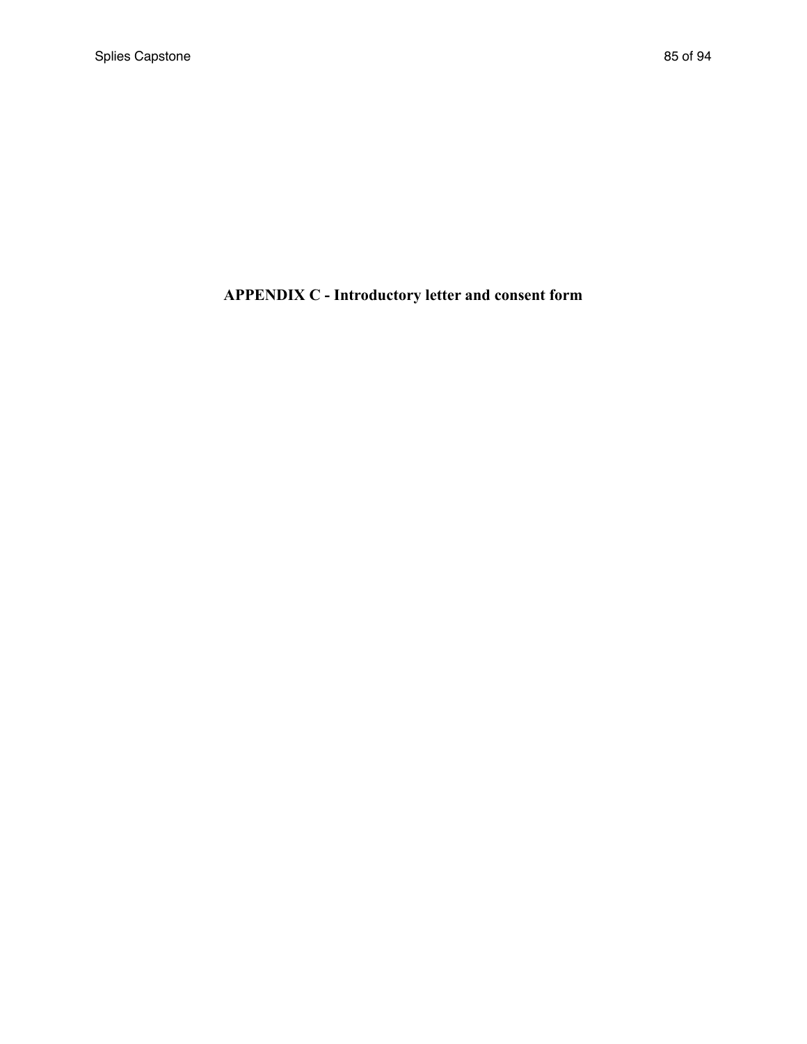# APPENDIX C - Introductory letter and consent form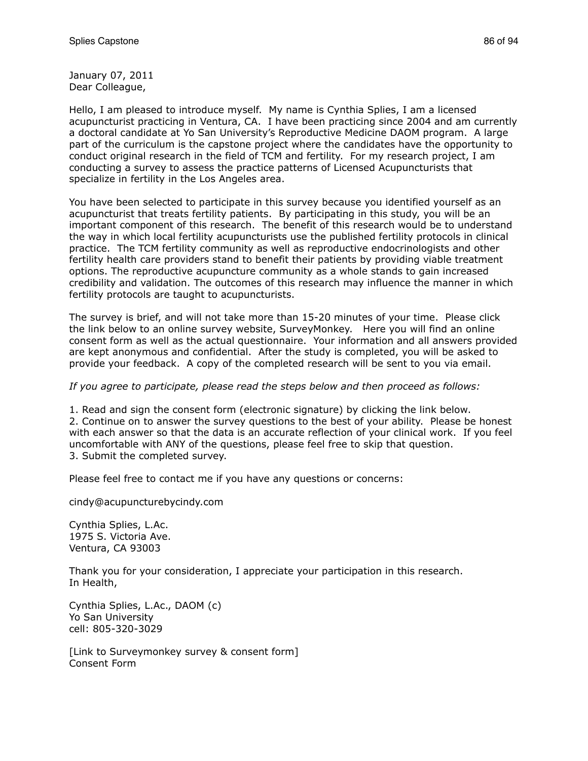January 07, 2011
Dear Colleague,

Hello, I am pleased to introduce myself. My name is Cynthia Splies, I am a licensed acupuncturist practicing in Ventura, CA. I have been practicing since 2004 and am currently a doctoral candidate at Yo San University's Reproductive Medicine DAOM program. A large part of the curriculum is the capstone project where the candidates have the opportunity to conduct original research in the field of TCM and fertility. For my research project, I am conducting a survey to assess the practice patterns of Licensed Acupuncturists that specialize in fertility in the Los Angeles area.

You have been selected to participate in this survey because you identified yourself as an acupuncturist that treats fertility patients. By participating in this study, you will be an important component of this research. The benefit of this research would be to understand the way in which local fertility acupuncturists use the published fertility protocols in clinical practice. The TCM fertility community as well as reproductive endocrinologists and other fertility health care providers stand to benefit their patients by providing viable treatment options. The reproductive acupuncture community as a whole stands to gain increased credibility and validation. The outcomes of this research may influence the manner in which fertility protocols are taught to acupuncturists.

The survey is brief, and will not take more than 15-20 minutes of your time. Please click the link below to an online survey website, SurveyMonkey. Here you will find an online consent form as well as the actual questionnaire. Your information and all answers provided are kept anonymous and confidential. After the study is completed, you will be asked to provide your feedback. A copy of the completed research will be sent to you via email.

*If you agree to participate, please read the steps below and then proceed as follows:*

1. Read and sign the consent form (electronic signature) by clicking the link below.
2. Continue on to answer the survey questions to the best of your ability. Please be honest with each answer so that the data is an accurate reflection of your clinical work. If you feel uncomfortable with ANY of the questions, please feel free to skip that question.
3. Submit the completed survey.

Please feel free to contact me if you have any questions or concerns:

cindy@acupuncturebycindy.com

Cynthia Splies, L.Ac.
1975 S. Victoria Ave.
Ventura, CA 93003

Thank you for your consideration, I appreciate your participation in this research.
In Health,

Cynthia Splies, L.Ac., DAOM (c)
Yo San University
cell: 805-320-3029

[Link to Surveymonkey survey & consent form]
Consent Form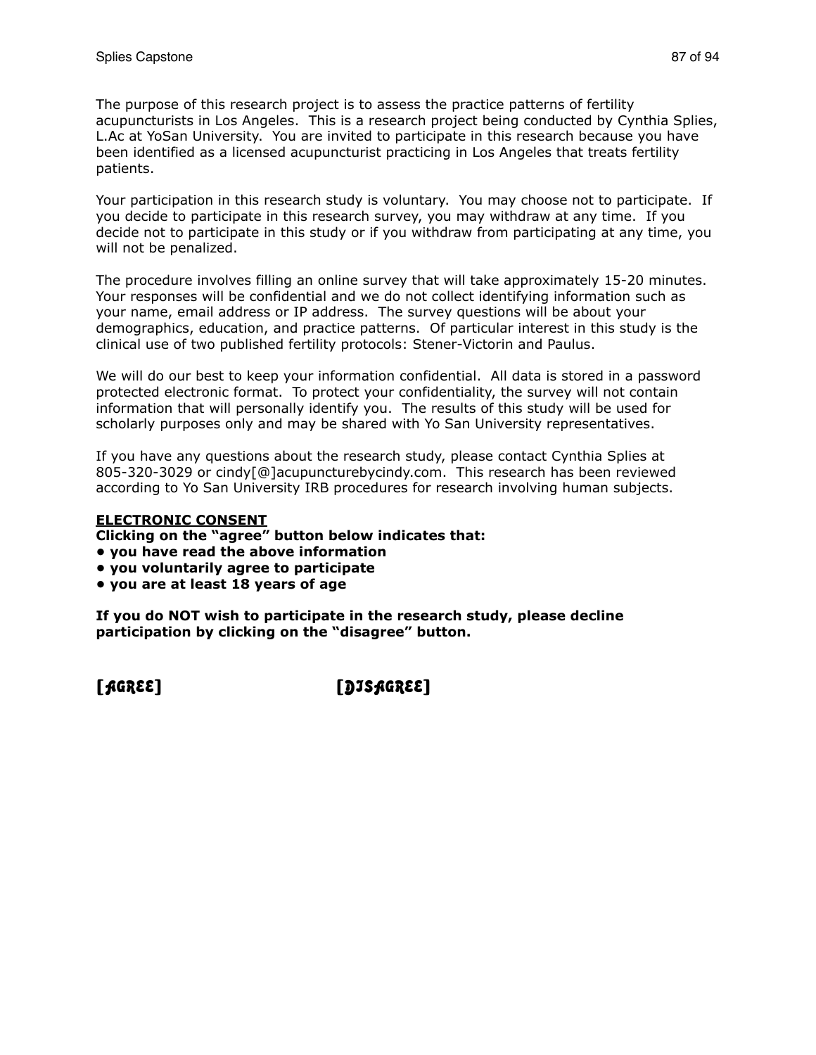The purpose of this research project is to assess the practice patterns of fertility acupuncturists in Los Angeles. This is a research project being conducted by Cynthia Splies, L.Ac at YoSan University. You are invited to participate in this research because you have been identified as a licensed acupuncturist practicing in Los Angeles that treats fertility patients.

Your participation in this research study is voluntary. You may choose not to participate. If you decide to participate in this research survey, you may withdraw at any time. If you decide not to participate in this study or if you withdraw from participating at any time, you will not be penalized.

The procedure involves filling an online survey that will take approximately 15-20 minutes. Your responses will be confidential and we do not collect identifying information such as your name, email address or IP address. The survey questions will be about your demographics, education, and practice patterns. Of particular interest in this study is the clinical use of two published fertility protocols: Stener-Victorin and Paulus.

We will do our best to keep your information confidential. All data is stored in a password protected electronic format. To protect your confidentiality, the survey will not contain information that will personally identify you. The results of this study will be used for scholarly purposes only and may be shared with Yo San University representatives.

If you have any questions about the research study, please contact Cynthia Splies at 805-320-3029 or cindy[@]acupuncturebycindy.com. This research has been reviewed according to Yo San University IRB procedures for research involving human subjects.

**ELECTRONIC CONSENT**

**Clicking on the "agree" button below indicates that:**

- **you have read the above information**
- **you voluntarily agree to participate**
- **you are at least 18 years of age**

**If you do NOT wish to participate in the research study, please decline participation by clicking on the "disagree" button.**

[AGREE] [DISAGREE]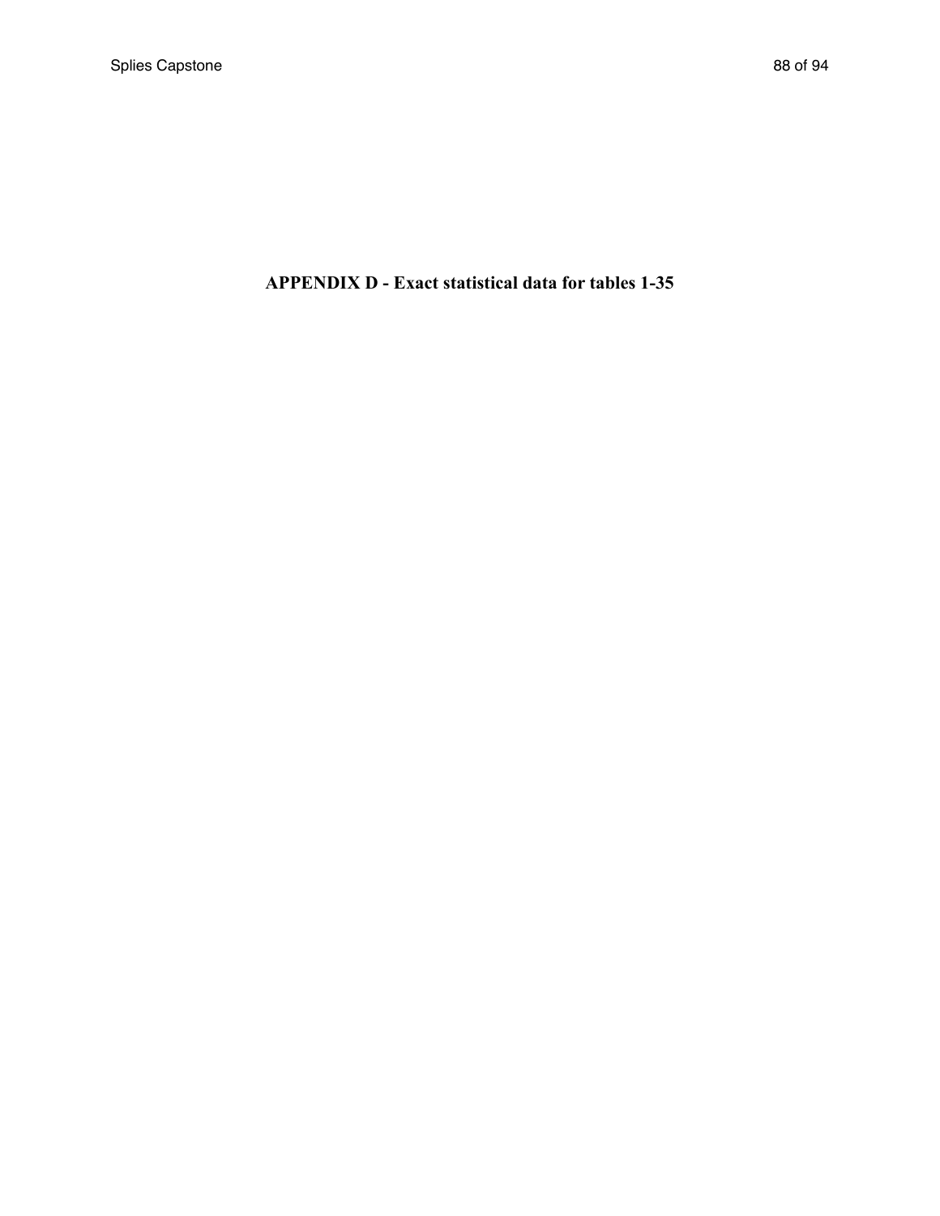# APPENDIX D - Exact statistical data for tables 1-35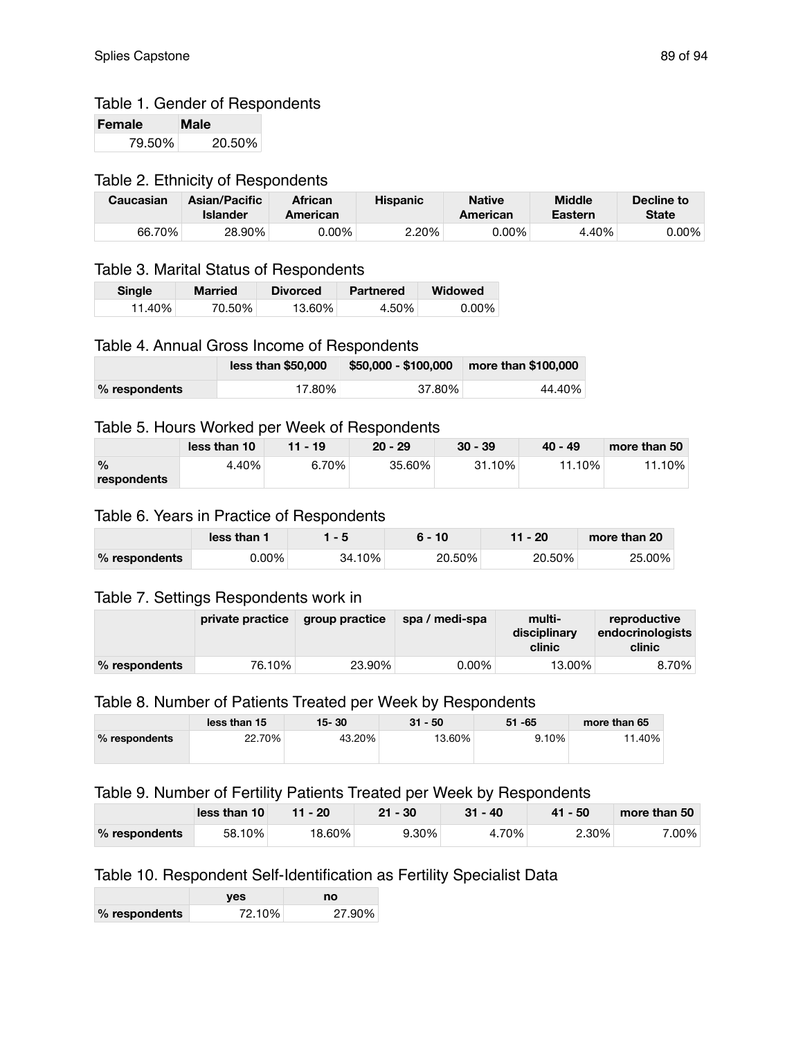Table 1. Gender of Respondents

| Female | Male |
|---|---|
| 79.50% | 20.50% |

Table 2. Ethnicity of Respondents

| Caucasian | Asian/Pacific Islander | African American | Hispanic | Native American | Middle Eastern | Decline to State |
|---|---|---|---|---|---|---|
| 66.70% | 28.90% | 0.00% | 2.20% | 0.00% | 4.40% | 0.00% |

Table 3. Marital Status of Respondents

| Single | Married | Divorced | Partnered | Widowed |
|---|---|---|---|---|
| 11.40% | 70.50% | 13.60% | 4.50% | 0.00% |

Table 4. Annual Gross Income of Respondents

| | less than $50,000 | $50,000 - $100,000 | more than $100,000 |
|---|---|---|---|
| % respondents | 17.80% | 37.80% | 44.40% |

Table 5. Hours Worked per Week of Respondents

| | less than 10 | 11 - 19 | 20 - 29 | 30 - 39 | 40 - 49 | more than 50 |
|---|---|---|---|---|---|---|
| % respondents | 4.40% | 6.70% | 35.60% | 31.10% | 11.10% | 11.10% |

Table 6. Years in Practice of Respondents

| | less than 1 | 1 - 5 | 6 - 10 | 11 - 20 | more than 20 |
|---|---|---|---|---|---|
| % respondents | 0.00% | 34.10% | 20.50% | 20.50% | 25.00% |

Table 7. Settings Respondents work in

| | private practice | group practice | spa / medi-spa | multi-disciplinary clinic | reproductive endocrinologists clinic |
|---|---|---|---|---|---|
| % respondents | 76.10% | 23.90% | 0.00% | 13.00% | 8.70% |

Table 8. Number of Patients Treated per Week by Respondents

| | less than 15 | 15- 30 | 31 - 50 | 51 -65 | more than 65 |
|---|---|---|---|---|---|
| % respondents | 22.70% | 43.20% | 13.60% | 9.10% | 11.40% |

Table 9. Number of Fertility Patients Treated per Week by Respondents

| | less than 10 | 11 - 20 | 21 - 30 | 31 - 40 | 41 - 50 | more than 50 |
|---|---|---|---|---|---|---|
| % respondents | 58.10% | 18.60% | 9.30% | 4.70% | 2.30% | 7.00% |

Table 10. Respondent Self-Identification as Fertility Specialist Data

| | yes | no |
|---|---|---|
| % respondents | 72.10% | 27.90% |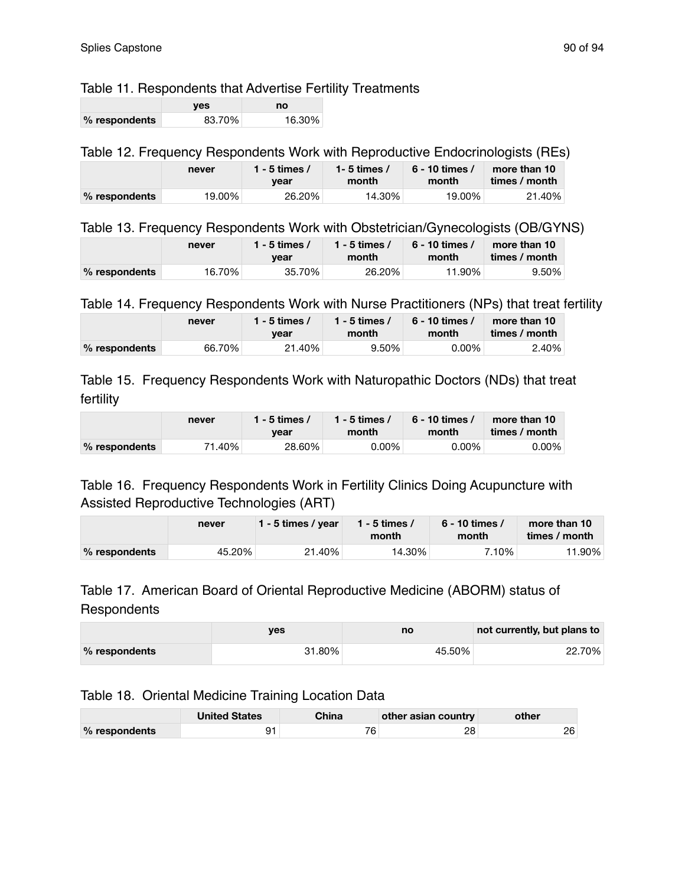Table 11. Respondents that Advertise Fertility Treatments

| | yes | no |
|---|---|---|
| % respondents | 83.70% | 16.30% |

Table 12. Frequency Respondents Work with Reproductive Endocrinologists (REs)

| | never | 1 - 5 times / year | 1- 5 times / month | 6 - 10 times / month | more than 10 times / month |
|---|---|---|---|---|---|
| % respondents | 19.00% | 26.20% | 14.30% | 19.00% | 21.40% |

Table 13. Frequency Respondents Work with Obstetrician/Gynecologists (OB/GYNS)

| | never | 1 - 5 times / year | 1 - 5 times / month | 6 - 10 times / month | more than 10 times / month |
|---|---|---|---|---|---|
| % respondents | 16.70% | 35.70% | 26.20% | 11.90% | 9.50% |

Table 14. Frequency Respondents Work with Nurse Practitioners (NPs) that treat fertility

| | never | 1 - 5 times / year | 1 - 5 times / month | 6 - 10 times / month | more than 10 times / month |
|---|---|---|---|---|---|
| % respondents | 66.70% | 21.40% | 9.50% | 0.00% | 2.40% |

Table 15. Frequency Respondents Work with Naturopathic Doctors (NDs) that treat fertility

| | never | 1 - 5 times / year | 1 - 5 times / month | 6 - 10 times / month | more than 10 times / month |
|---|---|---|---|---|---|
| % respondents | 71.40% | 28.60% | 0.00% | 0.00% | 0.00% |

Table 16. Frequency Respondents Work in Fertility Clinics Doing Acupuncture with Assisted Reproductive Technologies (ART)

| | never | 1 - 5 times / year | 1 - 5 times / month | 6 - 10 times / month | more than 10 times / month |
|---|---|---|---|---|---|
| % respondents | 45.20% | 21.40% | 14.30% | 7.10% | 11.90% |

Table 17. American Board of Oriental Reproductive Medicine (ABORM) status of Respondents

| | yes | no | not currently, but plans to |
|---|---|---|---|
| % respondents | 31.80% | 45.50% | 22.70% |

Table 18. Oriental Medicine Training Location Data

| | United States | China | other asian country | other |
|---|---|---|---|---|
| % respondents | 91 | 76 | 28 | 26 |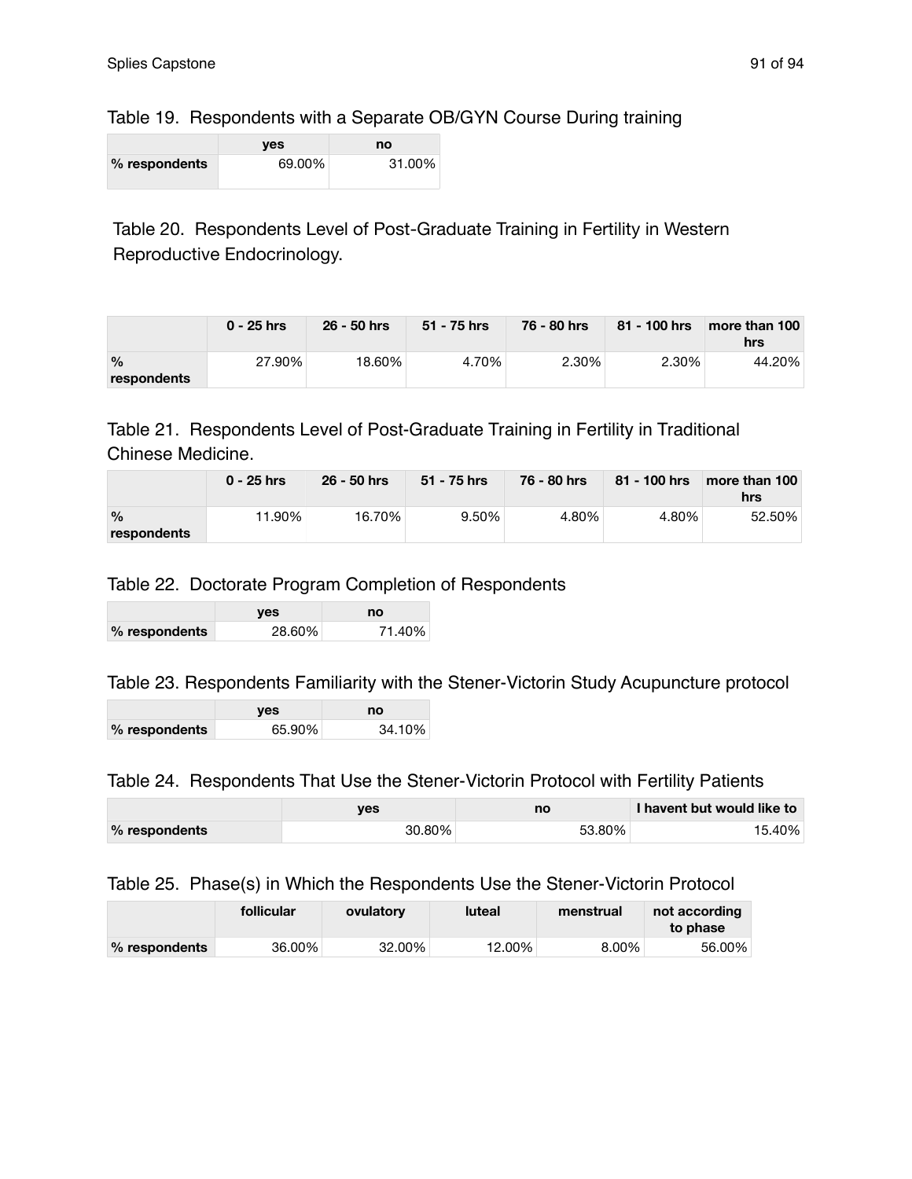Table 19. Respondents with a Separate OB/GYN Course During training

| | yes | no |
|---|---|---|
| % respondents | 69.00% | 31.00% |

Table 20. Respondents Level of Post-Graduate Training in Fertility in Western Reproductive Endocrinology.

| | 0 - 25 hrs | 26 - 50 hrs | 51 - 75 hrs | 76 - 80 hrs | 81 - 100 hrs | more than 100 hrs |
|---|---|---|---|---|---|---|
| % respondents | 27.90% | 18.60% | 4.70% | 2.30% | 2.30% | 44.20% |

Table 21. Respondents Level of Post-Graduate Training in Fertility in Traditional Chinese Medicine.

| | 0 - 25 hrs | 26 - 50 hrs | 51 - 75 hrs | 76 - 80 hrs | 81 - 100 hrs | more than 100 hrs |
|---|---|---|---|---|---|---|
| % respondents | 11.90% | 16.70% | 9.50% | 4.80% | 4.80% | 52.50% |

Table 22. Doctorate Program Completion of Respondents

| | yes | no |
|---|---|---|
| % respondents | 28.60% | 71.40% |

Table 23. Respondents Familiarity with the Stener-Victorin Study Acupuncture protocol

| | yes | no |
|---|---|---|
| % respondents | 65.90% | 34.10% |

Table 24. Respondents That Use the Stener-Victorin Protocol with Fertility Patients

| | yes | no | I havent but would like to |
|---|---|---|---|
| % respondents | 30.80% | 53.80% | 15.40% |

Table 25. Phase(s) in Which the Respondents Use the Stener-Victorin Protocol

| | follicular | ovulatory | luteal | menstrual | not according to phase |
|---|---|---|---|---|---|
| % respondents | 36.00% | 32.00% | 12.00% | 8.00% | 56.00% |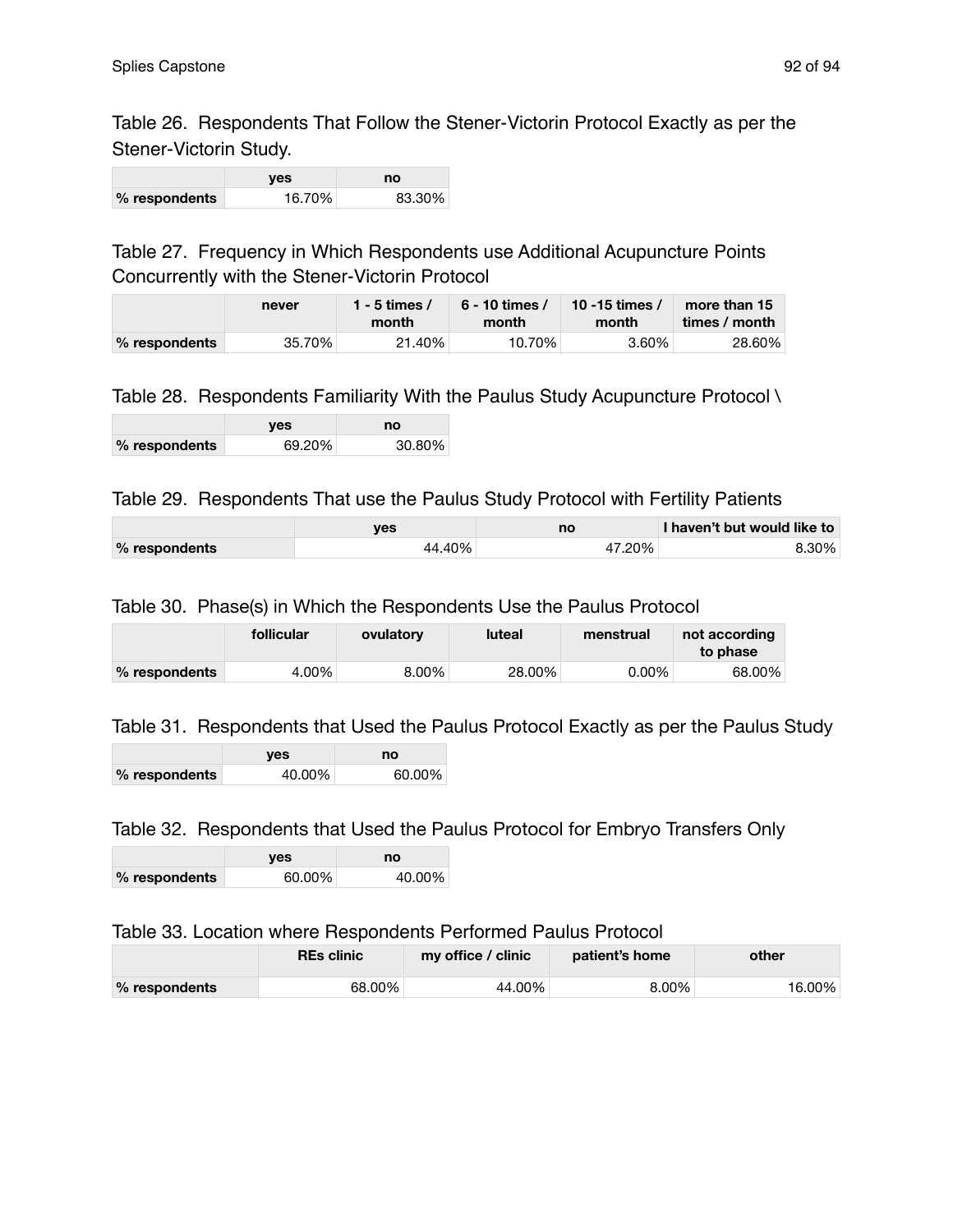Table 26. Respondents That Follow the Stener-Victorin Protocol Exactly as per the Stener-Victorin Study.

| | yes | no |
|---|---|---|
| % respondents | 16.70% | 83.30% |

Table 27. Frequency in Which Respondents use Additional Acupuncture Points Concurrently with the Stener-Victorin Protocol

| | never | 1 - 5 times / month | 6 - 10 times / month | 10 -15 times / month | more than 15 times / month |
|---|---|---|---|---|---|
| % respondents | 35.70% | 21.40% | 10.70% | 3.60% | 28.60% |

Table 28. Respondents Familiarity With the Paulus Study Acupuncture Protocol \

| | yes | no |
|---|---|---|
| % respondents | 69.20% | 30.80% |

Table 29. Respondents That use the Paulus Study Protocol with Fertility Patients

| | yes | no | I haven't but would like to |
|---|---|---|---|
| % respondents | 44.40% | 47.20% | 8.30% |

Table 30. Phase(s) in Which the Respondents Use the Paulus Protocol

| | follicular | ovulatory | luteal | menstrual | not according to phase |
|---|---|---|---|---|---|
| % respondents | 4.00% | 8.00% | 28.00% | 0.00% | 68.00% |

Table 31. Respondents that Used the Paulus Protocol Exactly as per the Paulus Study

| | yes | no |
|---|---|---|
| % respondents | 40.00% | 60.00% |

Table 32. Respondents that Used the Paulus Protocol for Embryo Transfers Only

| | yes | no |
|---|---|---|
| % respondents | 60.00% | 40.00% |

Table 33. Location where Respondents Performed Paulus Protocol

| | REs clinic | my office / clinic | patient's home | other |
|---|---|---|---|---|
| % respondents | 68.00% | 44.00% | 8.00% | 16.00% |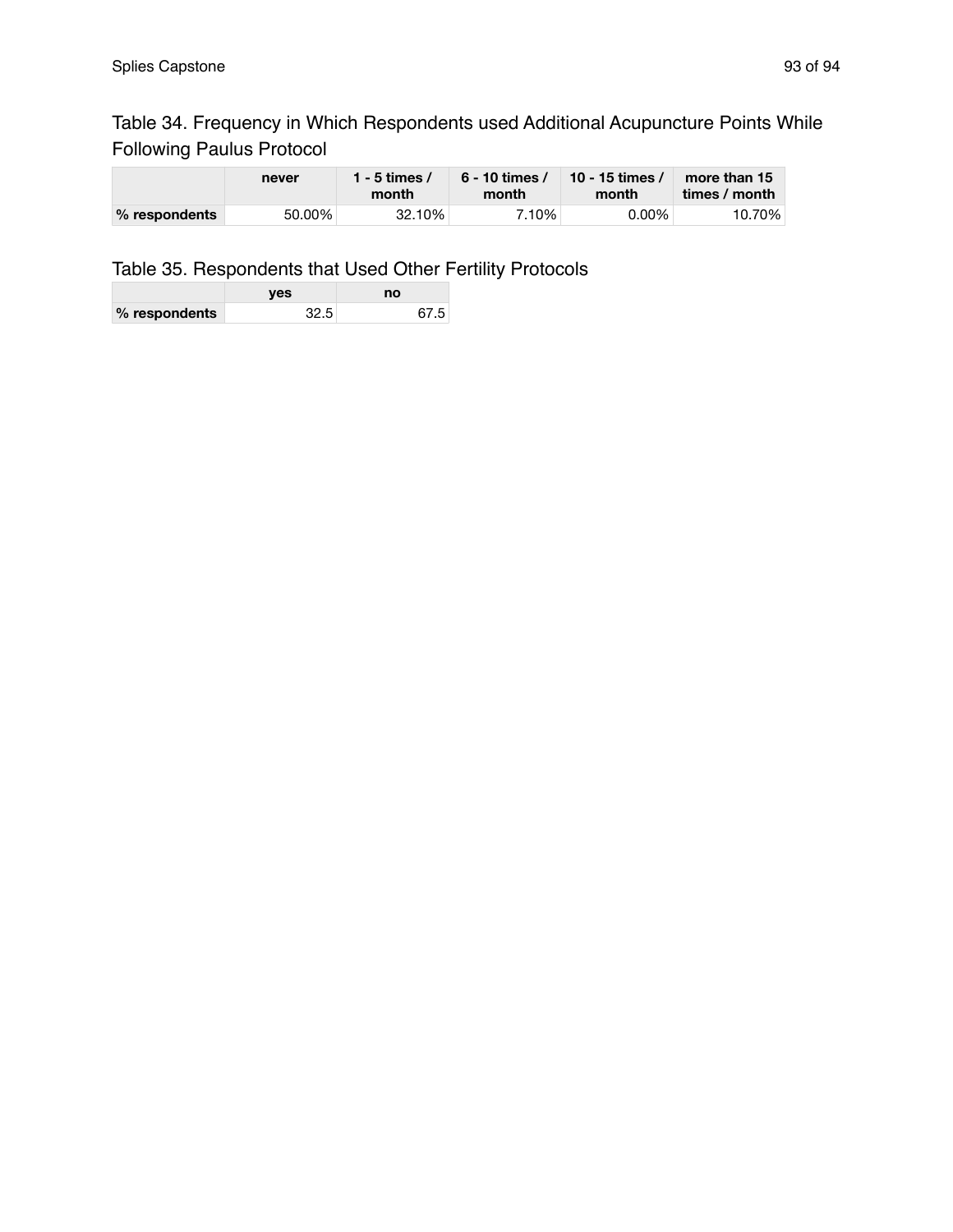Table 34. Frequency in Which Respondents used Additional Acupuncture Points While Following Paulus Protocol

| | never | 1 - 5 times / month | 6 - 10 times / month | 10 - 15 times / month | more than 15 times / month |
|---|---|---|---|---|---|
| **% respondents** | 50.00% | 32.10% | 7.10% | 0.00% | 10.70% |

Table 35. Respondents that Used Other Fertility Protocols

| | yes | no |
|---|---|---|
| **% respondents** | 32.5 | 67.5 |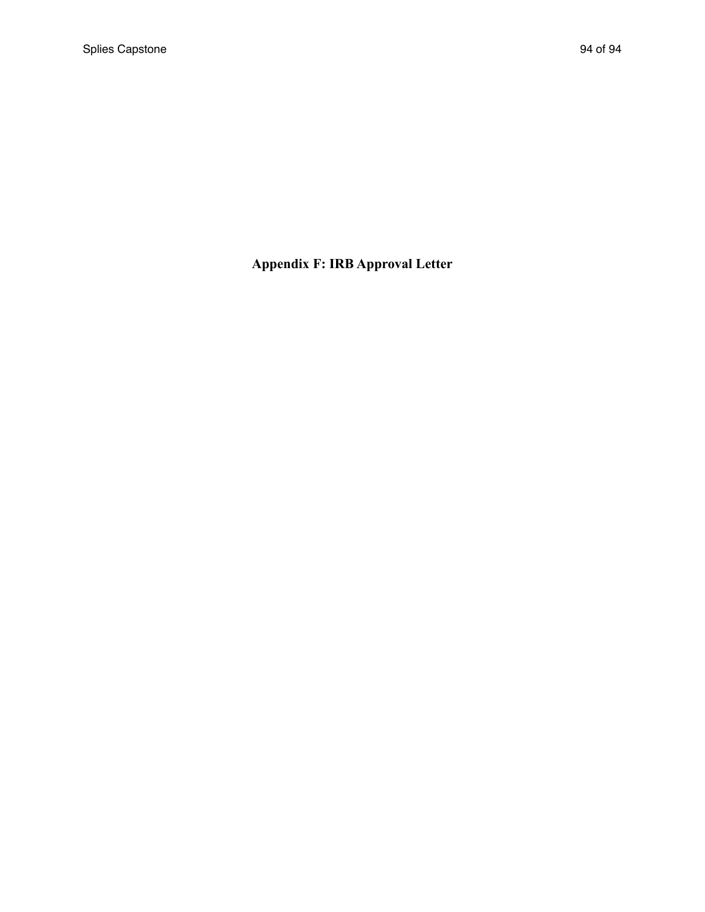## Appendix F: IRB Approval Letter